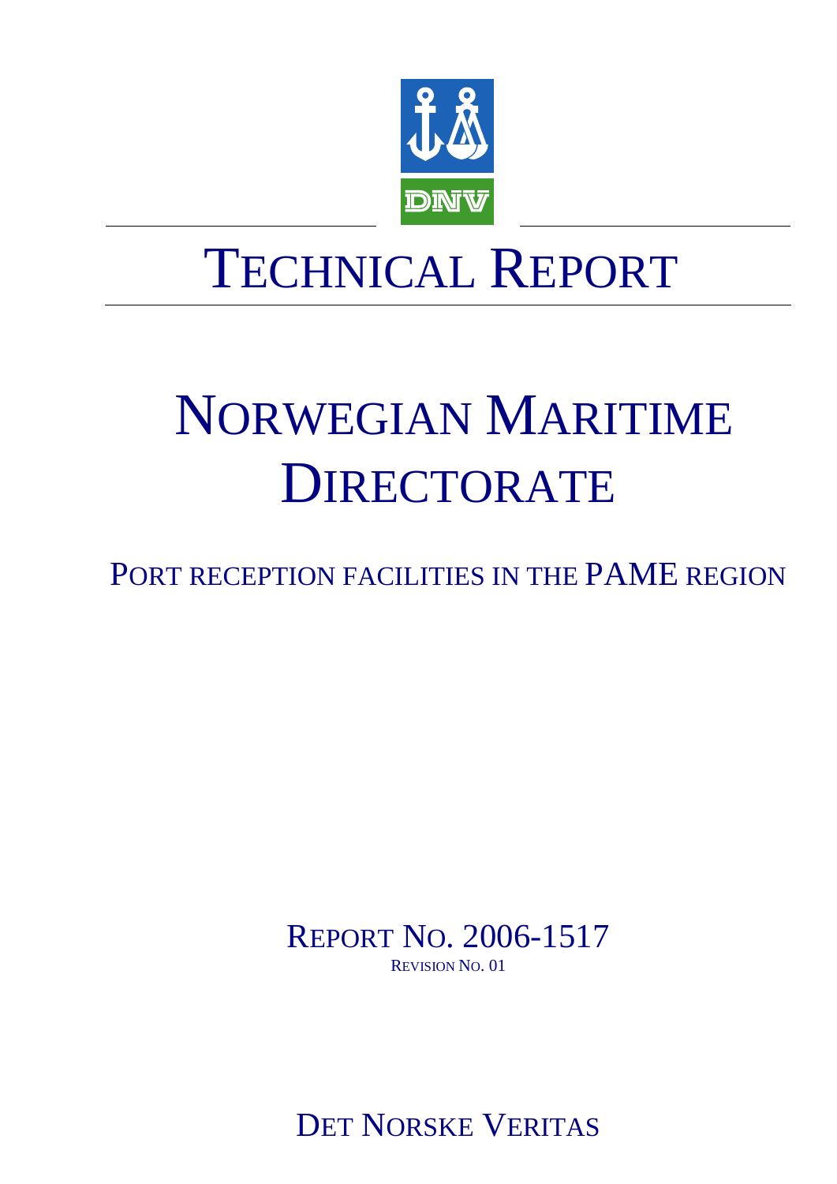# TECHNICAL REPORT

# NORWEGIAN MARITIME DIRECTORATE

## PORT RECEPTION FACILITIES IN THE PAME REGION

REPORT NO. 2006-1517

REVISION NO. 01

DET NORSKE VERITAS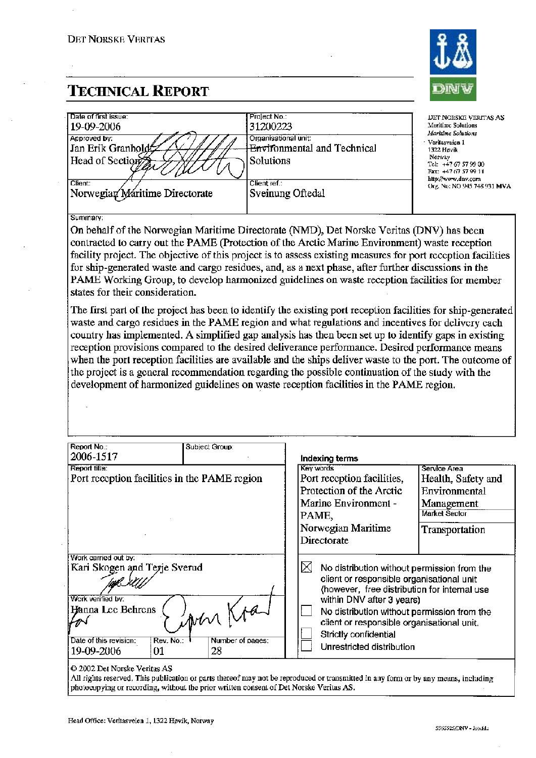DET NORSKE VERITAS

# TECHNICAL REPORT

| Date of first issue: | Project No.: |
|---|---|
| 19-09-2006 | 31200223 |
| Approved by: | Organisational unit: |
| Jan Erik Granholdt<br>Head of Section | Environmental and Technical Solutions |
| Client: | Client ref.: |
| Norwegian Maritime Directorate | Sveinung Oftedal |

DET NORSKE VERITAS AS
Maritime Solutions
*Maritime Solutions*
Veritasveien 1
1322 Høvik
Norway
Tel: +47 67 57 99 00
Fax: +47 67 57 99 11
http://www.dnv.com
Org. No: NO 945 748 931 MVA

**Summary:**

On behalf of the Norwegian Maritime Directorate (NMD), Det Norske Veritas (DNV) has been contracted to carry out the PAME (Protection of the Arctic Marine Environment) waste reception facility project. The objective of this project is to assess existing measures for port reception facilities for ship-generated waste and cargo residues, and, as a next phase, after further discussions in the PAME Working Group, to develop harmonized guidelines on waste reception facilities for member states for their consideration.

The first part of the project has been to identify the existing port reception facilities for ship-generated waste and cargo residues in the PAME region and what regulations and incentives for delivery each country has implemented. A simplified gap analysis has then been set up to identify gaps in existing reception provisions compared to the desired deliverance performance. Desired performance means when the port reception facilities are available and the ships deliver waste to the port. The outcome of the project is a general recommendation regarding the possible continuation of the study with the development of harmonized guidelines on waste reception facilities in the PAME region.

| Report No.: | Subject Group: |
|---|---|
| 2006-1517 | |
| Report title: | |
| Port reception facilities in the PAME region | |

**Indexing terms**

| Key words | Service Area |
|---|---|
| Port reception facilities, Protection of the Arctic Marine Environment - PAME, Norwegian Maritime Directorate | Health, Safety and Environmental Management |
| | Market Sector |
| | Transportation |

Work carried out by:
Kari Skogen and Terje Sverud

Work verified by:
Hanna Lee Behrens

| Date of this revision: | Rev. No.: | Number of pages: |
|---|---|---|
| 19-09-2006 | 01 | 28 |

- ☒ No distribution without permission from the client or responsible organisational unit (however, free distribution for internal use within DNV after 3 years)
- ☐ No distribution without permission from the client or responsible organisational unit.
- ☐ Strictly confidential
- ☐ Unrestricted distribution

© 2002 Det Norske Veritas AS
All rights reserved. This publication or parts thereof may not be reproduced or transmitted in any form or by any means, including photocopying or recording, without the prior written consent of Det Norske Veritas AS.

Head Office: Veritasveien 1, 1322 Høvik, Norway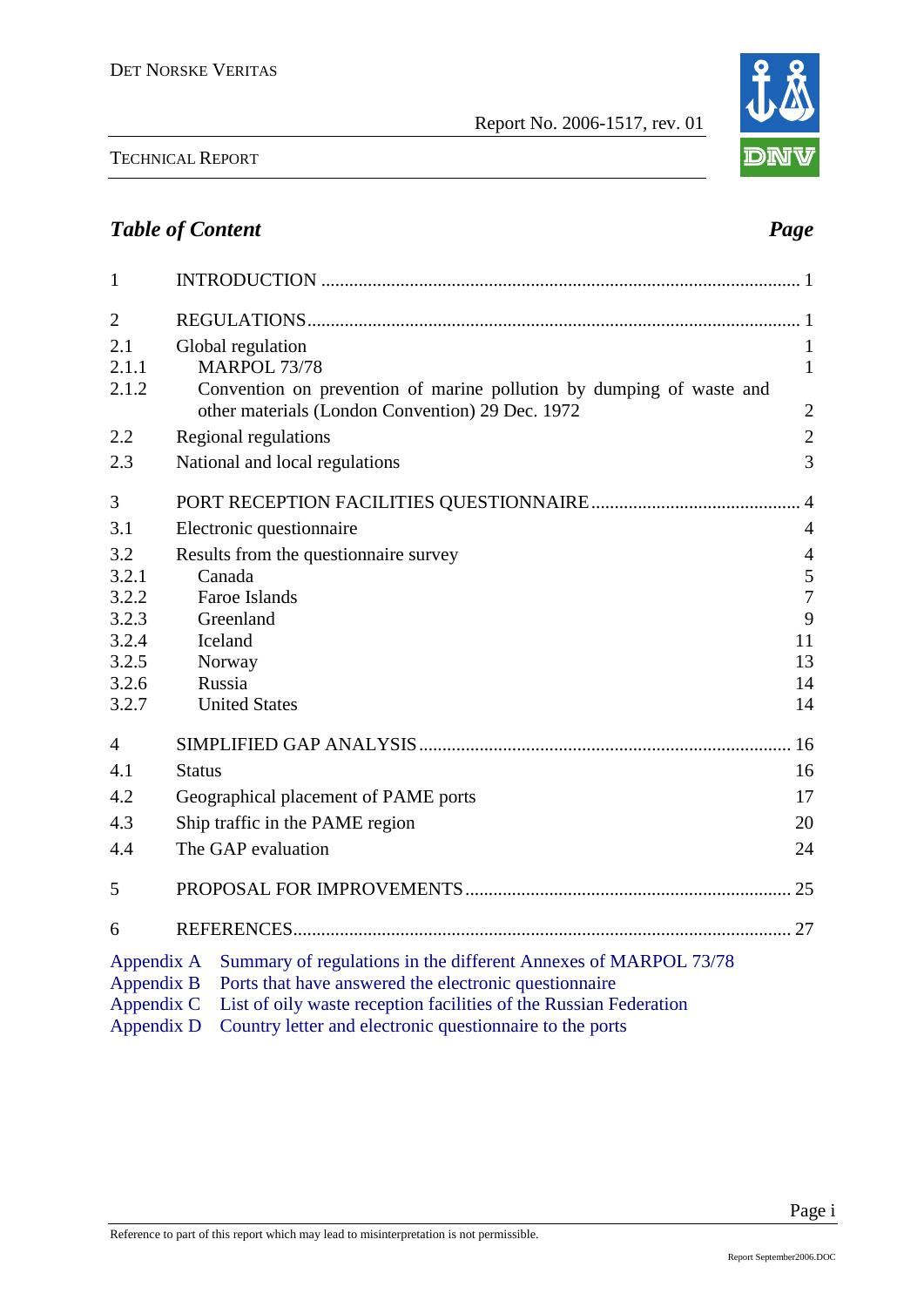## *Table of Content* *Page*

| | | |
|---|---|---|
| 1 | INTRODUCTION | 1 |
| 2 | REGULATIONS | 1 |
| 2.1 | Global regulation | 1 |
| 2.1.1 | MARPOL 73/78 | 1 |
| 2.1.2 | Convention on prevention of marine pollution by dumping of waste and other materials (London Convention) 29 Dec. 1972 | 2 |
| 2.2 | Regional regulations | 2 |
| 2.3 | National and local regulations | 3 |
| 3 | PORT RECEPTION FACILITIES QUESTIONNAIRE | 4 |
| 3.1 | Electronic questionnaire | 4 |
| 3.2 | Results from the questionnaire survey | 4 |
| 3.2.1 | Canada | 5 |
| 3.2.2 | Faroe Islands | 7 |
| 3.2.3 | Greenland | 9 |
| 3.2.4 | Iceland | 11 |
| 3.2.5 | Norway | 13 |
| 3.2.6 | Russia | 14 |
| 3.2.7 | United States | 14 |
| 4 | SIMPLIFIED GAP ANALYSIS | 16 |
| 4.1 | Status | 16 |
| 4.2 | Geographical placement of PAME ports | 17 |
| 4.3 | Ship traffic in the PAME region | 20 |
| 4.4 | The GAP evaluation | 24 |
| 5 | PROPOSAL FOR IMPROVEMENTS | 25 |
| 6 | REFERENCES | 27 |

Appendix A Summary of regulations in the different Annexes of MARPOL 73/78
Appendix B Ports that have answered the electronic questionnaire
Appendix C List of oily waste reception facilities of the Russian Federation
Appendix D Country letter and electronic questionnaire to the ports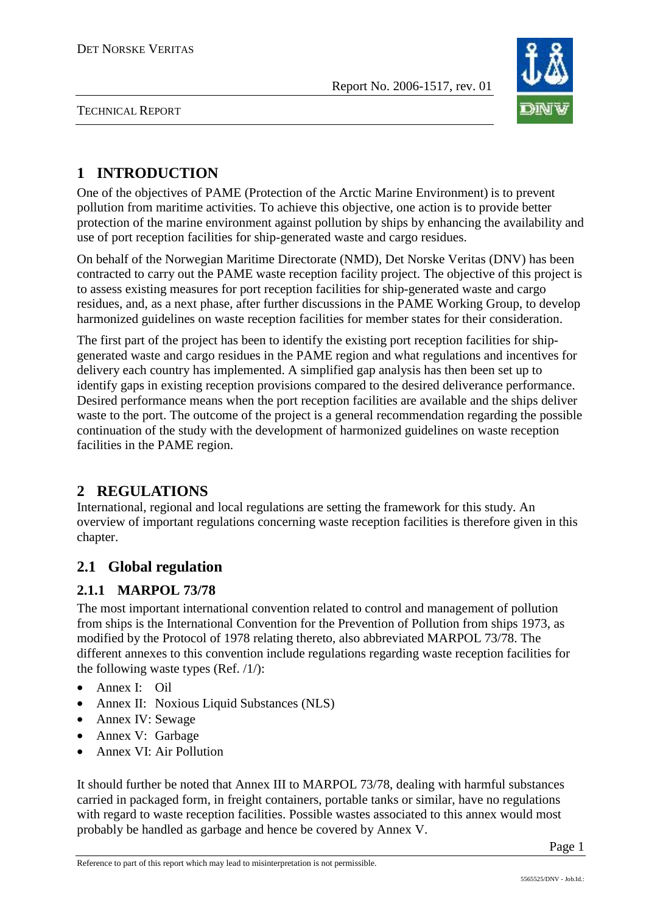# 1 INTRODUCTION

One of the objectives of PAME (Protection of the Arctic Marine Environment) is to prevent pollution from maritime activities. To achieve this objective, one action is to provide better protection of the marine environment against pollution by ships by enhancing the availability and use of port reception facilities for ship-generated waste and cargo residues.

On behalf of the Norwegian Maritime Directorate (NMD), Det Norske Veritas (DNV) has been contracted to carry out the PAME waste reception facility project. The objective of this project is to assess existing measures for port reception facilities for ship-generated waste and cargo residues, and, as a next phase, after further discussions in the PAME Working Group, to develop harmonized guidelines on waste reception facilities for member states for their consideration.

The first part of the project has been to identify the existing port reception facilities for ship-generated waste and cargo residues in the PAME region and what regulations and incentives for delivery each country has implemented. A simplified gap analysis has then been set up to identify gaps in existing reception provisions compared to the desired deliverance performance. Desired performance means when the port reception facilities are available and the ships deliver waste to the port. The outcome of the project is a general recommendation regarding the possible continuation of the study with the development of harmonized guidelines on waste reception facilities in the PAME region.

# 2 REGULATIONS

International, regional and local regulations are setting the framework for this study. An overview of important regulations concerning waste reception facilities is therefore given in this chapter.

## 2.1 Global regulation

### 2.1.1 MARPOL 73/78

The most important international convention related to control and management of pollution from ships is the International Convention for the Prevention of Pollution from ships 1973, as modified by the Protocol of 1978 relating thereto, also abbreviated MARPOL 73/78. The different annexes to this convention include regulations regarding waste reception facilities for the following waste types (Ref. /1/):

- Annex I: Oil
- Annex II: Noxious Liquid Substances (NLS)
- Annex IV: Sewage
- Annex V: Garbage
- Annex VI: Air Pollution

It should further be noted that Annex III to MARPOL 73/78, dealing with harmful substances carried in packaged form, in freight containers, portable tanks or similar, have no regulations with regard to waste reception facilities. Possible wastes associated to this annex would most probably be handled as garbage and hence be covered by Annex V.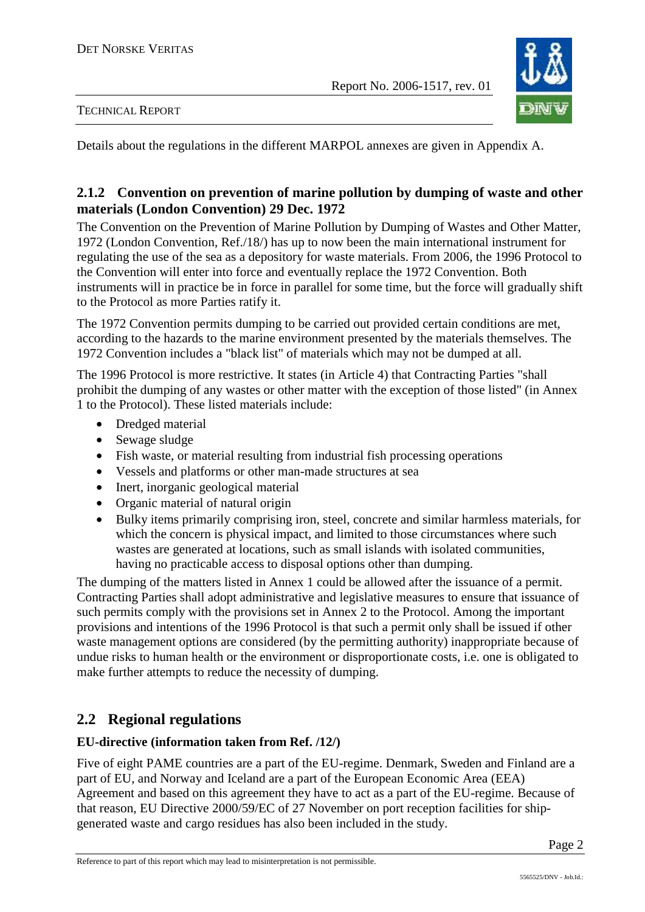Details about the regulations in the different MARPOL annexes are given in Appendix A.

### 2.1.2 Convention on prevention of marine pollution by dumping of waste and other materials (London Convention) 29 Dec. 1972

The Convention on the Prevention of Marine Pollution by Dumping of Wastes and Other Matter, 1972 (London Convention, Ref./18/) has up to now been the main international instrument for regulating the use of the sea as a depository for waste materials. From 2006, the 1996 Protocol to the Convention will enter into force and eventually replace the 1972 Convention. Both instruments will in practice be in force in parallel for some time, but the force will gradually shift to the Protocol as more Parties ratify it.

The 1972 Convention permits dumping to be carried out provided certain conditions are met, according to the hazards to the marine environment presented by the materials themselves. The 1972 Convention includes a "black list" of materials which may not be dumped at all.

The 1996 Protocol is more restrictive. It states (in Article 4) that Contracting Parties "shall prohibit the dumping of any wastes or other matter with the exception of those listed" (in Annex 1 to the Protocol). These listed materials include:

- Dredged material
- Sewage sludge
- Fish waste, or material resulting from industrial fish processing operations
- Vessels and platforms or other man-made structures at sea
- Inert, inorganic geological material
- Organic material of natural origin
- Bulky items primarily comprising iron, steel, concrete and similar harmless materials, for which the concern is physical impact, and limited to those circumstances where such wastes are generated at locations, such as small islands with isolated communities, having no practicable access to disposal options other than dumping.

The dumping of the matters listed in Annex 1 could be allowed after the issuance of a permit. Contracting Parties shall adopt administrative and legislative measures to ensure that issuance of such permits comply with the provisions set in Annex 2 to the Protocol. Among the important provisions and intentions of the 1996 Protocol is that such a permit only shall be issued if other waste management options are considered (by the permitting authority) inappropriate because of undue risks to human health or the environment or disproportionate costs, i.e. one is obligated to make further attempts to reduce the necessity of dumping.

## 2.2 Regional regulations

**EU-directive (information taken from Ref. /12/)**

Five of eight PAME countries are a part of the EU-regime. Denmark, Sweden and Finland are a part of EU, and Norway and Iceland are a part of the European Economic Area (EEA) Agreement and based on this agreement they have to act as a part of the EU-regime. Because of that reason, EU Directive 2000/59/EC of 27 November on port reception facilities for ship-generated waste and cargo residues has also been included in the study.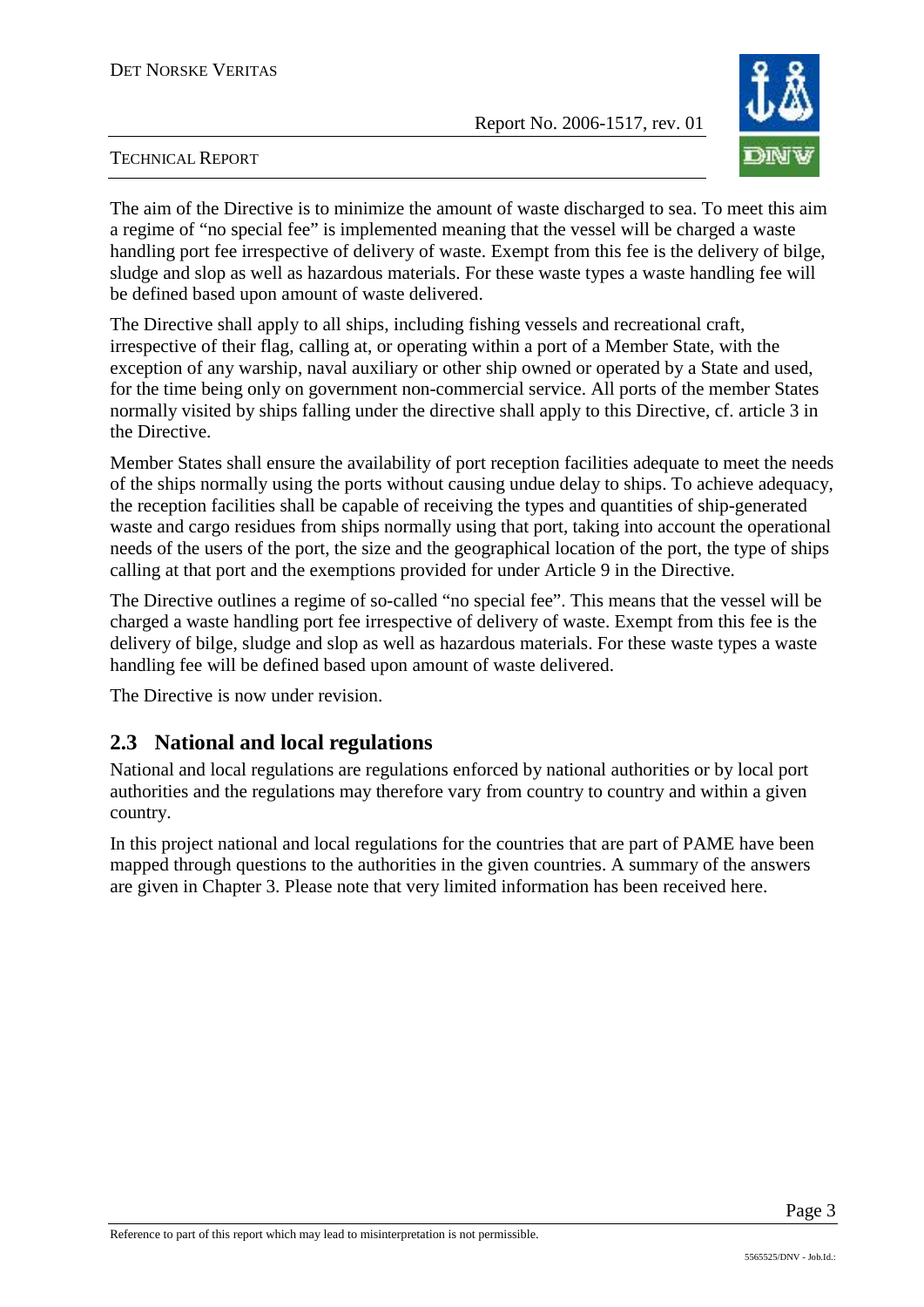The aim of the Directive is to minimize the amount of waste discharged to sea. To meet this aim a regime of "no special fee" is implemented meaning that the vessel will be charged a waste handling port fee irrespective of delivery of waste. Exempt from this fee is the delivery of bilge, sludge and slop as well as hazardous materials. For these waste types a waste handling fee will be defined based upon amount of waste delivered.

The Directive shall apply to all ships, including fishing vessels and recreational craft, irrespective of their flag, calling at, or operating within a port of a Member State, with the exception of any warship, naval auxiliary or other ship owned or operated by a State and used, for the time being only on government non-commercial service. All ports of the member States normally visited by ships falling under the directive shall apply to this Directive, cf. article 3 in the Directive.

Member States shall ensure the availability of port reception facilities adequate to meet the needs of the ships normally using the ports without causing undue delay to ships. To achieve adequacy, the reception facilities shall be capable of receiving the types and quantities of ship-generated waste and cargo residues from ships normally using that port, taking into account the operational needs of the users of the port, the size and the geographical location of the port, the type of ships calling at that port and the exemptions provided for under Article 9 in the Directive.

The Directive outlines a regime of so-called "no special fee". This means that the vessel will be charged a waste handling port fee irrespective of delivery of waste. Exempt from this fee is the delivery of bilge, sludge and slop as well as hazardous materials. For these waste types a waste handling fee will be defined based upon amount of waste delivered.

The Directive is now under revision.

## 2.3 National and local regulations

National and local regulations are regulations enforced by national authorities or by local port authorities and the regulations may therefore vary from country to country and within a given country.

In this project national and local regulations for the countries that are part of PAME have been mapped through questions to the authorities in the given countries. A summary of the answers are given in Chapter 3. Please note that very limited information has been received here.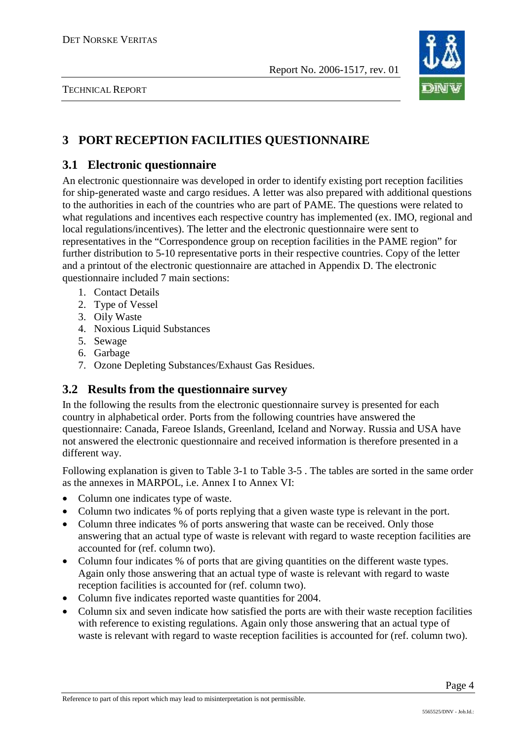# 3 PORT RECEPTION FACILITIES QUESTIONNAIRE

## 3.1 Electronic questionnaire

An electronic questionnaire was developed in order to identify existing port reception facilities for ship-generated waste and cargo residues. A letter was also prepared with additional questions to the authorities in each of the countries who are part of PAME. The questions were related to what regulations and incentives each respective country has implemented (ex. IMO, regional and local regulations/incentives). The letter and the electronic questionnaire were sent to representatives in the "Correspondence group on reception facilities in the PAME region" for further distribution to 5-10 representative ports in their respective countries. Copy of the letter and a printout of the electronic questionnaire are attached in Appendix D. The electronic questionnaire included 7 main sections:

1. Contact Details
2. Type of Vessel
3. Oily Waste
4. Noxious Liquid Substances
5. Sewage
6. Garbage
7. Ozone Depleting Substances/Exhaust Gas Residues.

## 3.2 Results from the questionnaire survey

In the following the results from the electronic questionnaire survey is presented for each country in alphabetical order. Ports from the following countries have answered the questionnaire: Canada, Fareoe Islands, Greenland, Iceland and Norway. Russia and USA have not answered the electronic questionnaire and received information is therefore presented in a different way.

Following explanation is given to Table 3-1 to Table 3-5 . The tables are sorted in the same order as the annexes in MARPOL, i.e. Annex I to Annex VI:

- Column one indicates type of waste.
- Column two indicates % of ports replying that a given waste type is relevant in the port.
- Column three indicates % of ports answering that waste can be received. Only those answering that an actual type of waste is relevant with regard to waste reception facilities are accounted for (ref. column two).
- Column four indicates % of ports that are giving quantities on the different waste types. Again only those answering that an actual type of waste is relevant with regard to waste reception facilities is accounted for (ref. column two).
- Column five indicates reported waste quantities for 2004.
- Column six and seven indicate how satisfied the ports are with their waste reception facilities with reference to existing regulations. Again only those answering that an actual type of waste is relevant with regard to waste reception facilities is accounted for (ref. column two).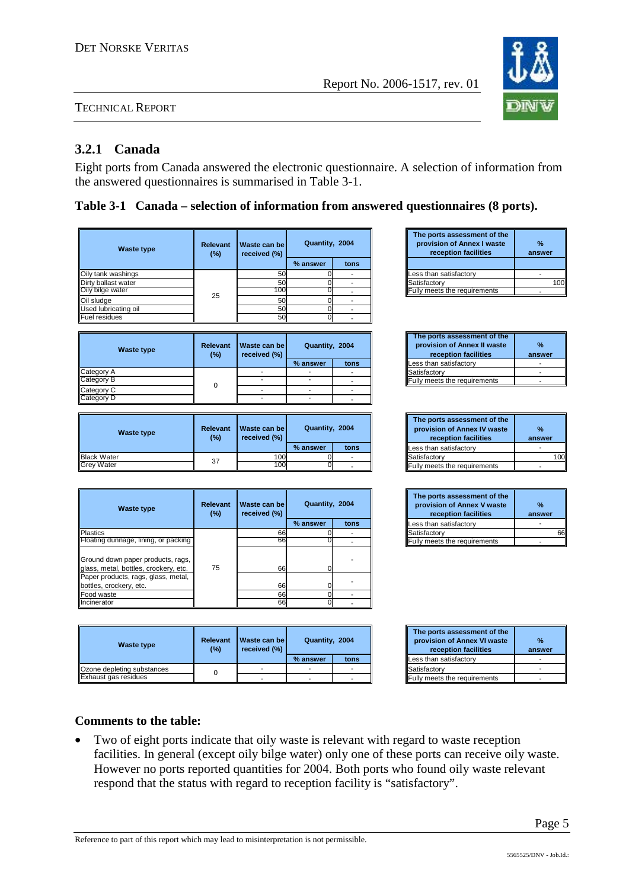### 3.2.1 Canada

Eight ports from Canada answered the electronic questionnaire. A selection of information from the answered questionnaires is summarised in Table 3-1.

**Table 3-1 Canada – selection of information from answered questionnaires (8 ports).**

| Waste type | Relevant (%) | Waste can be received (%) | Quantity, 2004 | |
|---|---|---|---|---|
| | | | % answer | tons |
| Oily tank washings | 25 | 50 | 0 | - |
| Dirty ballast water | | 50 | 0 | - |
| Oily bilge water | | 100 | 0 | - |
| Oil sludge | | 50 | 0 | - |
| Used lubricating oil | | 50 | 0 | - |
| Fuel residues | | 50 | 0 | - |

| The ports assessment of the provision of Annex I waste reception facilities | % answer |
|---|---|
| Less than satisfactory | - |
| Satisfactory | 100 |
| Fully meets the requirements | - |

| Waste type | Relevant (%) | Waste can be received (%) | Quantity, 2004 | |
|---|---|---|---|---|
| | | | % answer | tons |
| Category A | 0 | - | - | - |
| Category B | | - | - | - |
| Category C | | - | - | - |
| Category D | | - | - | - |

| The ports assessment of the provision of Annex II waste reception facilities | % answer |
|---|---|
| Less than satisfactory | - |
| Satisfactory | - |
| Fully meets the requirements | - |

| Waste type | Relevant (%) | Waste can be received (%) | Quantity, 2004 | |
|---|---|---|---|---|
| | | | % answer | tons |
| Black Water | 37 | 100 | 0 | - |
| Grey Water | | 100 | 0 | - |

| The ports assessment of the provision of Annex IV waste reception facilities | % answer |
|---|---|
| Less than satisfactory | - |
| Satisfactory | 100 |
| Fully meets the requirements | - |

| Waste type | Relevant (%) | Waste can be received (%) | Quantity, 2004 | |
|---|---|---|---|---|
| | | | % answer | tons |
| Plastics | 75 | 66 | 0 | - |
| Floating dunnage, lining, or packing | | 66 | 0 | - |
| Ground down paper products, rags, glass, metal, bottles, crockery, etc. | | 66 | 0 | - |
| Paper products, rags, glass, metal, bottles, crockery, etc. | | 66 | 0 | - |
| Food waste | | 66 | 0 | - |
| Incinerator | | 66 | 0 | - |

| The ports assessment of the provision of Annex V waste reception facilities | % answer |
|---|---|
| Less than satisfactory | - |
| Satisfactory | 66 |
| Fully meets the requirements | - |

| Waste type | Relevant (%) | Waste can be received (%) | Quantity, 2004 | |
|---|---|---|---|---|
| | | | % answer | tons |
| Ozone depleting substances | 0 | - | - | - |
| Exhaust gas residues | | - | - | - |

| The ports assessment of the provision of Annex VI waste reception facilities | % answer |
|---|---|
| Less than satisfactory | - |
| Satisfactory | - |
| Fully meets the requirements | - |

**Comments to the table:**

- Two of eight ports indicate that oily waste is relevant with regard to waste reception facilities. In general (except oily bilge water) only one of these ports can receive oily waste. However no ports reported quantities for 2004. Both ports who found oily waste relevant respond that the status with regard to reception facility is "satisfactory".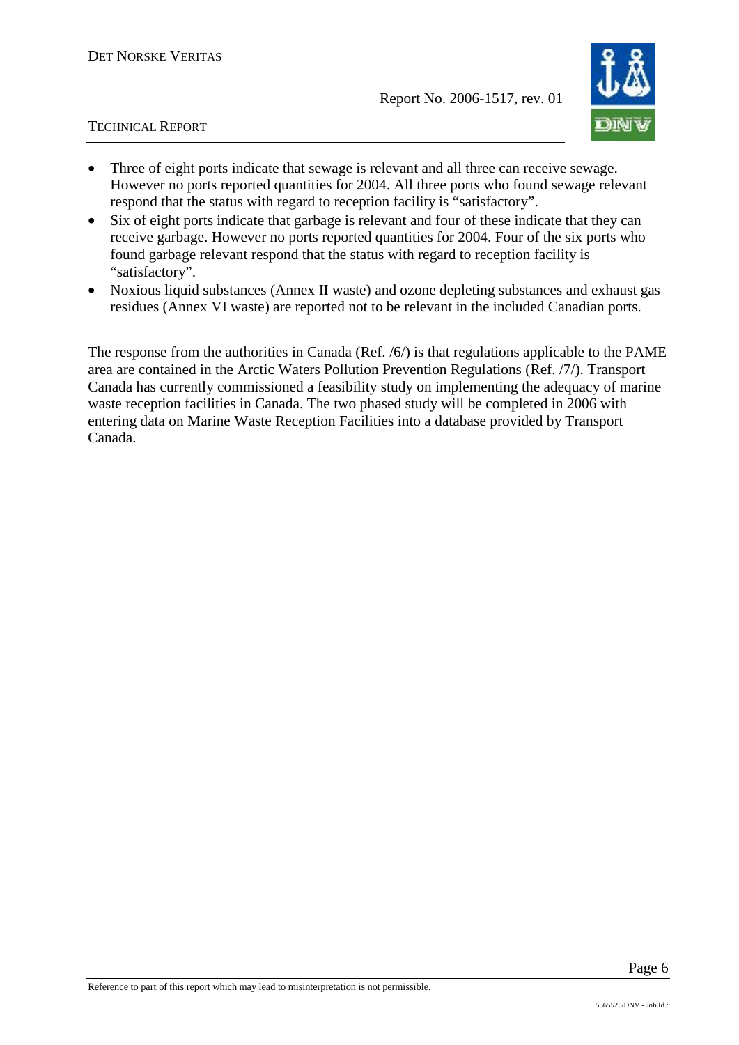- Three of eight ports indicate that sewage is relevant and all three can receive sewage. However no ports reported quantities for 2004. All three ports who found sewage relevant respond that the status with regard to reception facility is “satisfactory”.
- Six of eight ports indicate that garbage is relevant and four of these indicate that they can receive garbage. However no ports reported quantities for 2004. Four of the six ports who found garbage relevant respond that the status with regard to reception facility is “satisfactory”.
- Noxious liquid substances (Annex II waste) and ozone depleting substances and exhaust gas residues (Annex VI waste) are reported not to be relevant in the included Canadian ports.

The response from the authorities in Canada (Ref. /6/) is that regulations applicable to the PAME area are contained in the Arctic Waters Pollution Prevention Regulations (Ref. /7/). Transport Canada has currently commissioned a feasibility study on implementing the adequacy of marine waste reception facilities in Canada. The two phased study will be completed in 2006 with entering data on Marine Waste Reception Facilities into a database provided by Transport Canada.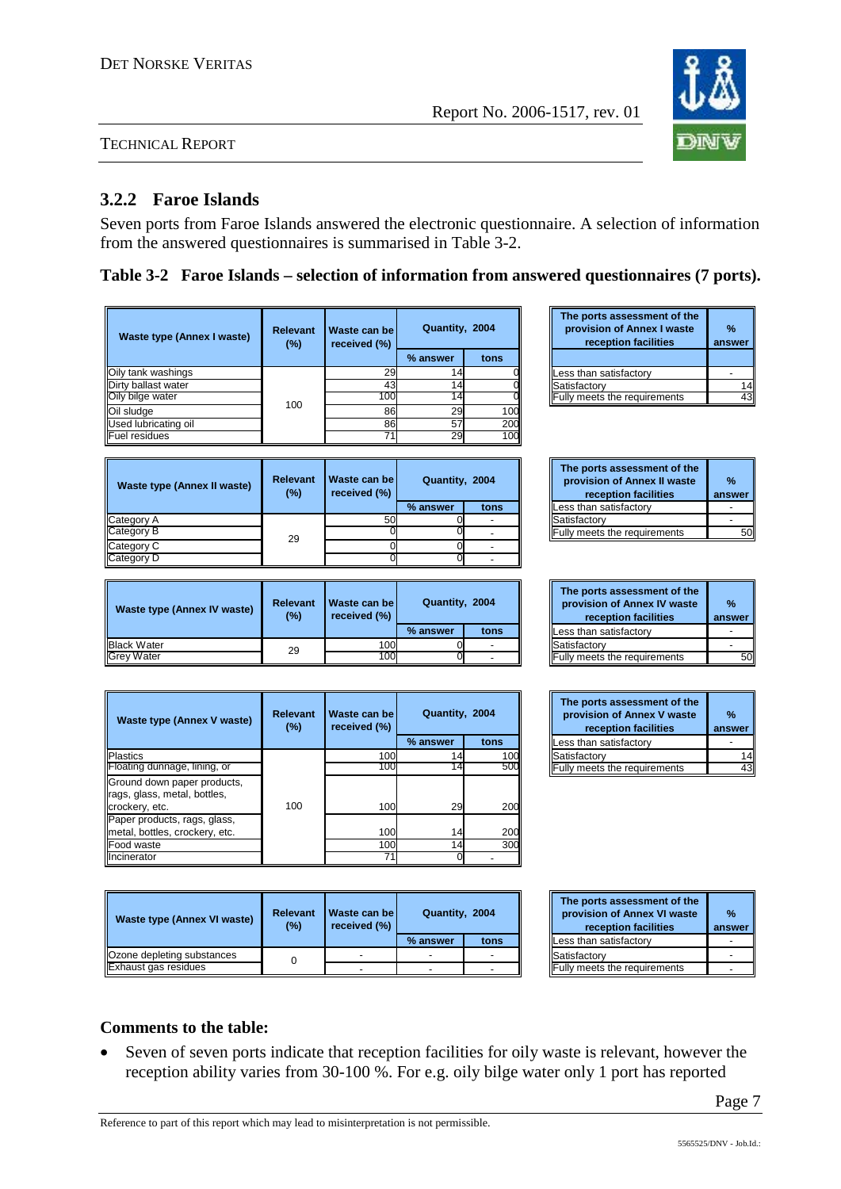### 3.2.2 Faroe Islands

Seven ports from Faroe Islands answered the electronic questionnaire. A selection of information from the answered questionnaires is summarised in Table 3-2.

**Table 3-2 Faroe Islands – selection of information from answered questionnaires (7 ports).**

| Waste type (Annex I waste) | Relevant (%) | Waste can be received (%) | Quantity, 2004 | |
|---|---|---|---|---|
| | | | % answer | tons |
| Oily tank washings | 100 | 29 | 14 | 0 |
| Dirty ballast water | | 43 | 14 | 0 |
| Oily bilge water | | 100 | 14 | 0 |
| Oil sludge | | 86 | 29 | 100 |
| Used lubricating oil | | 86 | 57 | 200 |
| Fuel residues | | 71 | 29 | 100 |

| The ports assessment of the provision of Annex I waste reception facilities | % answer |
|---|---|
| Less than satisfactory | - |
| Satisfactory | 14 |
| Fully meets the requirements | 43 |

| Waste type (Annex II waste) | Relevant (%) | Waste can be received (%) | Quantity, 2004 | |
|---|---|---|---|---|
| | | | % answer | tons |
| Category A | 29 | 50 | 0 | - |
| Category B | | 0 | 0 | - |
| Category C | | 0 | 0 | - |
| Category D | | 0 | 0 | - |

| The ports assessment of the provision of Annex II waste reception facilities | % answer |
|---|---|
| Less than satisfactory | - |
| Satisfactory | - |
| Fully meets the requirements | 50 |

| Waste type (Annex IV waste) | Relevant (%) | Waste can be received (%) | Quantity, 2004 | |
|---|---|---|---|---|
| | | | % answer | tons |
| Black Water | 29 | 100 | 0 | - |
| Grey Water | | 100 | 0 | - |

| The ports assessment of the provision of Annex IV waste reception facilities | % answer |
|---|---|
| Less than satisfactory | - |
| Satisfactory | - |
| Fully meets the requirements | 50 |

| Waste type (Annex V waste) | Relevant (%) | Waste can be received (%) | Quantity, 2004 | |
|---|---|---|---|---|
| | | | % answer | tons |
| Plastics | 100 | 100 | 14 | 100 |
| Floating dunnage, lining, or | | 100 | 14 | 500 |
| Ground down paper products, rags, glass, metal, bottles, crockery, etc. | | 100 | 29 | 200 |
| Paper products, rags, glass, metal, bottles, crockery, etc. | | 100 | 14 | 200 |
| Food waste | | 100 | 14 | 300 |
| Incinerator | | 71 | 0 | - |

| The ports assessment of the provision of Annex V waste reception facilities | % answer |
|---|---|
| Less than satisfactory | - |
| Satisfactory | 14 |
| Fully meets the requirements | 43 |

| Waste type (Annex VI waste) | Relevant (%) | Waste can be received (%) | Quantity, 2004 | |
|---|---|---|---|---|
| | | | % answer | tons |
| Ozone depleting substances | 0 | - | - | - |
| Exhaust gas residues | | - | - | - |

| The ports assessment of the provision of Annex VI waste reception facilities | % answer |
|---|---|
| Less than satisfactory | - |
| Satisfactory | - |
| Fully meets the requirements | - |

**Comments to the table:**

- Seven of seven ports indicate that reception facilities for oily waste is relevant, however the reception ability varies from 30-100 %. For e.g. oily bilge water only 1 port has reported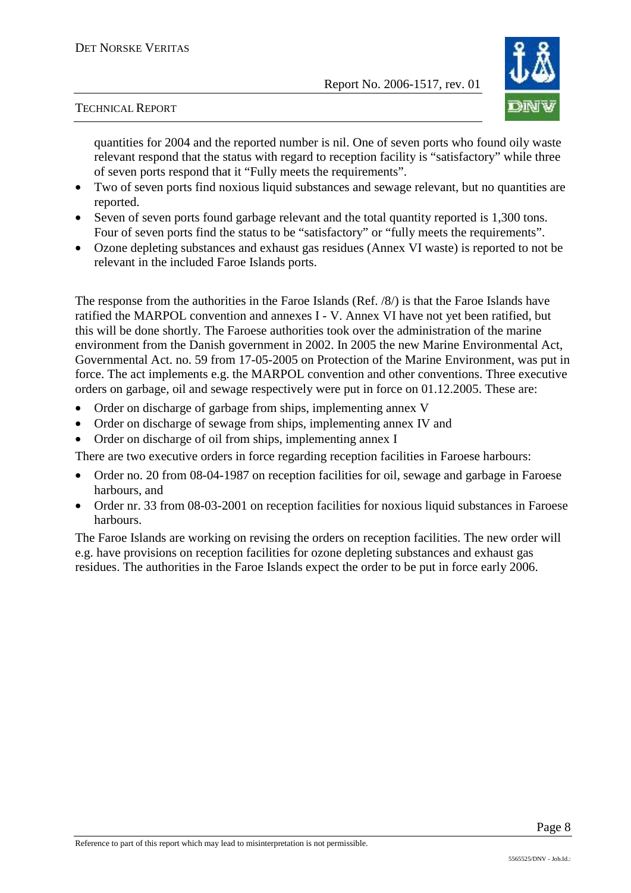quantities for 2004 and the reported number is nil. One of seven ports who found oily waste relevant respond that the status with regard to reception facility is “satisfactory” while three of seven ports respond that it “Fully meets the requirements”.

- Two of seven ports find noxious liquid substances and sewage relevant, but no quantities are reported.
- Seven of seven ports found garbage relevant and the total quantity reported is 1,300 tons. Four of seven ports find the status to be “satisfactory” or “fully meets the requirements”.
- Ozone depleting substances and exhaust gas residues (Annex VI waste) is reported to not be relevant in the included Faroe Islands ports.

The response from the authorities in the Faroe Islands (Ref. /8/) is that the Faroe Islands have ratified the MARPOL convention and annexes I - V. Annex VI have not yet been ratified, but this will be done shortly. The Faroese authorities took over the administration of the marine environment from the Danish government in 2002. In 2005 the new Marine Environmental Act, Governmental Act. no. 59 from 17-05-2005 on Protection of the Marine Environment, was put in force. The act implements e.g. the MARPOL convention and other conventions. Three executive orders on garbage, oil and sewage respectively were put in force on 01.12.2005. These are:

- Order on discharge of garbage from ships, implementing annex V
- Order on discharge of sewage from ships, implementing annex IV and
- Order on discharge of oil from ships, implementing annex I

There are two executive orders in force regarding reception facilities in Faroese harbours:

- Order no. 20 from 08-04-1987 on reception facilities for oil, sewage and garbage in Faroese harbours, and
- Order nr. 33 from 08-03-2001 on reception facilities for noxious liquid substances in Faroese harbours.

The Faroe Islands are working on revising the orders on reception facilities. The new order will e.g. have provisions on reception facilities for ozone depleting substances and exhaust gas residues. The authorities in the Faroe Islands expect the order to be put in force early 2006.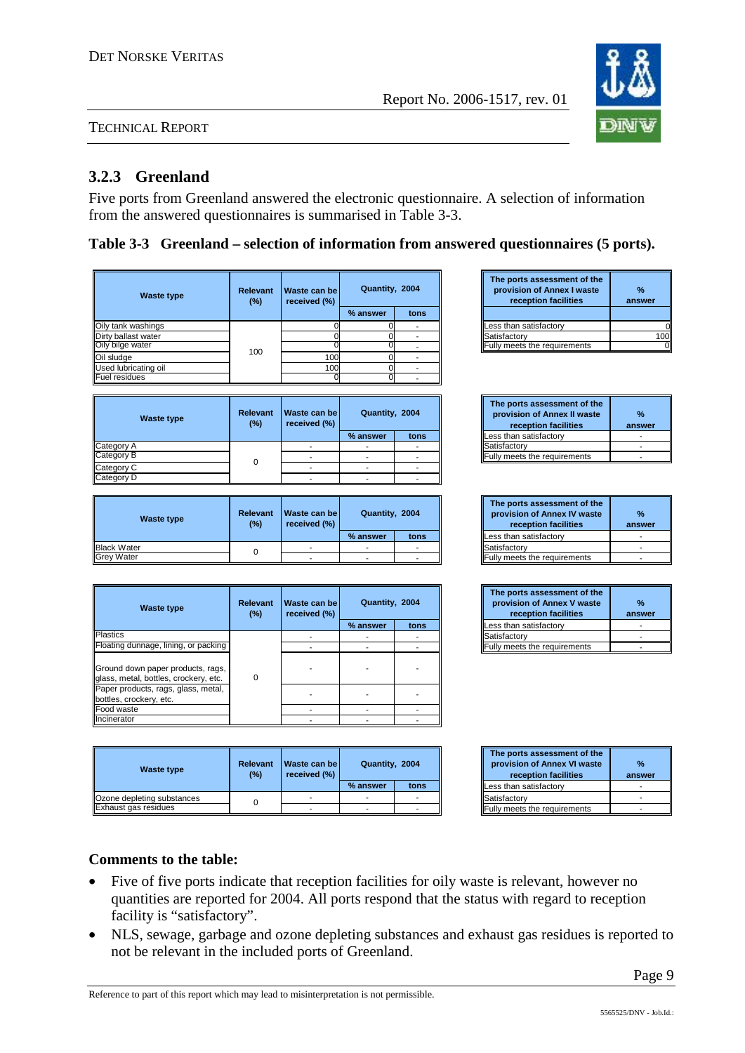### 3.2.3 Greenland

Five ports from Greenland answered the electronic questionnaire. A selection of information from the answered questionnaires is summarised in Table 3-3.

**Table 3-3 Greenland – selection of information from answered questionnaires (5 ports).**

| Waste type | Relevant (%) | Waste can be received (%) | Quantity, 2004 | |
|---|---|---|---|---|
| | | | % answer | tons |
| Oily tank washings | 100 | 0 | 0 | - |
| Dirty ballast water | | 0 | 0 | - |
| Oily bilge water | | 0 | 0 | - |
| Oil sludge | | 100 | 0 | - |
| Used lubricating oil | | 100 | 0 | - |
| Fuel residues | | 0 | 0 | - |

| The ports assessment of the provision of Annex I waste reception facilities | % answer |
|---|---|
| Less than satisfactory | 0 |
| Satisfactory | 100 |
| Fully meets the requirements | 0 |

| Waste type | Relevant (%) | Waste can be received (%) | Quantity, 2004 | |
|---|---|---|---|---|
| | | | % answer | tons |
| Category A | 0 | - | - | - |
| Category B | | - | - | - |
| Category C | | - | - | - |
| Category D | | - | - | - |

| The ports assessment of the provision of Annex II waste reception facilities | % answer |
|---|---|
| Less than satisfactory | - |
| Satisfactory | - |
| Fully meets the requirements | - |

| Waste type | Relevant (%) | Waste can be received (%) | Quantity, 2004 | |
|---|---|---|---|---|
| | | | % answer | tons |
| Black Water | 0 | - | - | - |
| Grey Water | | - | - | - |

| The ports assessment of the provision of Annex IV waste reception facilities | % answer |
|---|---|
| Less than satisfactory | - |
| Satisfactory | - |
| Fully meets the requirements | - |

| Waste type | Relevant (%) | Waste can be received (%) | Quantity, 2004 | |
|---|---|---|---|---|
| | | | % answer | tons |
| Plastics | 0 | - | - | - |
| Floating dunnage, lining, or packing | | - | - | - |
| Ground down paper products, rags, glass, metal, bottles, crockery, etc. | | - | - | - |
| Paper products, rags, glass, metal, bottles, crockery, etc. | | - | - | - |
| Food waste | | - | - | - |
| Incinerator | | - | - | - |

| The ports assessment of the provision of Annex V waste reception facilities | % answer |
|---|---|
| Less than satisfactory | - |
| Satisfactory | - |
| Fully meets the requirements | - |

| Waste type | Relevant (%) | Waste can be received (%) | Quantity, 2004 | |
|---|---|---|---|---|
| | | | % answer | tons |
| Ozone depleting substances | 0 | - | - | - |
| Exhaust gas residues | | - | - | - |

| The ports assessment of the provision of Annex VI waste reception facilities | % answer |
|---|---|
| Less than satisfactory | - |
| Satisfactory | - |
| Fully meets the requirements | - |

**Comments to the table:**

- Five of five ports indicate that reception facilities for oily waste is relevant, however no quantities are reported for 2004. All ports respond that the status with regard to reception facility is "satisfactory".
- NLS, sewage, garbage and ozone depleting substances and exhaust gas residues is reported to not be relevant in the included ports of Greenland.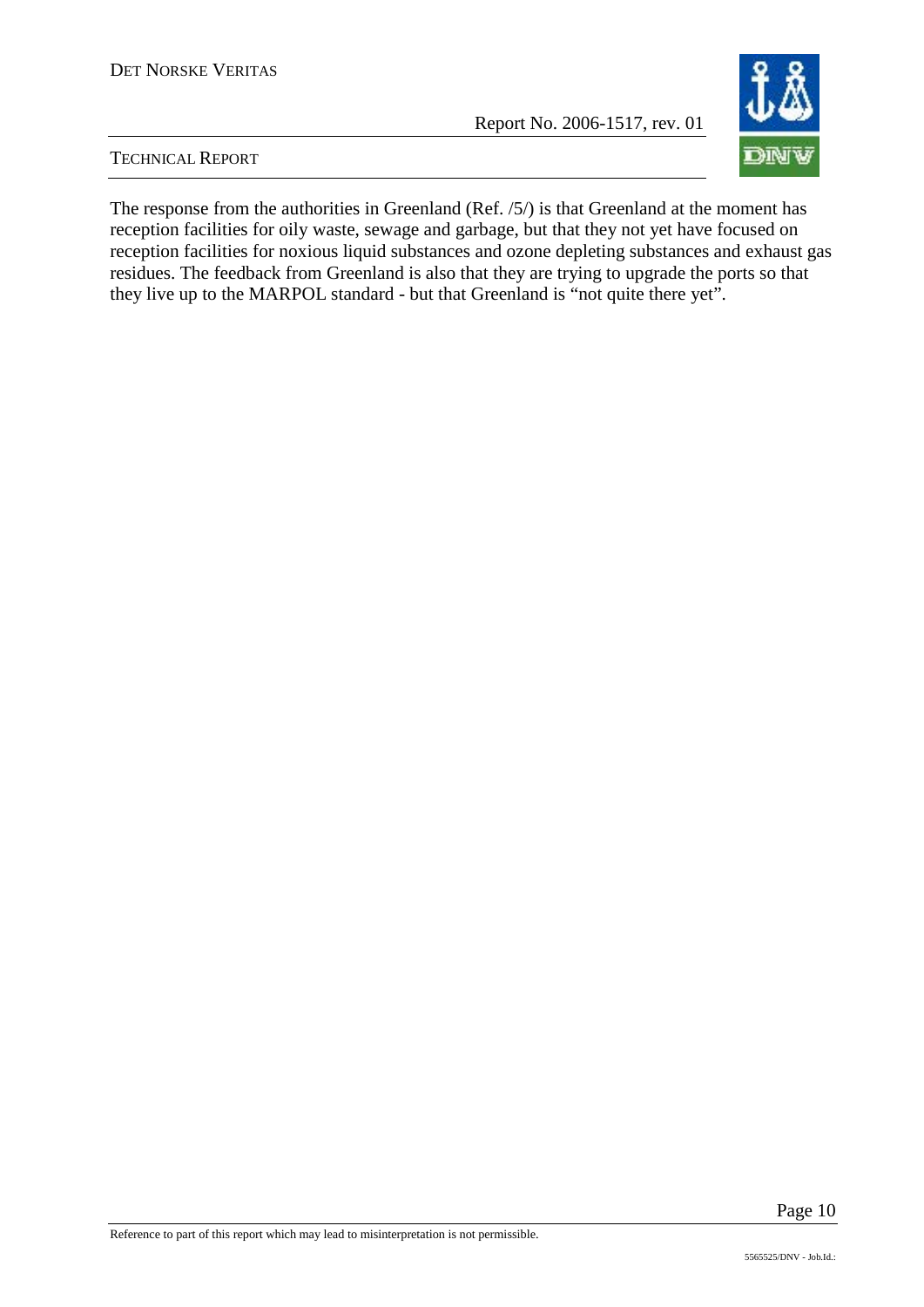The response from the authorities in Greenland (Ref. /5/) is that Greenland at the moment has reception facilities for oily waste, sewage and garbage, but that they not yet have focused on reception facilities for noxious liquid substances and ozone depleting substances and exhaust gas residues. The feedback from Greenland is also that they are trying to upgrade the ports so that they live up to the MARPOL standard - but that Greenland is "not quite there yet".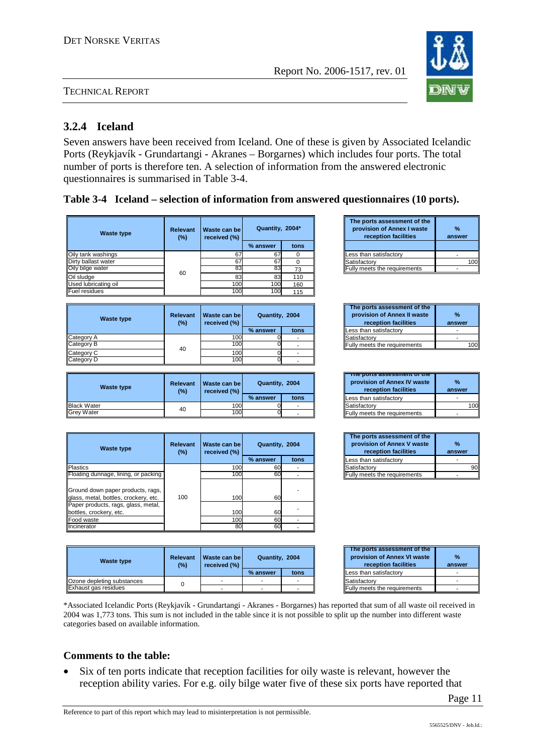### 3.2.4 Iceland

Seven answers have been received from Iceland. One of these is given by Associated Icelandic Ports (Reykjavík - Grundartangi - Akranes – Borgarnes) which includes four ports. The total number of ports is therefore ten. A selection of information from the answered electronic questionnaires is summarised in Table 3-4.

**Table 3-4 Iceland – selection of information from answered questionnaires (10 ports).**

| Waste type | Relevant (%) | Waste can be received (%) | Quantity, 2004* | |
|---|---|---|---|---|
| | | | % answer | tons |
| Oily tank washings | 60 | 67 | 67 | 0 |
| Dirty ballast water | | 67 | 67 | 0 |
| Oily bilge water | | 83 | 83 | 73 |
| Oil sludge | | 83 | 83 | 110 |
| Used lubricating oil | | 100 | 100 | 160 |
| Fuel residues | | 100 | 100 | 115 |

| The ports assessment of the provision of Annex I waste reception facilities | % answer |
|---|---|
| Less than satisfactory | - |
| Satisfactory | 100 |
| Fully meets the requirements | - |

| Waste type | Relevant (%) | Waste can be received (%) | Quantity, 2004 | |
|---|---|---|---|---|
| | | | % answer | tons |
| Category A | 40 | 100 | 0 | - |
| Category B | | 100 | 0 | - |
| Category C | | 100 | 0 | - |
| Category D | | 100 | 0 | - |

| The ports assessment of the provision of Annex II waste reception facilities | % answer |
|---|---|
| Less than satisfactory | - |
| Satisfactory | - |
| Fully meets the requirements | 100 |

| Waste type | Relevant (%) | Waste can be received (%) | Quantity, 2004 | |
|---|---|---|---|---|
| | | | % answer | tons |
| Black Water | 40 | 100 | 0 | - |
| Grey Water | | 100 | 0 | - |

| The ports assessment of the provision of Annex IV waste reception facilities | % answer |
|---|---|
| Less than satisfactory | - |
| Satisfactory | 100 |
| Fully meets the requirements | - |

| Waste type | Relevant (%) | Waste can be received (%) | Quantity, 2004 | |
|---|---|---|---|---|
| | | | % answer | tons |
| Plastics | 100 | 100 | 60 | - |
| Floating dunnage, lining, or packing | | 100 | 60 | - |
| Ground down paper products, rags, glass, metal, bottles, crockery, etc. | | 100 | 60 | - |
| Paper products, rags, glass, metal, bottles, crockery, etc. | | 100 | 60 | - |
| Food waste | | 100 | 60 | - |
| Incinerator | | 80 | 60 | - |

| The ports assessment of the provision of Annex V waste reception facilities | % answer |
|---|---|
| Less than satisfactory | - |
| Satisfactory | 90 |
| Fully meets the requirements | - |

| Waste type | Relevant (%) | Waste can be received (%) | Quantity, 2004 | |
|---|---|---|---|---|
| | | | % answer | tons |
| Ozone depleting substances | 0 | - | - | - |
| Exhaust gas residues | | - | - | - |

| The ports assessment of the provision of Annex VI waste reception facilities | % answer |
|---|---|
| Less than satisfactory | - |
| Satisfactory | - |
| Fully meets the requirements | - |

*Associated Icelandic Ports (Reykjavík - Grundartangi - Akranes - Borgarnes) has reported that sum of all waste oil received in 2004 was 1,773 tons. This sum is not included in the table since it is not possible to split up the number into different waste categories based on available information.

**Comments to the table:**

- Six of ten ports indicate that reception facilities for oily waste is relevant, however the reception ability varies. For e.g. oily bilge water five of these six ports have reported that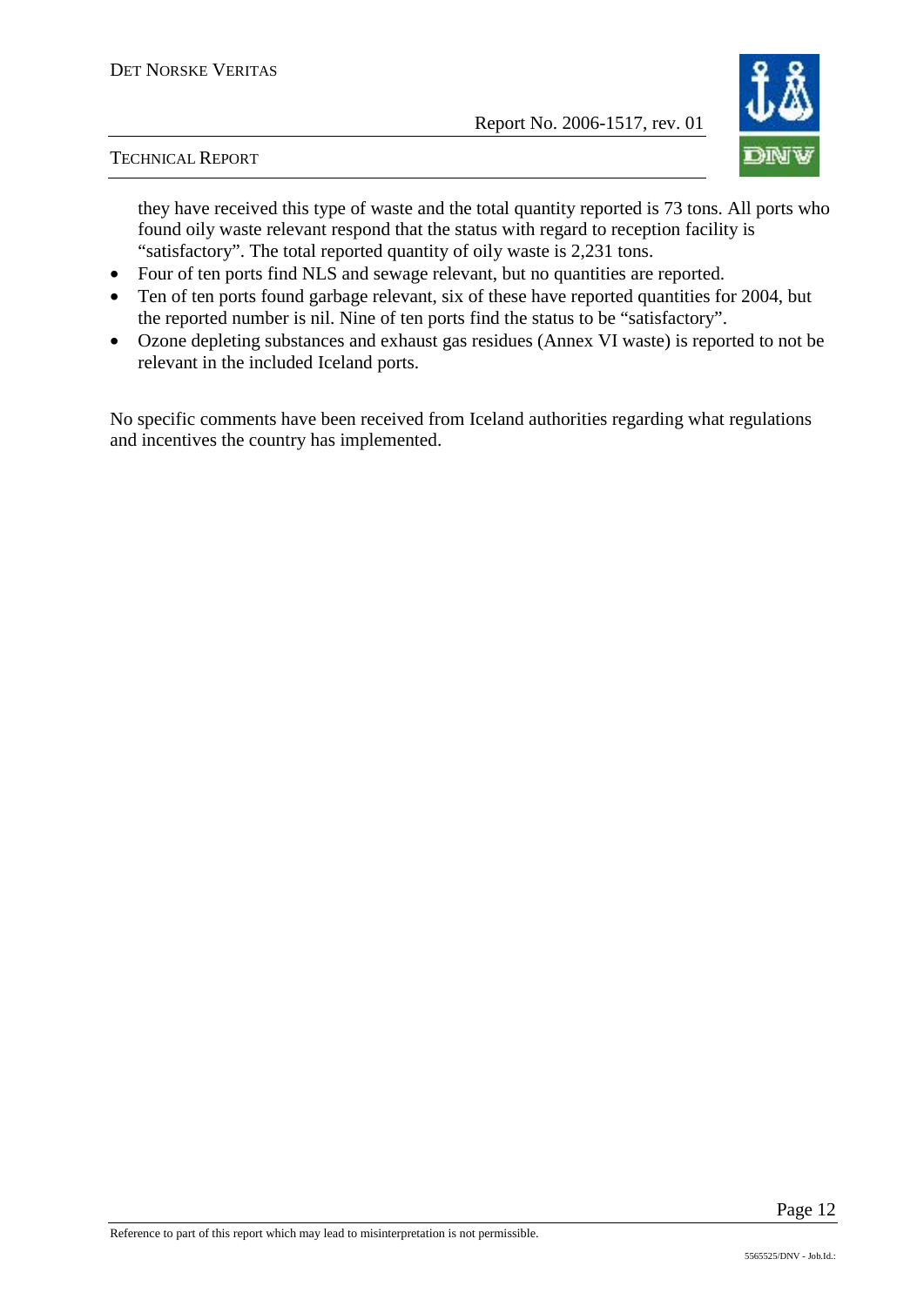they have received this type of waste and the total quantity reported is 73 tons. All ports who found oily waste relevant respond that the status with regard to reception facility is "satisfactory". The total reported quantity of oily waste is 2,231 tons.

- Four of ten ports find NLS and sewage relevant, but no quantities are reported.
- Ten of ten ports found garbage relevant, six of these have reported quantities for 2004, but the reported number is nil. Nine of ten ports find the status to be "satisfactory".
- Ozone depleting substances and exhaust gas residues (Annex VI waste) is reported to not be relevant in the included Iceland ports.

No specific comments have been received from Iceland authorities regarding what regulations and incentives the country has implemented.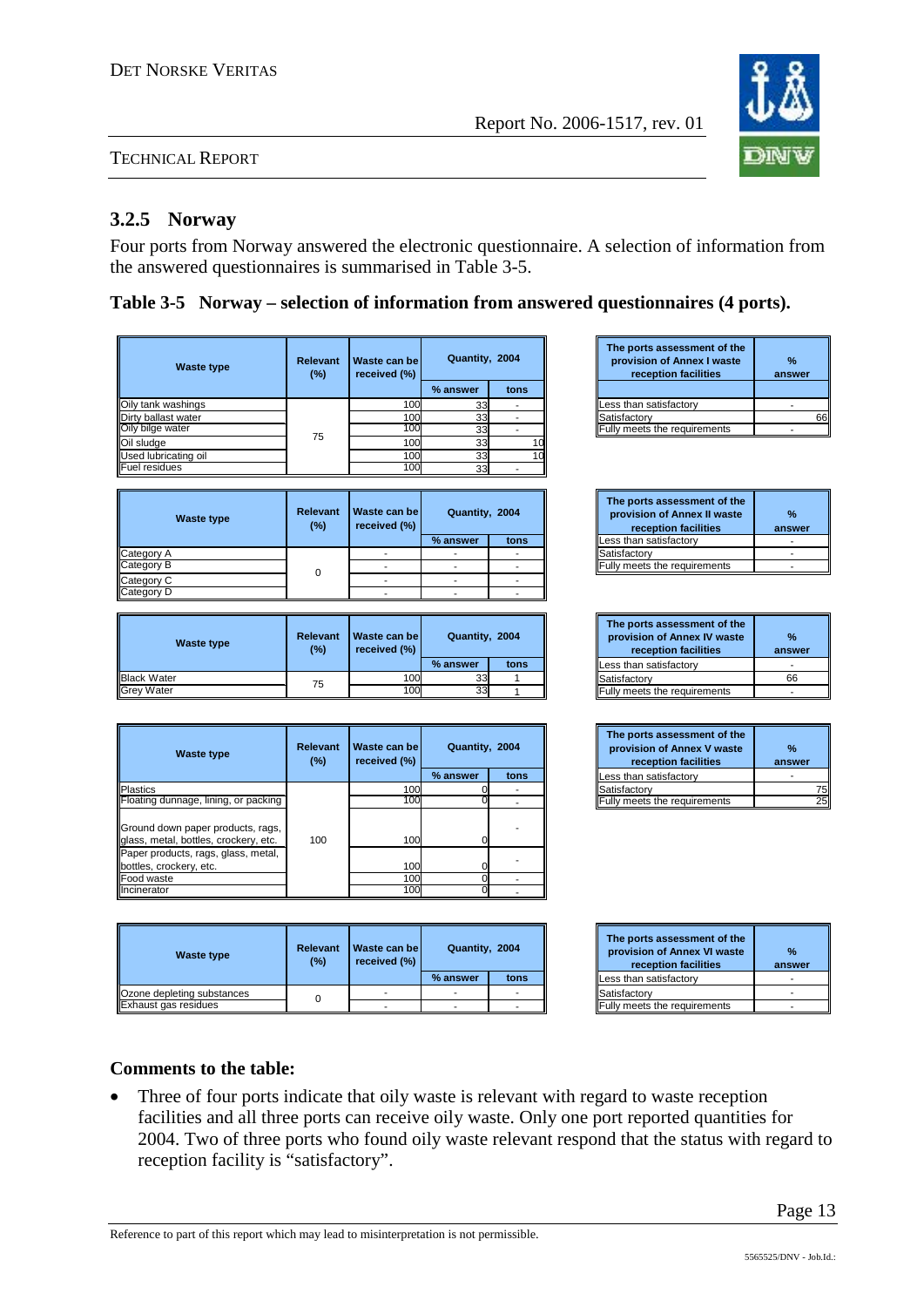### 3.2.5 Norway

Four ports from Norway answered the electronic questionnaire. A selection of information from the answered questionnaires is summarised in Table 3-5.

**Table 3-5 Norway – selection of information from answered questionnaires (4 ports).**

| Waste type | Relevant (%) | Waste can be received (%) | Quantity, 2004 | |
|---|---|---|---|---|
| | | | % answer | tons |
| Oily tank washings | 75 | 100 | 33 | - |
| Dirty ballast water | | 100 | 33 | - |
| Oily bilge water | | 100 | 33 | - |
| Oil sludge | | 100 | 33 | 10 |
| Used lubricating oil | | 100 | 33 | 10 |
| Fuel residues | | 100 | 33 | - |

| The ports assessment of the provision of Annex I waste reception facilities | % answer |
|---|---|
| Less than satisfactory | - |
| Satisfactory | 66 |
| Fully meets the requirements | - |

| Waste type | Relevant (%) | Waste can be received (%) | Quantity, 2004 | |
|---|---|---|---|---|
| | | | % answer | tons |
| Category A | 0 | - | - | - |
| Category B | | - | - | - |
| Category C | | - | - | - |
| Category D | | - | - | - |

| The ports assessment of the provision of Annex II waste reception facilities | % answer |
|---|---|
| Less than satisfactory | - |
| Satisfactory | - |
| Fully meets the requirements | - |

| Waste type | Relevant (%) | Waste can be received (%) | Quantity, 2004 | |
|---|---|---|---|---|
| | | | % answer | tons |
| Black Water | 75 | 100 | 33 | 1 |
| Grey Water | | 100 | 33 | 1 |

| The ports assessment of the provision of Annex IV waste reception facilities | % answer |
|---|---|
| Less than satisfactory | - |
| Satisfactory | 66 |
| Fully meets the requirements | - |

| Waste type | Relevant (%) | Waste can be received (%) | Quantity, 2004 | |
|---|---|---|---|---|
| | | | % answer | tons |
| Plastics | 100 | 100 | 0 | - |
| Floating dunnage, lining, or packing | | 100 | 0 | - |
| Ground down paper products, rags, glass, metal, bottles, crockery, etc. | | 100 | 0 | - |
| Paper products, rags, glass, metal, bottles, crockery, etc. | | 100 | 0 | - |
| Food waste | | 100 | 0 | - |
| Incinerator | | 100 | 0 | - |

| The ports assessment of the provision of Annex V waste reception facilities | % answer |
|---|---|
| Less than satisfactory | - |
| Satisfactory | 75 |
| Fully meets the requirements | 25 |

| Waste type | Relevant (%) | Waste can be received (%) | Quantity, 2004 | |
|---|---|---|---|---|
| | | | % answer | tons |
| Ozone depleting substances | 0 | - | - | - |
| Exhaust gas residues | | - | - | - |

| The ports assessment of the provision of Annex VI waste reception facilities | % answer |
|---|---|
| Less than satisfactory | - |
| Satisfactory | - |
| Fully meets the requirements | - |

**Comments to the table:**

- Three of four ports indicate that oily waste is relevant with regard to waste reception facilities and all three ports can receive oily waste. Only one port reported quantities for 2004. Two of three ports who found oily waste relevant respond that the status with regard to reception facility is "satisfactory".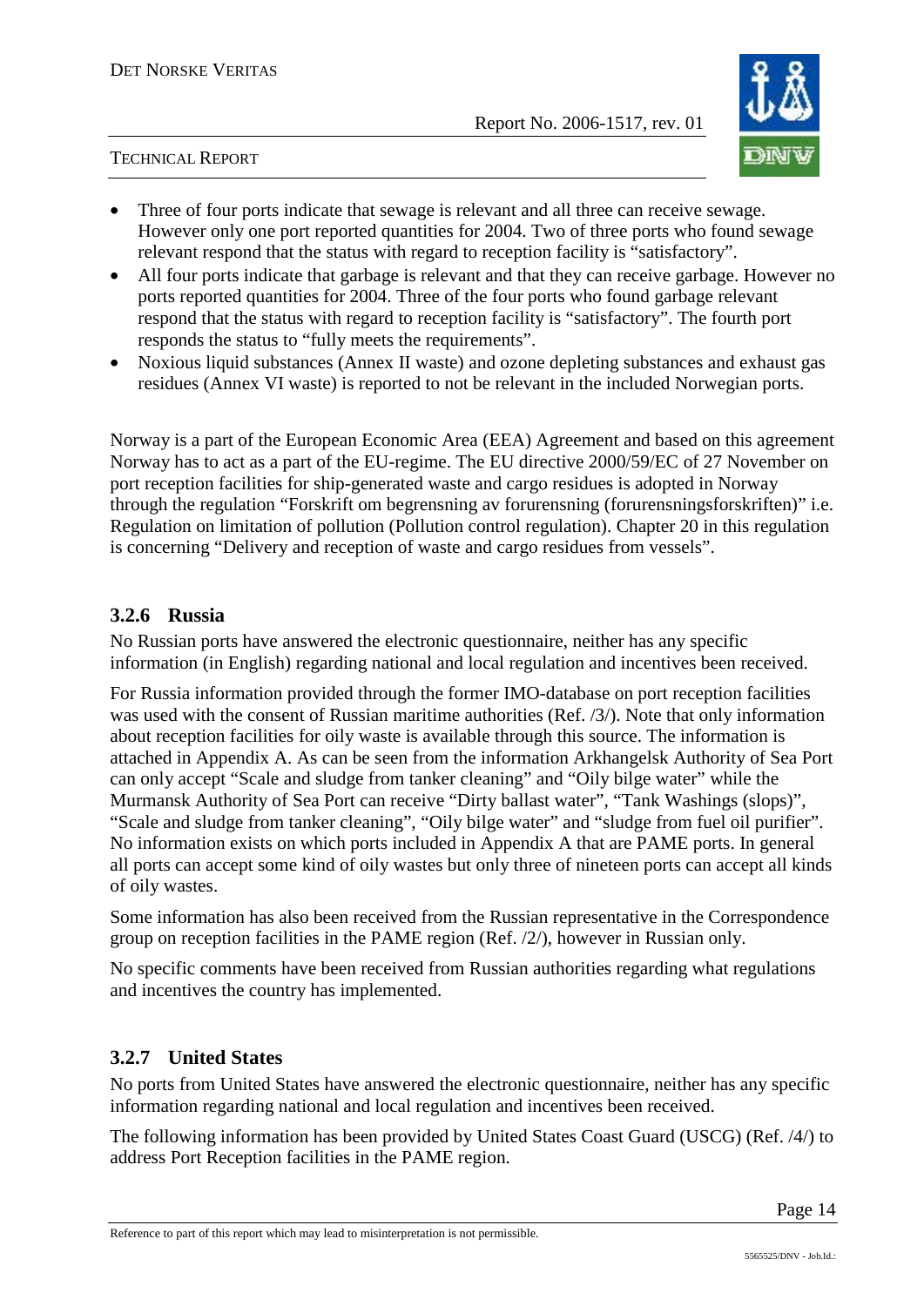- Three of four ports indicate that sewage is relevant and all three can receive sewage. However only one port reported quantities for 2004. Two of three ports who found sewage relevant respond that the status with regard to reception facility is "satisfactory".
- All four ports indicate that garbage is relevant and that they can receive garbage. However no ports reported quantities for 2004. Three of the four ports who found garbage relevant respond that the status with regard to reception facility is "satisfactory". The fourth port responds the status to "fully meets the requirements".
- Noxious liquid substances (Annex II waste) and ozone depleting substances and exhaust gas residues (Annex VI waste) is reported to not be relevant in the included Norwegian ports.

Norway is a part of the European Economic Area (EEA) Agreement and based on this agreement Norway has to act as a part of the EU-regime. The EU directive 2000/59/EC of 27 November on port reception facilities for ship-generated waste and cargo residues is adopted in Norway through the regulation "Forskrift om begrensning av forurensning (forurensningsforskriften)" i.e. Regulation on limitation of pollution (Pollution control regulation). Chapter 20 in this regulation is concerning "Delivery and reception of waste and cargo residues from vessels".

### 3.2.6 Russia

No Russian ports have answered the electronic questionnaire, neither has any specific information (in English) regarding national and local regulation and incentives been received.

For Russia information provided through the former IMO-database on port reception facilities was used with the consent of Russian maritime authorities (Ref. /3/). Note that only information about reception facilities for oily waste is available through this source. The information is attached in Appendix A. As can be seen from the information Arkhangelsk Authority of Sea Port can only accept "Scale and sludge from tanker cleaning" and "Oily bilge water" while the Murmansk Authority of Sea Port can receive "Dirty ballast water", "Tank Washings (slops)", "Scale and sludge from tanker cleaning", "Oily bilge water" and "sludge from fuel oil purifier". No information exists on which ports included in Appendix A that are PAME ports. In general all ports can accept some kind of oily wastes but only three of nineteen ports can accept all kinds of oily wastes.

Some information has also been received from the Russian representative in the Correspondence group on reception facilities in the PAME region (Ref. /2/), however in Russian only.

No specific comments have been received from Russian authorities regarding what regulations and incentives the country has implemented.

### 3.2.7 United States

No ports from United States have answered the electronic questionnaire, neither has any specific information regarding national and local regulation and incentives been received.

The following information has been provided by United States Coast Guard (USCG) (Ref. /4/) to address Port Reception facilities in the PAME region.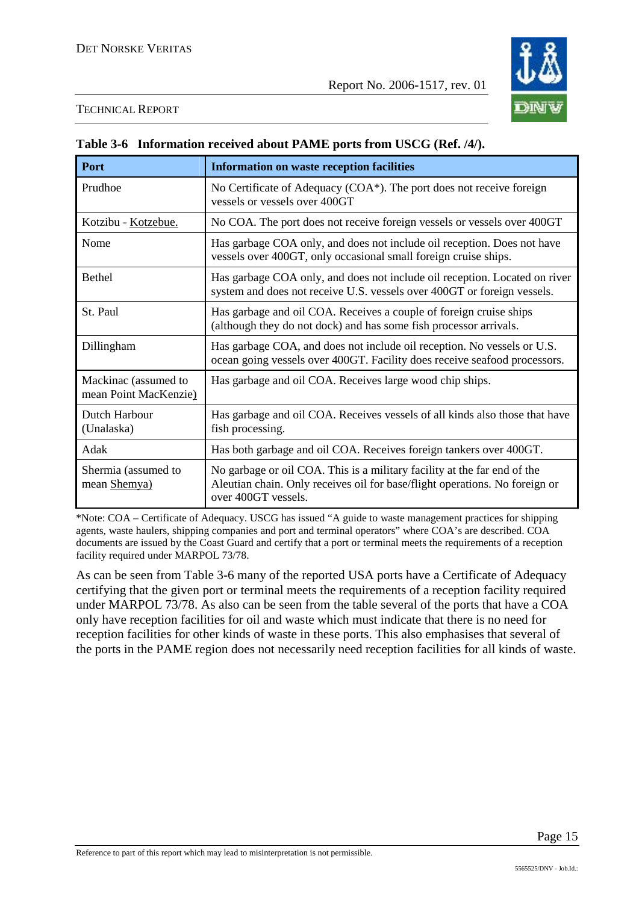**Table 3-6 Information received about PAME ports from USCG (Ref. /4/).**

| Port | Information on waste reception facilities |
|---|---|
| Prudhoe | No Certificate of Adequacy (COA*). The port does not receive foreign vessels or vessels over 400GT |
| Kotzibu - Kotzebue. | No COA. The port does not receive foreign vessels or vessels over 400GT |
| Nome | Has garbage COA only, and does not include oil reception. Does not have vessels over 400GT, only occasional small foreign cruise ships. |
| Bethel | Has garbage COA only, and does not include oil reception. Located on river system and does not receive U.S. vessels over 400GT or foreign vessels. |
| St. Paul | Has garbage and oil COA. Receives a couple of foreign cruise ships (although they do not dock) and has some fish processor arrivals. |
| Dillingham | Has garbage COA, and does not include oil reception. No vessels or U.S. ocean going vessels over 400GT. Facility does receive seafood processors. |
| Mackinac (assumed to mean Point MacKenzie) | Has garbage and oil COA. Receives large wood chip ships. |
| Dutch Harbour (Unalaska) | Has garbage and oil COA. Receives vessels of all kinds also those that have fish processing. |
| Adak | Has both garbage and oil COA. Receives foreign tankers over 400GT. |
| Shermia (assumed to mean Shemya) | No garbage or oil COA. This is a military facility at the far end of the Aleutian chain. Only receives oil for base/flight operations. No foreign or over 400GT vessels. |

*Note: COA – Certificate of Adequacy. USCG has issued "A guide to waste management practices for shipping agents, waste haulers, shipping companies and port and terminal operators" where COA's are described. COA documents are issued by the Coast Guard and certify that a port or terminal meets the requirements of a reception facility required under MARPOL 73/78.

As can be seen from Table 3-6 many of the reported USA ports have a Certificate of Adequacy certifying that the given port or terminal meets the requirements of a reception facility required under MARPOL 73/78. As also can be seen from the table several of the ports that have a COA only have reception facilities for oil and waste which must indicate that there is no need for reception facilities for other kinds of waste in these ports. This also emphasises that several of the ports in the PAME region does not necessarily need reception facilities for all kinds of waste.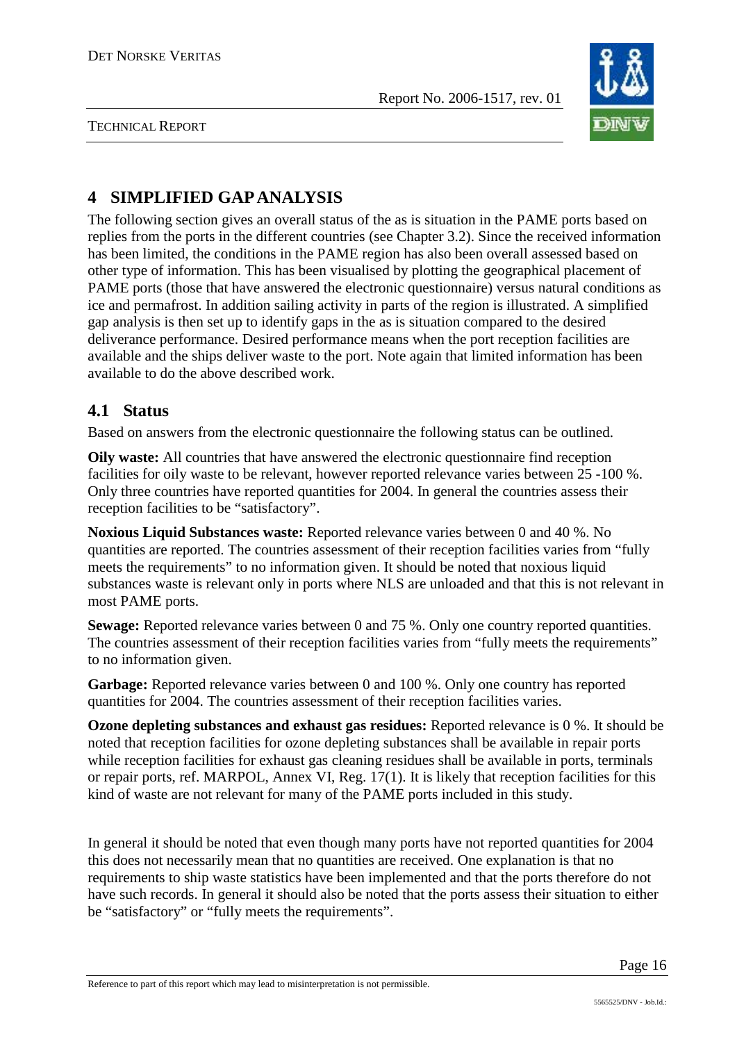# 4 SIMPLIFIED GAP ANALYSIS

The following section gives an overall status of the as is situation in the PAME ports based on replies from the ports in the different countries (see Chapter 3.2). Since the received information has been limited, the conditions in the PAME region has also been overall assessed based on other type of information. This has been visualised by plotting the geographical placement of PAME ports (those that have answered the electronic questionnaire) versus natural conditions as ice and permafrost. In addition sailing activity in parts of the region is illustrated. A simplified gap analysis is then set up to identify gaps in the as is situation compared to the desired deliverance performance. Desired performance means when the port reception facilities are available and the ships deliver waste to the port. Note again that limited information has been available to do the above described work.

## 4.1 Status

Based on answers from the electronic questionnaire the following status can be outlined.

**Oily waste:** All countries that have answered the electronic questionnaire find reception facilities for oily waste to be relevant, however reported relevance varies between 25 -100 %. Only three countries have reported quantities for 2004. In general the countries assess their reception facilities to be "satisfactory".

**Noxious Liquid Substances waste:** Reported relevance varies between 0 and 40 %. No quantities are reported. The countries assessment of their reception facilities varies from "fully meets the requirements" to no information given. It should be noted that noxious liquid substances waste is relevant only in ports where NLS are unloaded and that this is not relevant in most PAME ports.

**Sewage:** Reported relevance varies between 0 and 75 %. Only one country reported quantities. The countries assessment of their reception facilities varies from "fully meets the requirements" to no information given.

**Garbage:** Reported relevance varies between 0 and 100 %. Only one country has reported quantities for 2004. The countries assessment of their reception facilities varies.

**Ozone depleting substances and exhaust gas residues:** Reported relevance is 0 %. It should be noted that reception facilities for ozone depleting substances shall be available in repair ports while reception facilities for exhaust gas cleaning residues shall be available in ports, terminals or repair ports, ref. MARPOL, Annex VI, Reg. 17(1). It is likely that reception facilities for this kind of waste are not relevant for many of the PAME ports included in this study.

In general it should be noted that even though many ports have not reported quantities for 2004 this does not necessarily mean that no quantities are received. One explanation is that no requirements to ship waste statistics have been implemented and that the ports therefore do not have such records. In general it should also be noted that the ports assess their situation to either be "satisfactory" or "fully meets the requirements".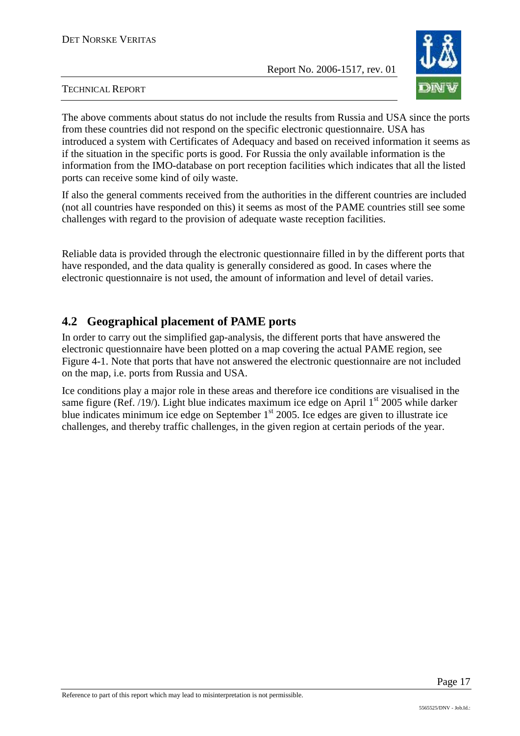The above comments about status do not include the results from Russia and USA since the ports from these countries did not respond on the specific electronic questionnaire. USA has introduced a system with Certificates of Adequacy and based on received information it seems as if the situation in the specific ports is good. For Russia the only available information is the information from the IMO-database on port reception facilities which indicates that all the listed ports can receive some kind of oily waste.

If also the general comments received from the authorities in the different countries are included (not all countries have responded on this) it seems as most of the PAME countries still see some challenges with regard to the provision of adequate waste reception facilities.

Reliable data is provided through the electronic questionnaire filled in by the different ports that have responded, and the data quality is generally considered as good. In cases where the electronic questionnaire is not used, the amount of information and level of detail varies.

## 4.2 Geographical placement of PAME ports

In order to carry out the simplified gap-analysis, the different ports that have answered the electronic questionnaire have been plotted on a map covering the actual PAME region, see Figure 4-1. Note that ports that have not answered the electronic questionnaire are not included on the map, i.e. ports from Russia and USA.

Ice conditions play a major role in these areas and therefore ice conditions are visualised in the same figure (Ref. /19/). Light blue indicates maximum ice edge on April 1st 2005 while darker blue indicates minimum ice edge on September 1st 2005. Ice edges are given to illustrate ice challenges, and thereby traffic challenges, in the given region at certain periods of the year.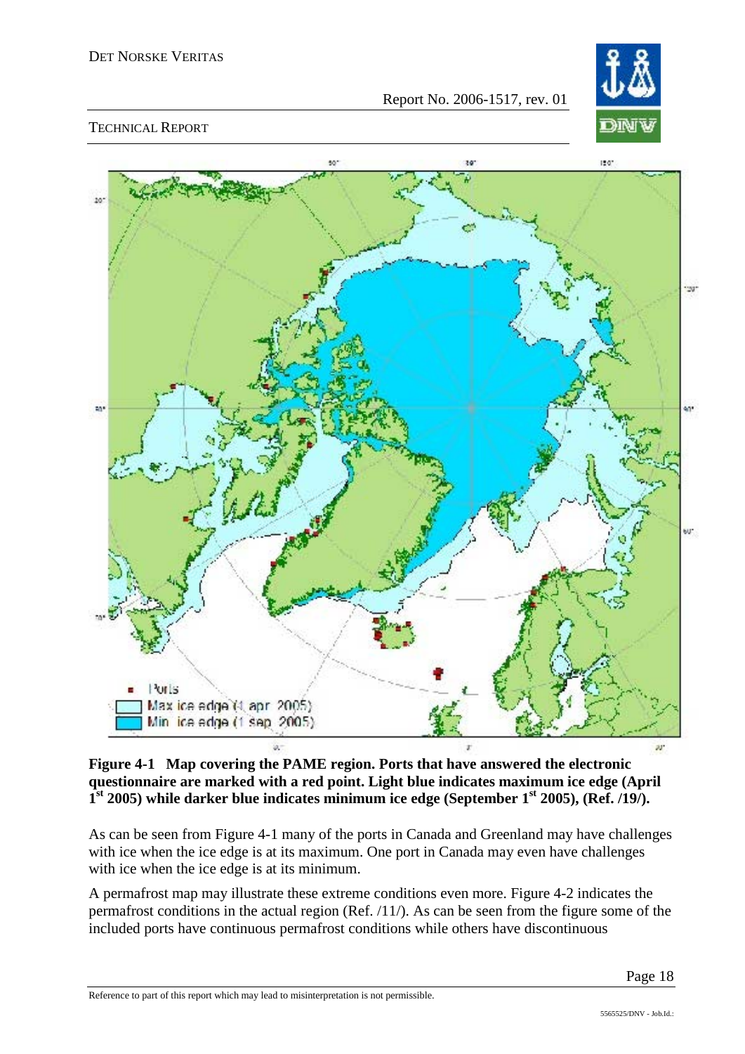**Figure 4-1 Map covering the PAME region. Ports that have answered the electronic questionnaire are marked with a red point. Light blue indicates maximum ice edge (April 1st 2005) while darker blue indicates minimum ice edge (September 1st 2005), (Ref. /19/).**

As can be seen from Figure 4-1 many of the ports in Canada and Greenland may have challenges with ice when the ice edge is at its maximum. One port in Canada may even have challenges with ice when the ice edge is at its minimum.

A permafrost map may illustrate these extreme conditions even more. Figure 4-2 indicates the permafrost conditions in the actual region (Ref. /11/). As can be seen from the figure some of the included ports have continuous permafrost conditions while others have discontinuous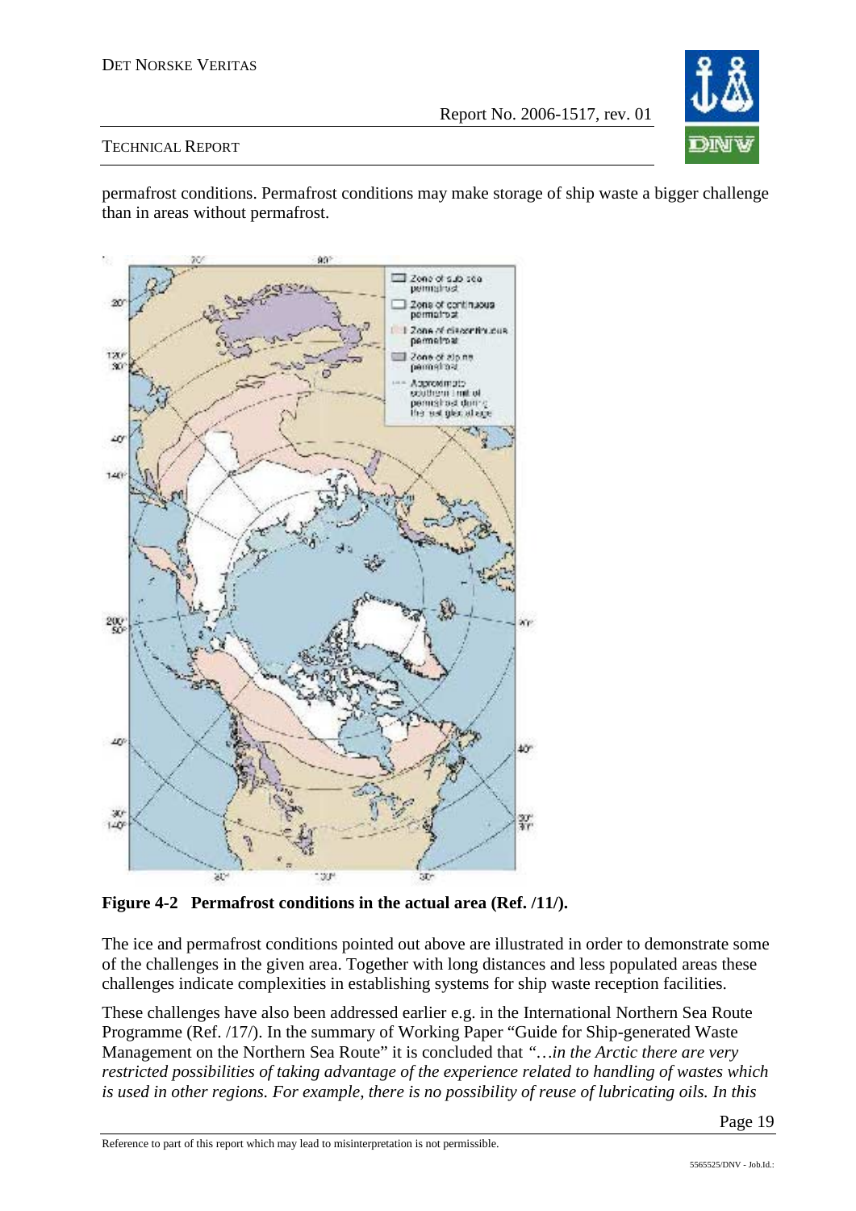permafrost conditions. Permafrost conditions may make storage of ship waste a bigger challenge than in areas without permafrost.

**Figure 4-2 Permafrost conditions in the actual area (Ref. /11/).**

The ice and permafrost conditions pointed out above are illustrated in order to demonstrate some of the challenges in the given area. Together with long distances and less populated areas these challenges indicate complexities in establishing systems for ship waste reception facilities.

These challenges have also been addressed earlier e.g. in the International Northern Sea Route Programme (Ref. /17/). In the summary of Working Paper "Guide for Ship-generated Waste Management on the Northern Sea Route" it is concluded that *"…in the Arctic there are very restricted possibilities of taking advantage of the experience related to handling of wastes which is used in other regions. For example, there is no possibility of reuse of lubricating oils. In this*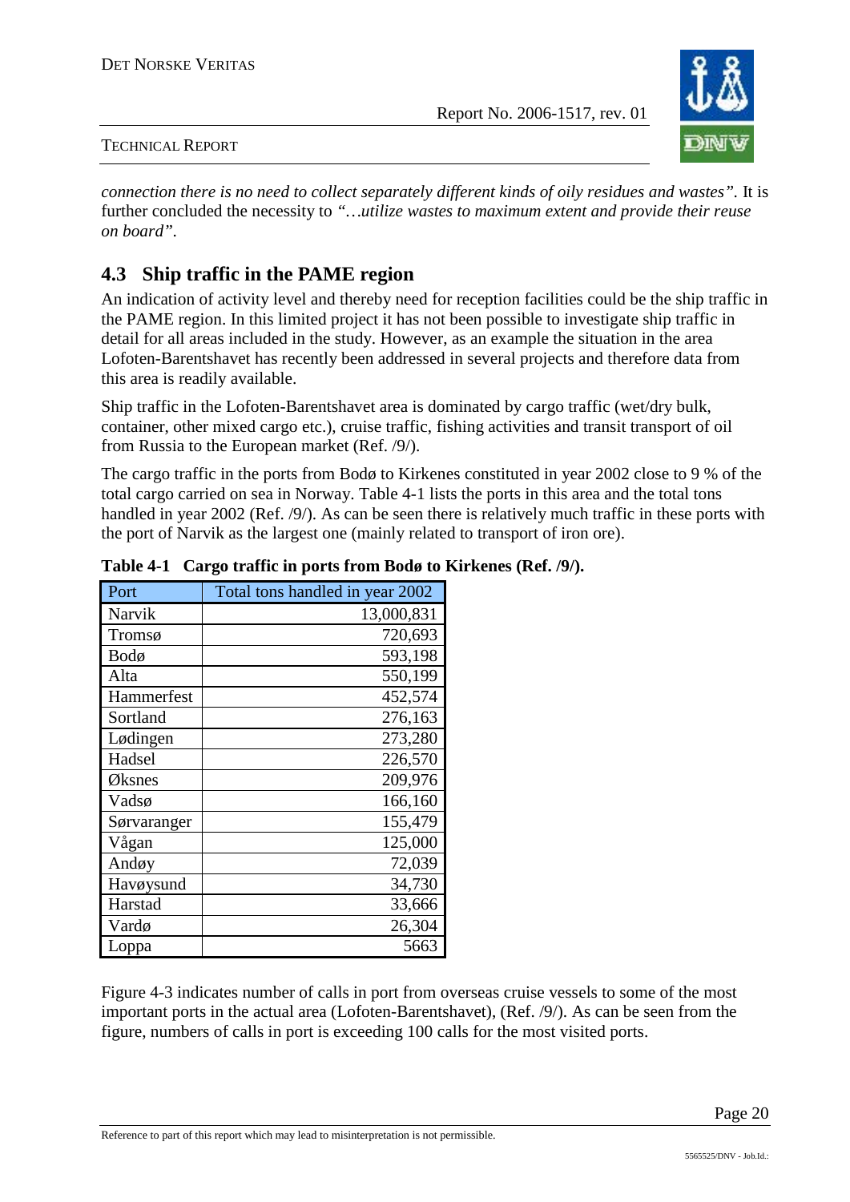*connection there is no need to collect separately different kinds of oily residues and wastes".* It is further concluded the necessity to *"…utilize wastes to maximum extent and provide their reuse on board".*

## 4.3 Ship traffic in the PAME region

An indication of activity level and thereby need for reception facilities could be the ship traffic in the PAME region. In this limited project it has not been possible to investigate ship traffic in detail for all areas included in the study. However, as an example the situation in the area Lofoten-Barentshavet has recently been addressed in several projects and therefore data from this area is readily available.

Ship traffic in the Lofoten-Barentshavet area is dominated by cargo traffic (wet/dry bulk, container, other mixed cargo etc.), cruise traffic, fishing activities and transit transport of oil from Russia to the European market (Ref. /9/).

The cargo traffic in the ports from Bodø to Kirkenes constituted in year 2002 close to 9 % of the total cargo carried on sea in Norway. Table 4-1 lists the ports in this area and the total tons handled in year 2002 (Ref. /9/). As can be seen there is relatively much traffic in these ports with the port of Narvik as the largest one (mainly related to transport of iron ore).

**Table 4-1 Cargo traffic in ports from Bodø to Kirkenes (Ref. /9/).**

| Port | Total tons handled in year 2002 |
|---|---:|
| Narvik | 13,000,831 |
| Tromsø | 720,693 |
| Bodø | 593,198 |
| Alta | 550,199 |
| Hammerfest | 452,574 |
| Sortland | 276,163 |
| Lødingen | 273,280 |
| Hadsel | 226,570 |
| Øksnes | 209,976 |
| Vadsø | 166,160 |
| Sørvaranger | 155,479 |
| Vågan | 125,000 |
| Andøy | 72,039 |
| Havøysund | 34,730 |
| Harstad | 33,666 |
| Vardø | 26,304 |
| Loppa | 5663 |

Figure 4-3 indicates number of calls in port from overseas cruise vessels to some of the most important ports in the actual area (Lofoten-Barentshavet), (Ref. /9/). As can be seen from the figure, numbers of calls in port is exceeding 100 calls for the most visited ports.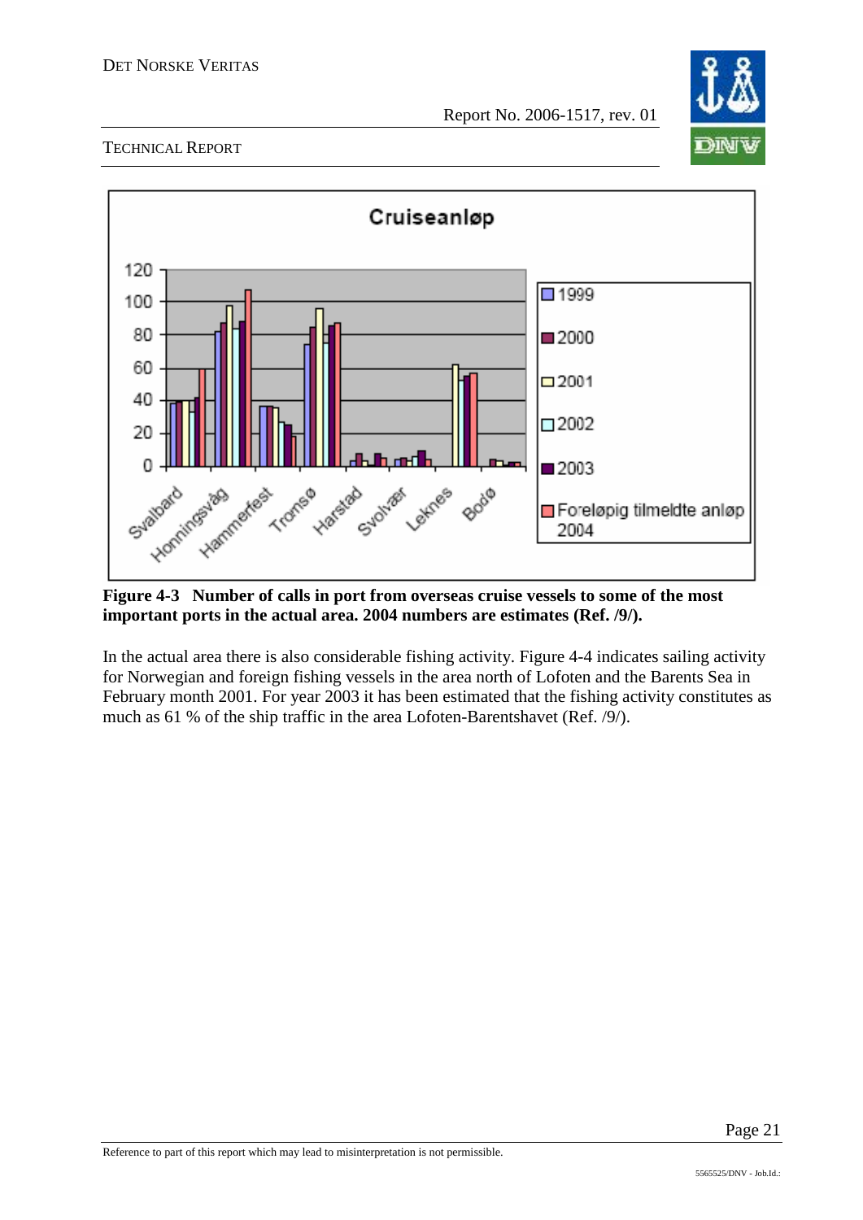**Figure 4-3 Number of calls in port from overseas cruise vessels to some of the most important ports in the actual area. 2004 numbers are estimates (Ref. /9/).**

In the actual area there is also considerable fishing activity. Figure 4-4 indicates sailing activity for Norwegian and foreign fishing vessels in the area north of Lofoten and the Barents Sea in February month 2001. For year 2003 it has been estimated that the fishing activity constitutes as much as 61 % of the ship traffic in the area Lofoten-Barentshavet (Ref. /9/).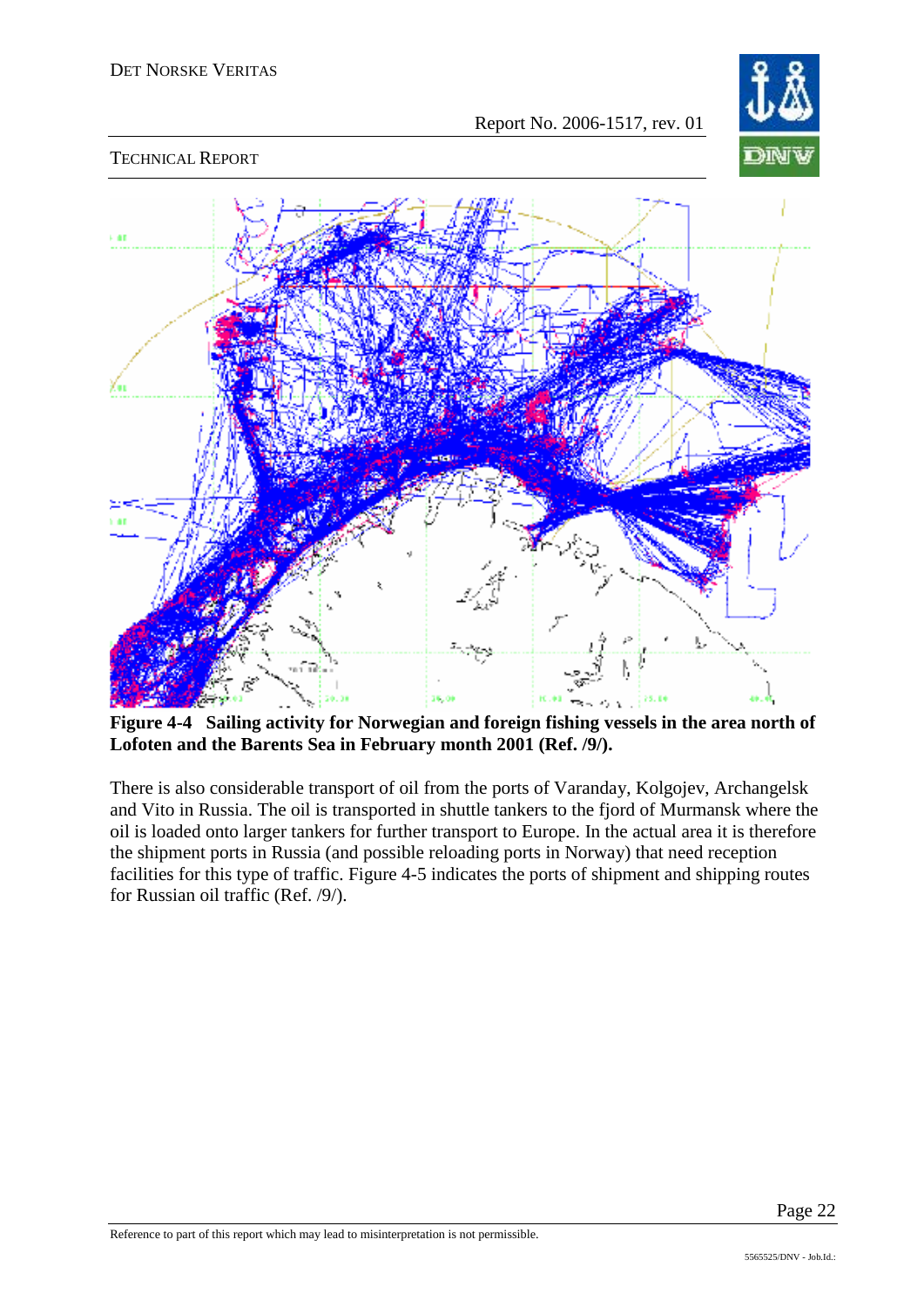**Figure 4-4 Sailing activity for Norwegian and foreign fishing vessels in the area north of Lofoten and the Barents Sea in February month 2001 (Ref. /9/).**

There is also considerable transport of oil from the ports of Varanday, Kolgojev, Archangelsk and Vito in Russia. The oil is transported in shuttle tankers to the fjord of Murmansk where the oil is loaded onto larger tankers for further transport to Europe. In the actual area it is therefore the shipment ports in Russia (and possible reloading ports in Norway) that need reception facilities for this type of traffic. Figure 4-5 indicates the ports of shipment and shipping routes for Russian oil traffic (Ref. /9/).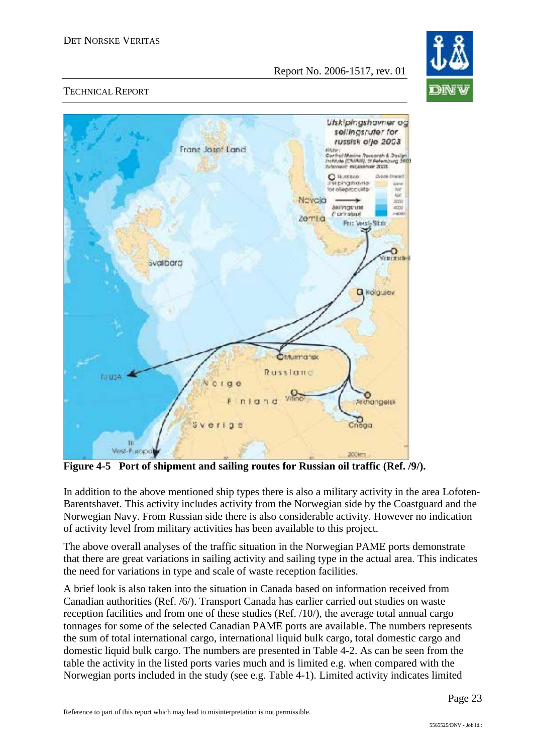Figure 4-5 Port of shipment and sailing routes for Russian oil traffic (Ref. /9/).

In addition to the above mentioned ship types there is also a military activity in the area Lofoten-Barentshavet. This activity includes activity from the Norwegian side by the Coastguard and the Norwegian Navy. From Russian side there is also considerable activity. However no indication of activity level from military activities has been available to this project.

The above overall analyses of the traffic situation in the Norwegian PAME ports demonstrate that there are great variations in sailing activity and sailing type in the actual area. This indicates the need for variations in type and scale of waste reception facilities.

A brief look is also taken into the situation in Canada based on information received from Canadian authorities (Ref. /6/). Transport Canada has earlier carried out studies on waste reception facilities and from one of these studies (Ref. /10/), the average total annual cargo tonnages for some of the selected Canadian PAME ports are available. The numbers represents the sum of total international cargo, international liquid bulk cargo, total domestic cargo and domestic liquid bulk cargo. The numbers are presented in Table 4-2. As can be seen from the table the activity in the listed ports varies much and is limited e.g. when compared with the Norwegian ports included in the study (see e.g. Table 4-1). Limited activity indicates limited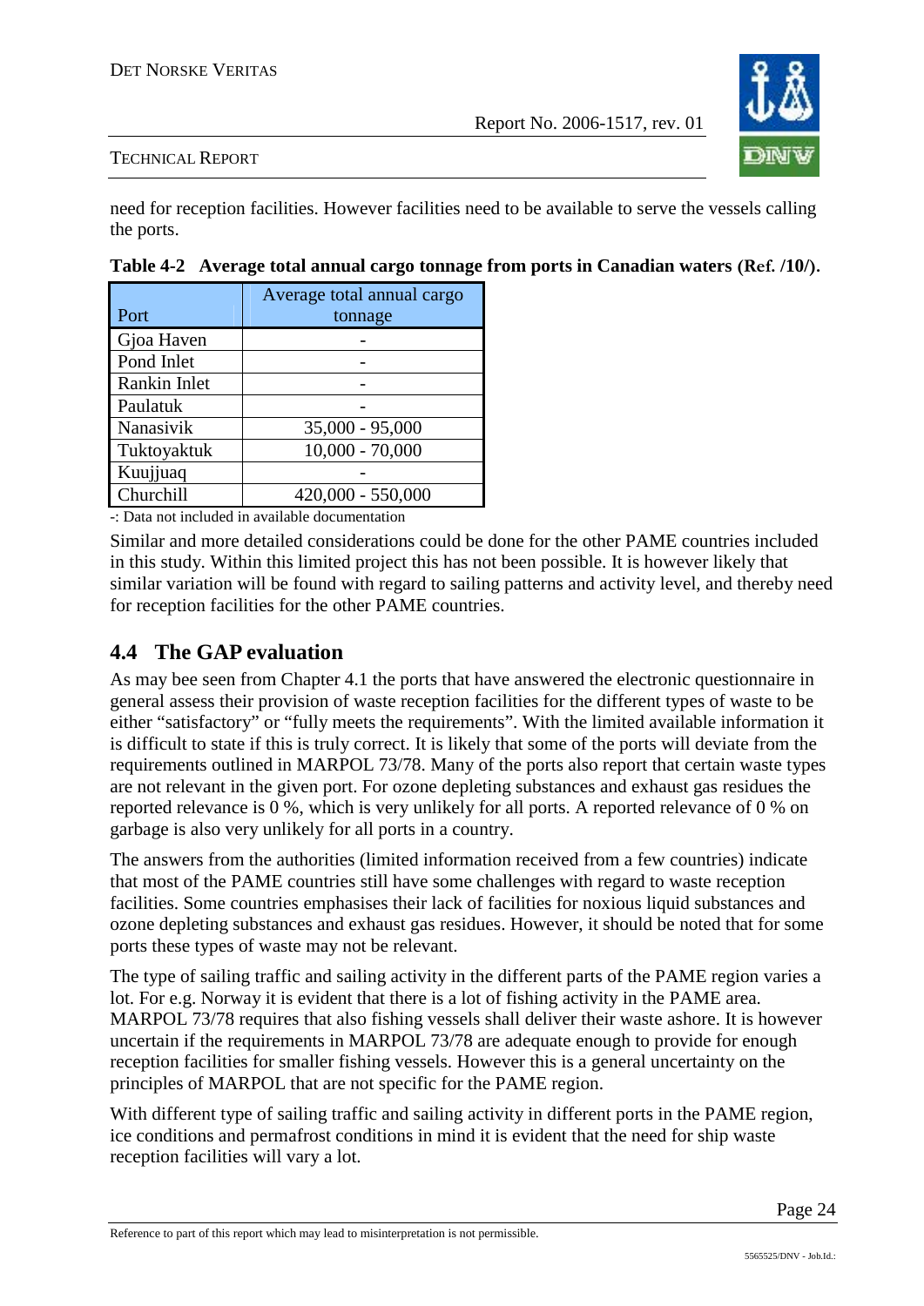need for reception facilities. However facilities need to be available to serve the vessels calling the ports.

**Table 4-2 Average total annual cargo tonnage from ports in Canadian waters (Ref. /10/).**

| Port | Average total annual cargo tonnage |
|---|---|
| Gjoa Haven | - |
| Pond Inlet | - |
| Rankin Inlet | - |
| Paulatuk | - |
| Nanasivik | 35,000 - 95,000 |
| Tuktoyaktuk | 10,000 - 70,000 |
| Kuujjuaq | - |
| Churchill | 420,000 - 550,000 |

-: Data not included in available documentation

Similar and more detailed considerations could be done for the other PAME countries included in this study. Within this limited project this has not been possible. It is however likely that similar variation will be found with regard to sailing patterns and activity level, and thereby need for reception facilities for the other PAME countries.

## 4.4 The GAP evaluation

As may bee seen from Chapter 4.1 the ports that have answered the electronic questionnaire in general assess their provision of waste reception facilities for the different types of waste to be either "satisfactory" or "fully meets the requirements". With the limited available information it is difficult to state if this is truly correct. It is likely that some of the ports will deviate from the requirements outlined in MARPOL 73/78. Many of the ports also report that certain waste types are not relevant in the given port. For ozone depleting substances and exhaust gas residues the reported relevance is 0 %, which is very unlikely for all ports. A reported relevance of 0 % on garbage is also very unlikely for all ports in a country.

The answers from the authorities (limited information received from a few countries) indicate that most of the PAME countries still have some challenges with regard to waste reception facilities. Some countries emphasises their lack of facilities for noxious liquid substances and ozone depleting substances and exhaust gas residues. However, it should be noted that for some ports these types of waste may not be relevant.

The type of sailing traffic and sailing activity in the different parts of the PAME region varies a lot. For e.g. Norway it is evident that there is a lot of fishing activity in the PAME area. MARPOL 73/78 requires that also fishing vessels shall deliver their waste ashore. It is however uncertain if the requirements in MARPOL 73/78 are adequate enough to provide for enough reception facilities for smaller fishing vessels. However this is a general uncertainty on the principles of MARPOL that are not specific for the PAME region.

With different type of sailing traffic and sailing activity in different ports in the PAME region, ice conditions and permafrost conditions in mind it is evident that the need for ship waste reception facilities will vary a lot.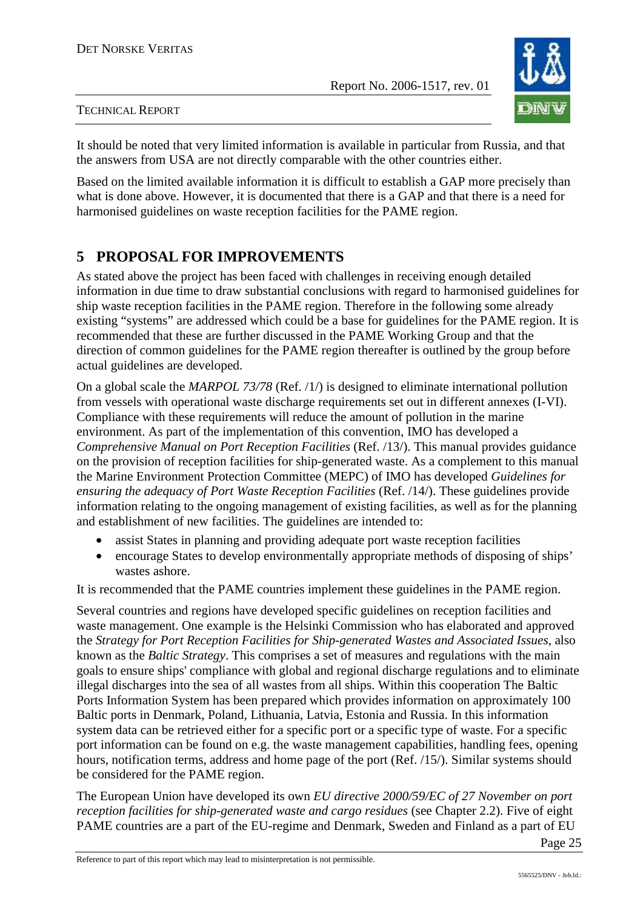It should be noted that very limited information is available in particular from Russia, and that the answers from USA are not directly comparable with the other countries either.

Based on the limited available information it is difficult to establish a GAP more precisely than what is done above. However, it is documented that there is a GAP and that there is a need for harmonised guidelines on waste reception facilities for the PAME region.

# 5 PROPOSAL FOR IMPROVEMENTS

As stated above the project has been faced with challenges in receiving enough detailed information in due time to draw substantial conclusions with regard to harmonised guidelines for ship waste reception facilities in the PAME region. Therefore in the following some already existing “systems” are addressed which could be a base for guidelines for the PAME region. It is recommended that these are further discussed in the PAME Working Group and that the direction of common guidelines for the PAME region thereafter is outlined by the group before actual guidelines are developed.

On a global scale the *MARPOL 73/78* (Ref. /1/) is designed to eliminate international pollution from vessels with operational waste discharge requirements set out in different annexes (I-VI). Compliance with these requirements will reduce the amount of pollution in the marine environment. As part of the implementation of this convention, IMO has developed a *Comprehensive Manual on Port Reception Facilities* (Ref. /13/). This manual provides guidance on the provision of reception facilities for ship-generated waste. As a complement to this manual the Marine Environment Protection Committee (MEPC) of IMO has developed *Guidelines for ensuring the adequacy of Port Waste Reception Facilities* (Ref. /14/). These guidelines provide information relating to the ongoing management of existing facilities, as well as for the planning and establishment of new facilities. The guidelines are intended to:

- assist States in planning and providing adequate port waste reception facilities
- encourage States to develop environmentally appropriate methods of disposing of ships’ wastes ashore.

It is recommended that the PAME countries implement these guidelines in the PAME region.

Several countries and regions have developed specific guidelines on reception facilities and waste management. One example is the Helsinki Commission who has elaborated and approved the *Strategy for Port Reception Facilities for Ship-generated Wastes and Associated Issues*, also known as the *Baltic Strategy*. This comprises a set of measures and regulations with the main goals to ensure ships' compliance with global and regional discharge regulations and to eliminate illegal discharges into the sea of all wastes from all ships. Within this cooperation The Baltic Ports Information System has been prepared which provides information on approximately 100 Baltic ports in Denmark, Poland, Lithuania, Latvia, Estonia and Russia. In this information system data can be retrieved either for a specific port or a specific type of waste. For a specific port information can be found on e.g. the waste management capabilities, handling fees, opening hours, notification terms, address and home page of the port (Ref. /15/). Similar systems should be considered for the PAME region.

The European Union have developed its own *EU directive 2000/59/EC of 27 November on port reception facilities for ship-generated waste and cargo residues* (see Chapter 2.2). Five of eight PAME countries are a part of the EU-regime and Denmark, Sweden and Finland as a part of EU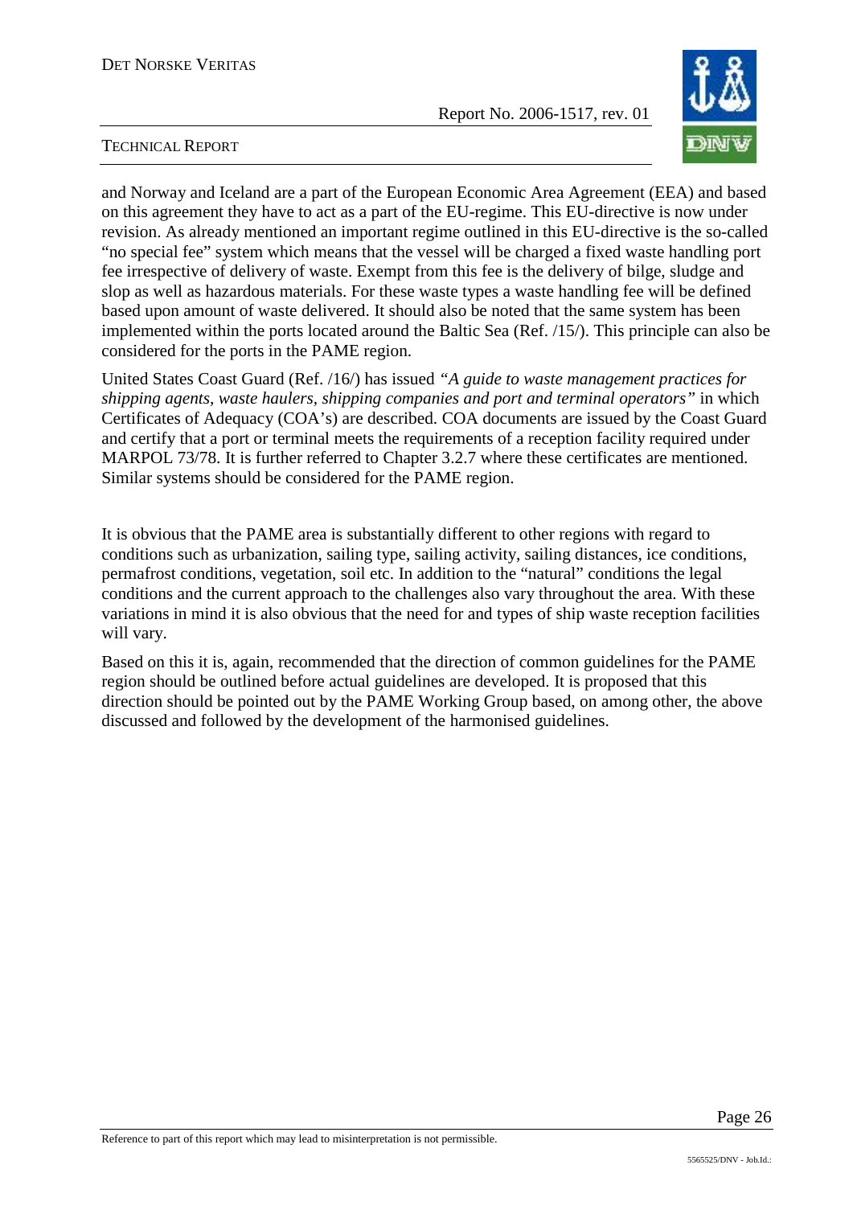and Norway and Iceland are a part of the European Economic Area Agreement (EEA) and based on this agreement they have to act as a part of the EU-regime. This EU-directive is now under revision. As already mentioned an important regime outlined in this EU-directive is the so-called "no special fee" system which means that the vessel will be charged a fixed waste handling port fee irrespective of delivery of waste. Exempt from this fee is the delivery of bilge, sludge and slop as well as hazardous materials. For these waste types a waste handling fee will be defined based upon amount of waste delivered. It should also be noted that the same system has been implemented within the ports located around the Baltic Sea (Ref. /15/). This principle can also be considered for the ports in the PAME region.

United States Coast Guard (Ref. /16/) has issued *"A guide to waste management practices for shipping agents, waste haulers, shipping companies and port and terminal operators"* in which Certificates of Adequacy (COA's) are described. COA documents are issued by the Coast Guard and certify that a port or terminal meets the requirements of a reception facility required under MARPOL 73/78. It is further referred to Chapter 3.2.7 where these certificates are mentioned. Similar systems should be considered for the PAME region.

It is obvious that the PAME area is substantially different to other regions with regard to conditions such as urbanization, sailing type, sailing activity, sailing distances, ice conditions, permafrost conditions, vegetation, soil etc. In addition to the "natural" conditions the legal conditions and the current approach to the challenges also vary throughout the area. With these variations in mind it is also obvious that the need for and types of ship waste reception facilities will vary.

Based on this it is, again, recommended that the direction of common guidelines for the PAME region should be outlined before actual guidelines are developed. It is proposed that this direction should be pointed out by the PAME Working Group based, on among other, the above discussed and followed by the development of the harmonised guidelines.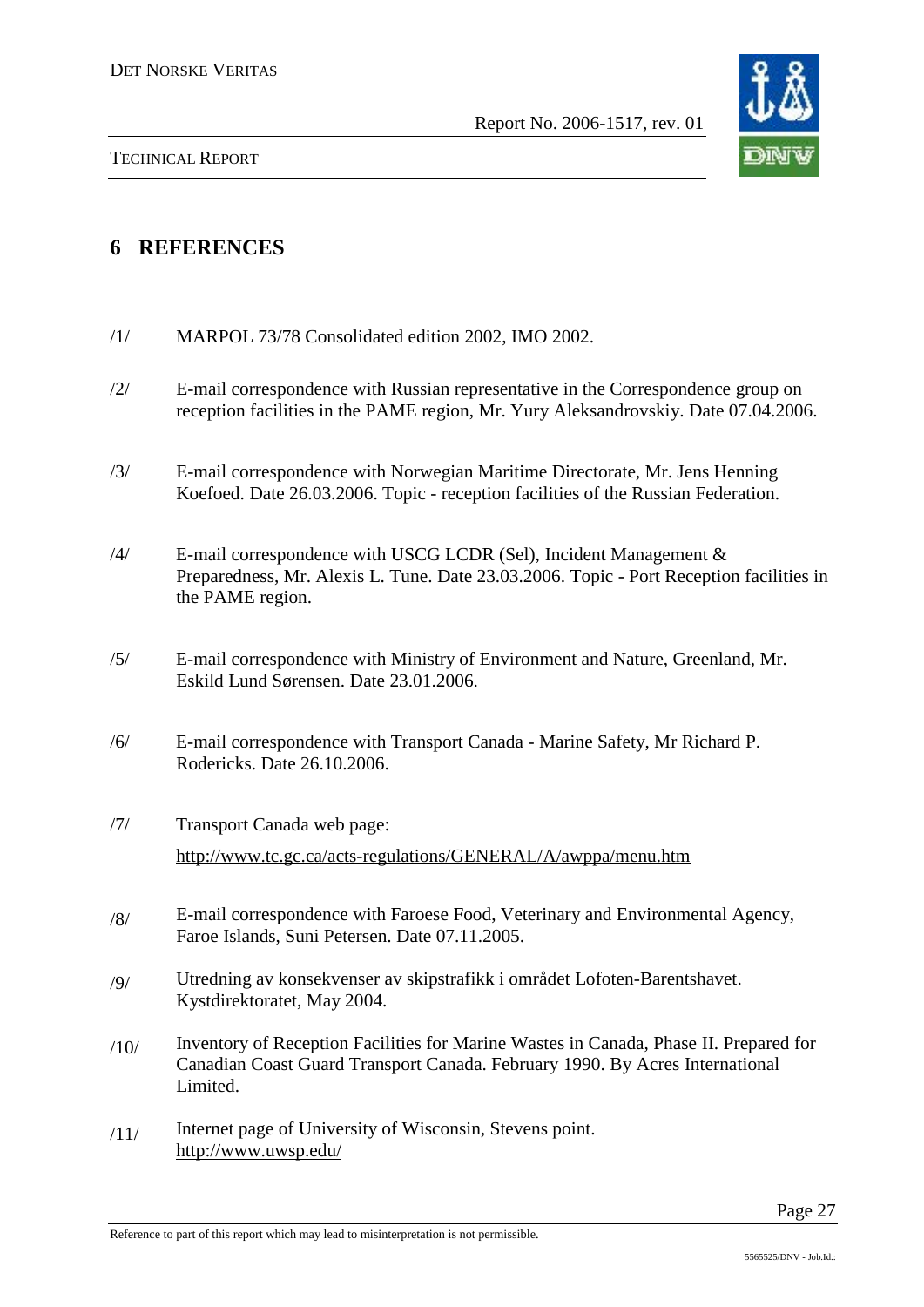# 6 REFERENCES

/1/ MARPOL 73/78 Consolidated edition 2002, IMO 2002.

/2/ E-mail correspondence with Russian representative in the Correspondence group on reception facilities in the PAME region, Mr. Yury Aleksandrovskiy. Date 07.04.2006.

/3/ E-mail correspondence with Norwegian Maritime Directorate, Mr. Jens Henning Koefoed. Date 26.03.2006. Topic - reception facilities of the Russian Federation.

/4/ E-mail correspondence with USCG LCDR (Sel), Incident Management & Preparedness, Mr. Alexis L. Tune. Date 23.03.2006. Topic - Port Reception facilities in the PAME region.

/5/ E-mail correspondence with Ministry of Environment and Nature, Greenland, Mr. Eskild Lund Sørensen. Date 23.01.2006.

/6/ E-mail correspondence with Transport Canada - Marine Safety, Mr Richard P. Rodericks. Date 26.10.2006.

/7/ Transport Canada web page:

http://www.tc.gc.ca/acts-regulations/GENERAL/A/awppa/menu.htm

/8/ E-mail correspondence with Faroese Food, Veterinary and Environmental Agency, Faroe Islands, Suni Petersen. Date 07.11.2005.

/9/ Utredning av konsekvenser av skipstrafikk i området Lofoten-Barentshavet. Kystdirektoratet, May 2004.

/10/ Inventory of Reception Facilities for Marine Wastes in Canada, Phase II. Prepared for Canadian Coast Guard Transport Canada. February 1990. By Acres International Limited.

/11/ Internet page of University of Wisconsin, Stevens point. http://www.uwsp.edu/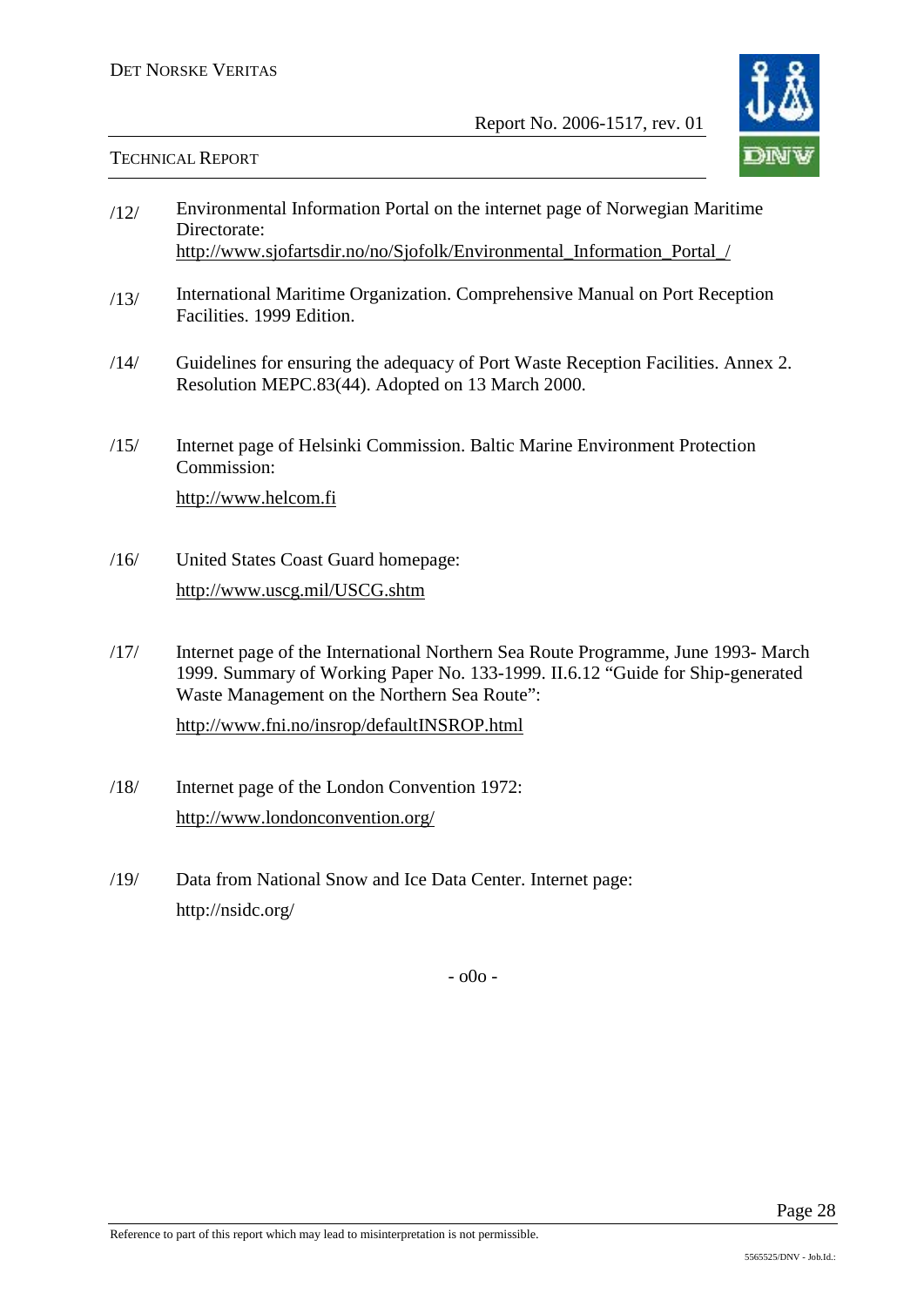/12/ Environmental Information Portal on the internet page of Norwegian Maritime Directorate:
http://www.sjofartsdir.no/no/Sjofolk/Environmental_Information_Portal_/

/13/ International Maritime Organization. Comprehensive Manual on Port Reception Facilities. 1999 Edition.

/14/ Guidelines for ensuring the adequacy of Port Waste Reception Facilities. Annex 2. Resolution MEPC.83(44). Adopted on 13 March 2000.

/15/ Internet page of Helsinki Commission. Baltic Marine Environment Protection Commission:
http://www.helcom.fi

/16/ United States Coast Guard homepage:
http://www.uscg.mil/USCG.shtm

/17/ Internet page of the International Northern Sea Route Programme, June 1993- March 1999. Summary of Working Paper No. 133-1999. II.6.12 "Guide for Ship-generated Waste Management on the Northern Sea Route":
http://www.fni.no/insrop/defaultINSROP.html

/18/ Internet page of the London Convention 1972:
http://www.londonconvention.org/

/19/ Data from National Snow and Ice Data Center. Internet page:
http://nsidc.org/

- o0o -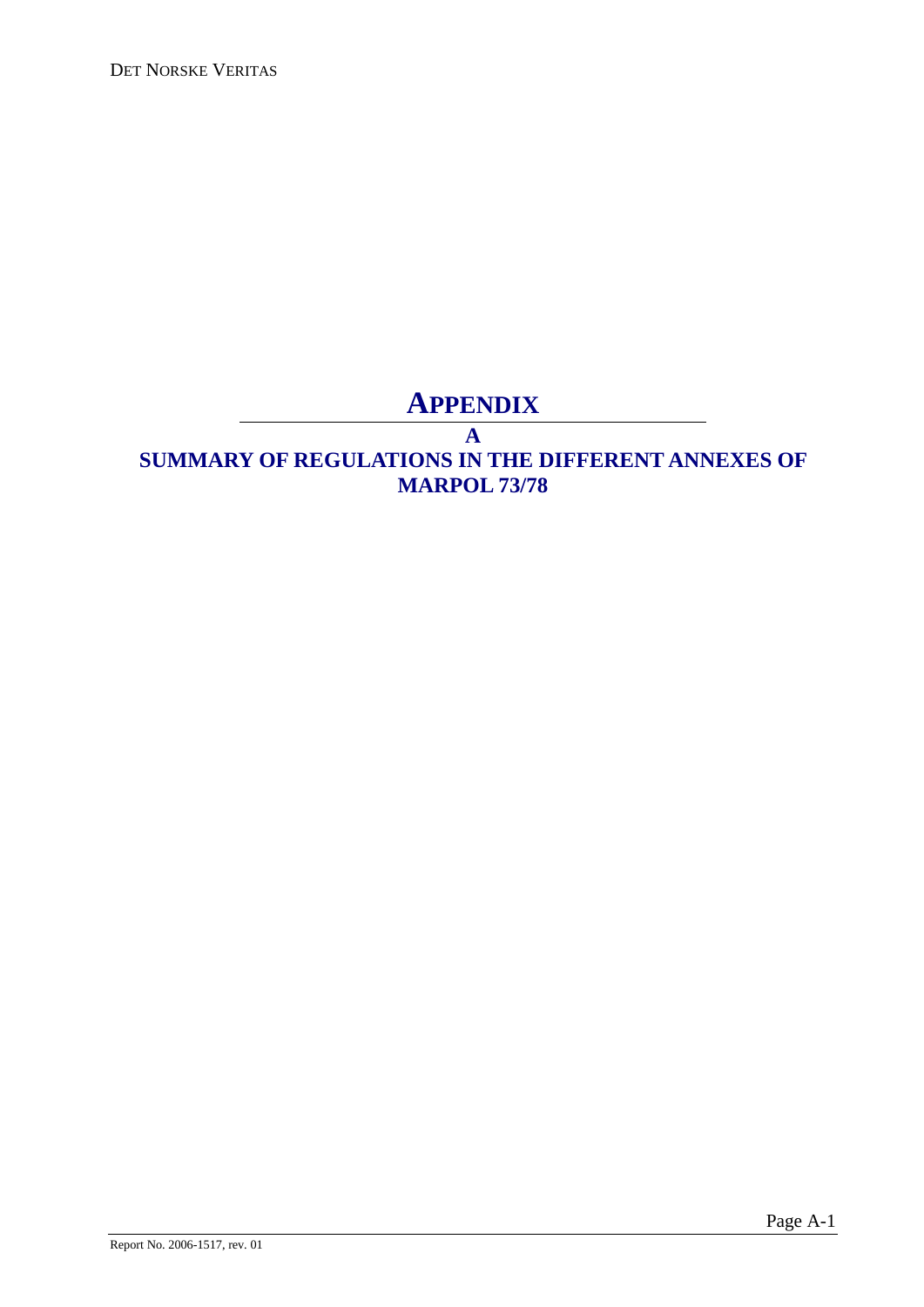# APPENDIX

# A

# SUMMARY OF REGULATIONS IN THE DIFFERENT ANNEXES OF MARPOL 73/78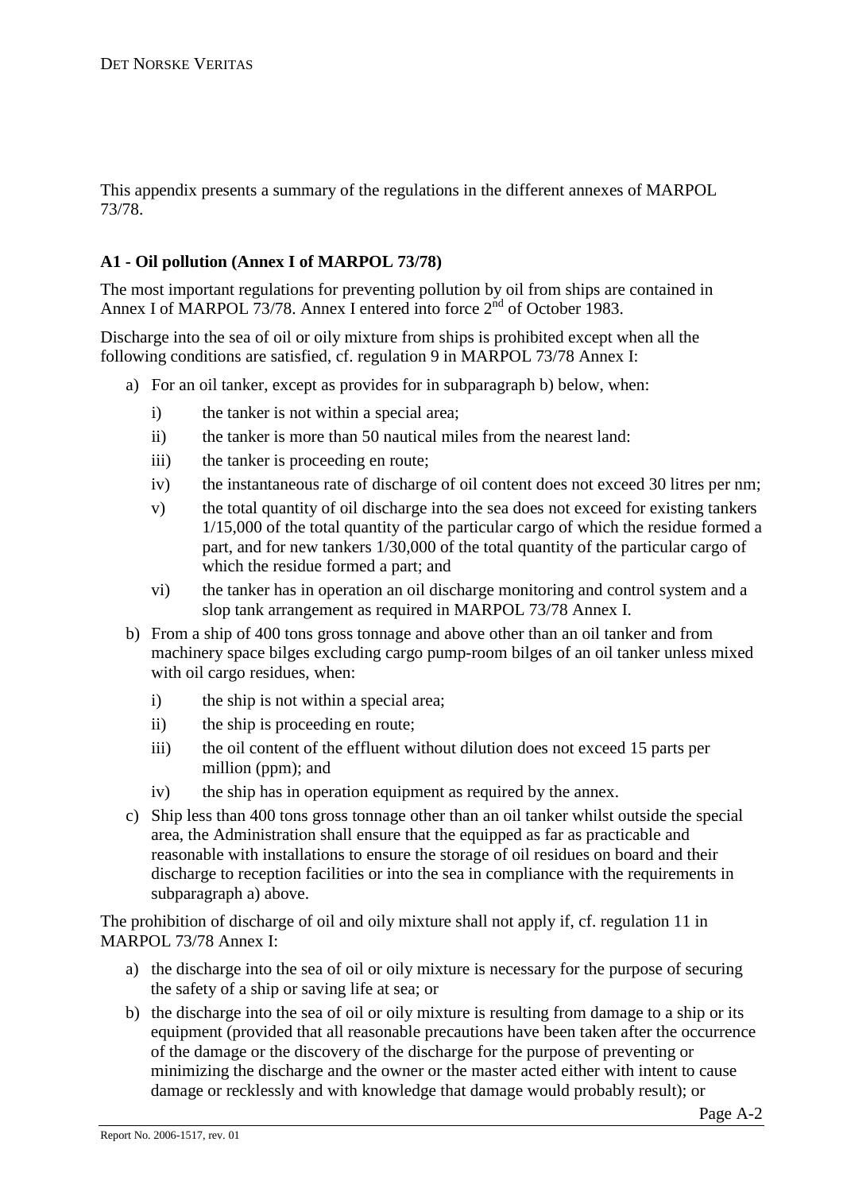This appendix presents a summary of the regulations in the different annexes of MARPOL 73/78.

**A1 - Oil pollution (Annex I of MARPOL 73/78)**

The most important regulations for preventing pollution by oil from ships are contained in Annex I of MARPOL 73/78. Annex I entered into force 2nd of October 1983.

Discharge into the sea of oil or oily mixture from ships is prohibited except when all the following conditions are satisfied, cf. regulation 9 in MARPOL 73/78 Annex I:

a) For an oil tanker, except as provides for in subparagraph b) below, when:
   - i) the tanker is not within a special area;
   - ii) the tanker is more than 50 nautical miles from the nearest land:
   - iii) the tanker is proceeding en route;
   - iv) the instantaneous rate of discharge of oil content does not exceed 30 litres per nm;
   - v) the total quantity of oil discharge into the sea does not exceed for existing tankers 1/15,000 of the total quantity of the particular cargo of which the residue formed a part, and for new tankers 1/30,000 of the total quantity of the particular cargo of which the residue formed a part; and
   - vi) the tanker has in operation an oil discharge monitoring and control system and a slop tank arrangement as required in MARPOL 73/78 Annex I.

b) From a ship of 400 tons gross tonnage and above other than an oil tanker and from machinery space bilges excluding cargo pump-room bilges of an oil tanker unless mixed with oil cargo residues, when:
   - i) the ship is not within a special area;
   - ii) the ship is proceeding en route;
   - iii) the oil content of the effluent without dilution does not exceed 15 parts per million (ppm); and
   - iv) the ship has in operation equipment as required by the annex.

c) Ship less than 400 tons gross tonnage other than an oil tanker whilst outside the special area, the Administration shall ensure that the equipped as far as practicable and reasonable with installations to ensure the storage of oil residues on board and their discharge to reception facilities or into the sea in compliance with the requirements in subparagraph a) above.

The prohibition of discharge of oil and oily mixture shall not apply if, cf. regulation 11 in MARPOL 73/78 Annex I:

a) the discharge into the sea of oil or oily mixture is necessary for the purpose of securing the safety of a ship or saving life at sea; or

b) the discharge into the sea of oil or oily mixture is resulting from damage to a ship or its equipment (provided that all reasonable precautions have been taken after the occurrence of the damage or the discovery of the discharge for the purpose of preventing or minimizing the discharge and the owner or the master acted either with intent to cause damage or recklessly and with knowledge that damage would probably result); or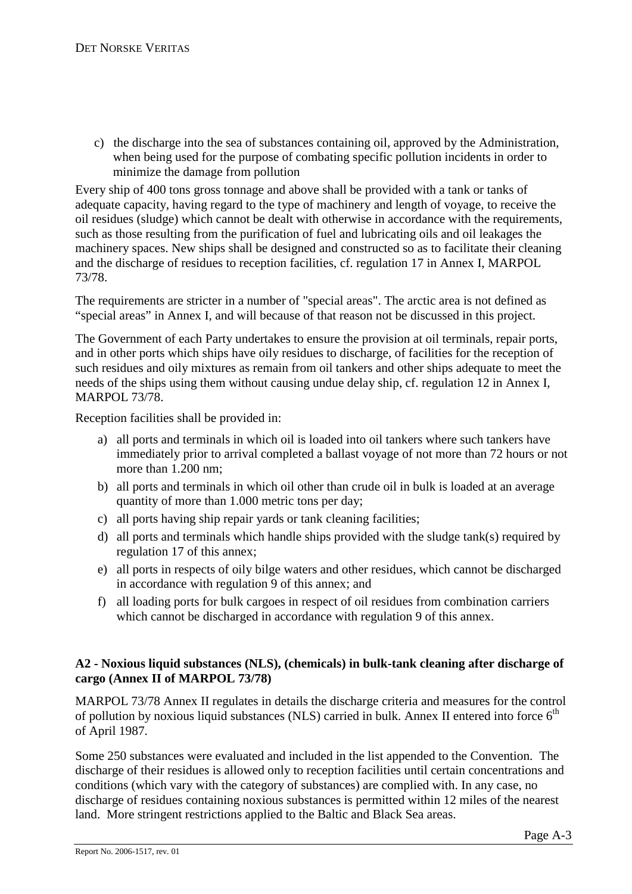c) the discharge into the sea of substances containing oil, approved by the Administration, when being used for the purpose of combating specific pollution incidents in order to minimize the damage from pollution

Every ship of 400 tons gross tonnage and above shall be provided with a tank or tanks of adequate capacity, having regard to the type of machinery and length of voyage, to receive the oil residues (sludge) which cannot be dealt with otherwise in accordance with the requirements, such as those resulting from the purification of fuel and lubricating oils and oil leakages the machinery spaces. New ships shall be designed and constructed so as to facilitate their cleaning and the discharge of residues to reception facilities, cf. regulation 17 in Annex I, MARPOL 73/78.

The requirements are stricter in a number of "special areas". The arctic area is not defined as "special areas" in Annex I, and will because of that reason not be discussed in this project.

The Government of each Party undertakes to ensure the provision at oil terminals, repair ports, and in other ports which ships have oily residues to discharge, of facilities for the reception of such residues and oily mixtures as remain from oil tankers and other ships adequate to meet the needs of the ships using them without causing undue delay ship, cf. regulation 12 in Annex I, MARPOL 73/78.

Reception facilities shall be provided in:

a) all ports and terminals in which oil is loaded into oil tankers where such tankers have immediately prior to arrival completed a ballast voyage of not more than 72 hours or not more than 1.200 nm;
b) all ports and terminals in which oil other than crude oil in bulk is loaded at an average quantity of more than 1.000 metric tons per day;
c) all ports having ship repair yards or tank cleaning facilities;
d) all ports and terminals which handle ships provided with the sludge tank(s) required by regulation 17 of this annex;
e) all ports in respects of oily bilge waters and other residues, which cannot be discharged in accordance with regulation 9 of this annex; and
f) all loading ports for bulk cargoes in respect of oil residues from combination carriers which cannot be discharged in accordance with regulation 9 of this annex.

**A2 - Noxious liquid substances (NLS), (chemicals) in bulk-tank cleaning after discharge of cargo (Annex II of MARPOL 73/78)**

MARPOL 73/78 Annex II regulates in details the discharge criteria and measures for the control of pollution by noxious liquid substances (NLS) carried in bulk. Annex II entered into force 6th of April 1987.

Some 250 substances were evaluated and included in the list appended to the Convention. The discharge of their residues is allowed only to reception facilities until certain concentrations and conditions (which vary with the category of substances) are complied with. In any case, no discharge of residues containing noxious substances is permitted within 12 miles of the nearest land. More stringent restrictions applied to the Baltic and Black Sea areas.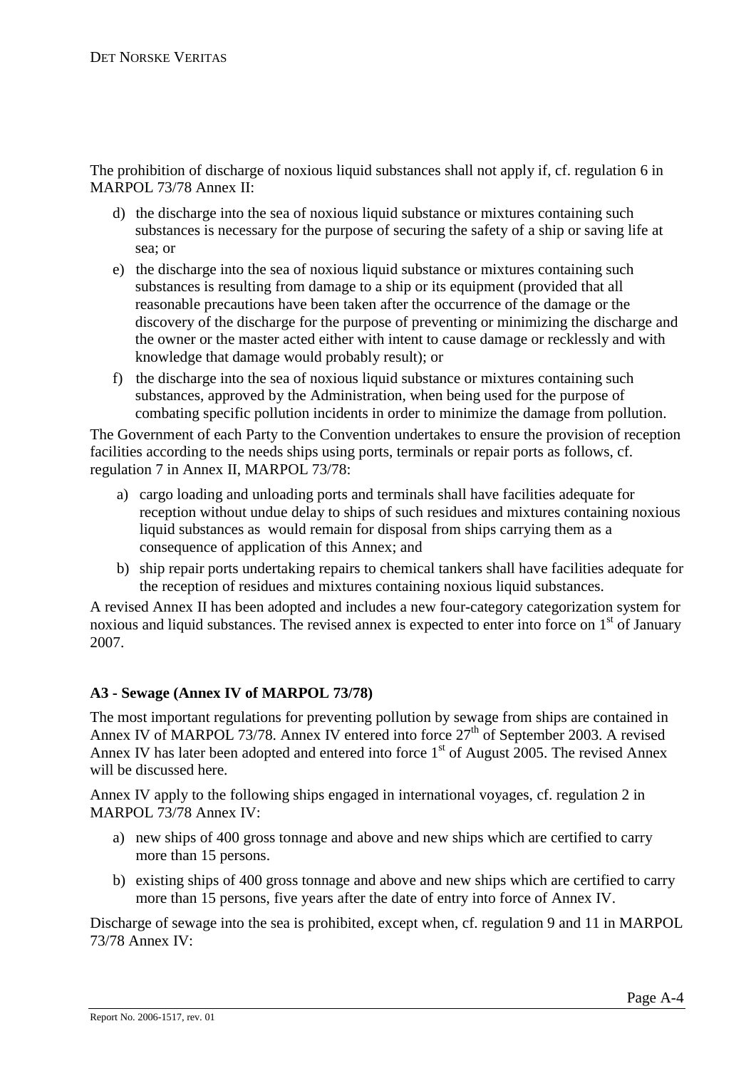The prohibition of discharge of noxious liquid substances shall not apply if, cf. regulation 6 in MARPOL 73/78 Annex II:

d) the discharge into the sea of noxious liquid substance or mixtures containing such substances is necessary for the purpose of securing the safety of a ship or saving life at sea; or

e) the discharge into the sea of noxious liquid substance or mixtures containing such substances is resulting from damage to a ship or its equipment (provided that all reasonable precautions have been taken after the occurrence of the damage or the discovery of the discharge for the purpose of preventing or minimizing the discharge and the owner or the master acted either with intent to cause damage or recklessly and with knowledge that damage would probably result); or

f) the discharge into the sea of noxious liquid substance or mixtures containing such substances, approved by the Administration, when being used for the purpose of combating specific pollution incidents in order to minimize the damage from pollution.

The Government of each Party to the Convention undertakes to ensure the provision of reception facilities according to the needs ships using ports, terminals or repair ports as follows, cf. regulation 7 in Annex II, MARPOL 73/78:

a) cargo loading and unloading ports and terminals shall have facilities adequate for reception without undue delay to ships of such residues and mixtures containing noxious liquid substances as would remain for disposal from ships carrying them as a consequence of application of this Annex; and

b) ship repair ports undertaking repairs to chemical tankers shall have facilities adequate for the reception of residues and mixtures containing noxious liquid substances.

A revised Annex II has been adopted and includes a new four-category categorization system for noxious and liquid substances. The revised annex is expected to enter into force on 1st of January 2007.

### A3 - Sewage (Annex IV of MARPOL 73/78)

The most important regulations for preventing pollution by sewage from ships are contained in Annex IV of MARPOL 73/78. Annex IV entered into force 27th of September 2003. A revised Annex IV has later been adopted and entered into force 1st of August 2005. The revised Annex will be discussed here.

Annex IV apply to the following ships engaged in international voyages, cf. regulation 2 in MARPOL 73/78 Annex IV:

a) new ships of 400 gross tonnage and above and new ships which are certified to carry more than 15 persons.

b) existing ships of 400 gross tonnage and above and new ships which are certified to carry more than 15 persons, five years after the date of entry into force of Annex IV.

Discharge of sewage into the sea is prohibited, except when, cf. regulation 9 and 11 in MARPOL 73/78 Annex IV: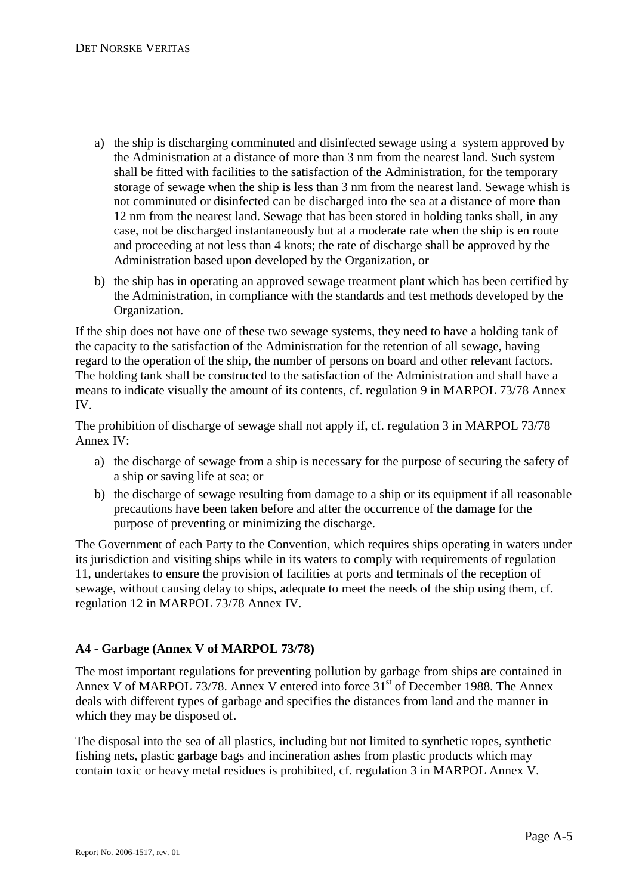a) the ship is discharging comminuted and disinfected sewage using a  system approved by the Administration at a distance of more than 3 nm from the nearest land. Such system shall be fitted with facilities to the satisfaction of the Administration, for the temporary storage of sewage when the ship is less than 3 nm from the nearest land. Sewage whish is not comminuted or disinfected can be discharged into the sea at a distance of more than 12 nm from the nearest land. Sewage that has been stored in holding tanks shall, in any case, not be discharged instantaneously but at a moderate rate when the ship is en route and proceeding at not less than 4 knots; the rate of discharge shall be approved by the Administration based upon developed by the Organization, or

b) the ship has in operating an approved sewage treatment plant which has been certified by the Administration, in compliance with the standards and test methods developed by the Organization.

If the ship does not have one of these two sewage systems, they need to have a holding tank of the capacity to the satisfaction of the Administration for the retention of all sewage, having regard to the operation of the ship, the number of persons on board and other relevant factors. The holding tank shall be constructed to the satisfaction of the Administration and shall have a means to indicate visually the amount of its contents, cf. regulation 9 in MARPOL 73/78 Annex IV.

The prohibition of discharge of sewage shall not apply if, cf. regulation 3 in MARPOL 73/78 Annex IV:

a) the discharge of sewage from a ship is necessary for the purpose of securing the safety of a ship or saving life at sea; or

b) the discharge of sewage resulting from damage to a ship or its equipment if all reasonable precautions have been taken before and after the occurrence of the damage for the purpose of preventing or minimizing the discharge.

The Government of each Party to the Convention, which requires ships operating in waters under its jurisdiction and visiting ships while in its waters to comply with requirements of regulation 11, undertakes to ensure the provision of facilities at ports and terminals of the reception of sewage, without causing delay to ships, adequate to meet the needs of the ship using them, cf. regulation 12 in MARPOL 73/78 Annex IV.

### A4 - Garbage (Annex V of MARPOL 73/78)

The most important regulations for preventing pollution by garbage from ships are contained in Annex V of MARPOL 73/78. Annex V entered into force 31st of December 1988. The Annex deals with different types of garbage and specifies the distances from land and the manner in which they may be disposed of.

The disposal into the sea of all plastics, including but not limited to synthetic ropes, synthetic fishing nets, plastic garbage bags and incineration ashes from plastic products which may contain toxic or heavy metal residues is prohibited, cf. regulation 3 in MARPOL Annex V.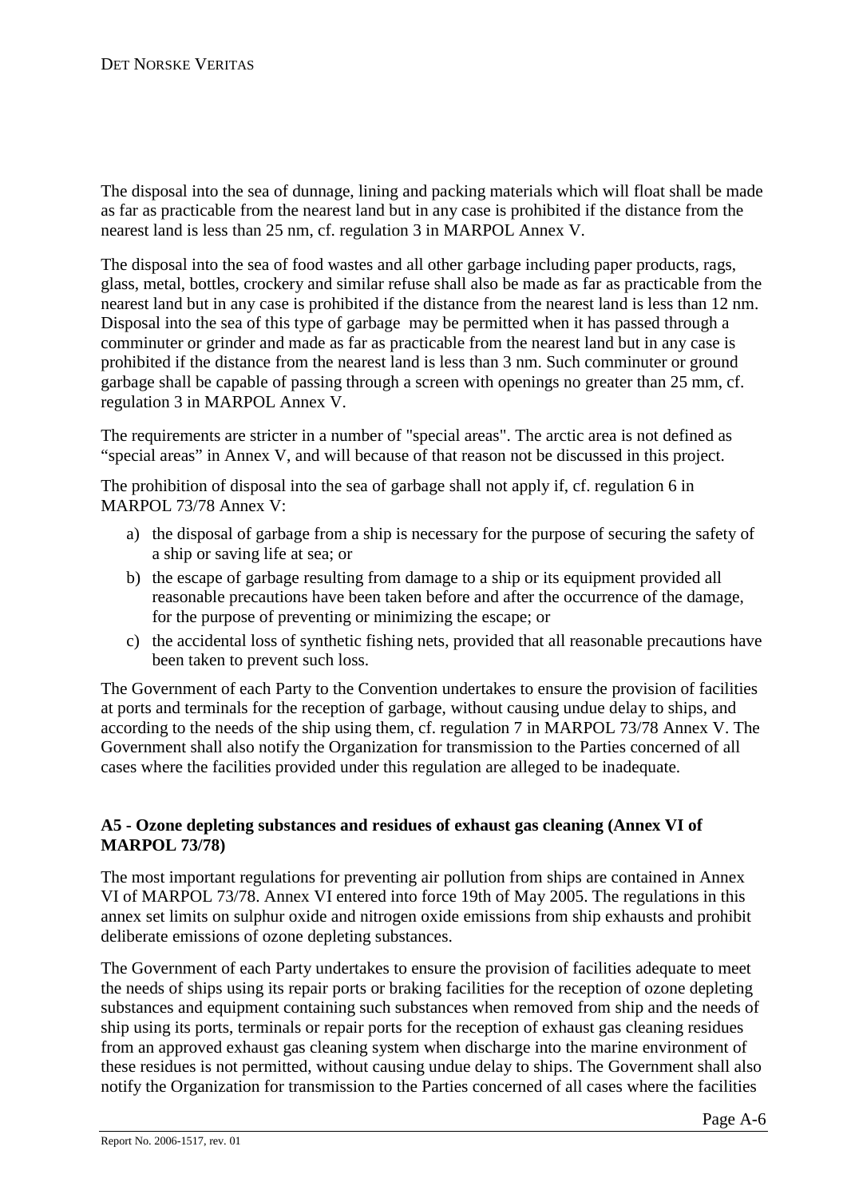The disposal into the sea of dunnage, lining and packing materials which will float shall be made as far as practicable from the nearest land but in any case is prohibited if the distance from the nearest land is less than 25 nm, cf. regulation 3 in MARPOL Annex V.

The disposal into the sea of food wastes and all other garbage including paper products, rags, glass, metal, bottles, crockery and similar refuse shall also be made as far as practicable from the nearest land but in any case is prohibited if the distance from the nearest land is less than 12 nm. Disposal into the sea of this type of garbage may be permitted when it has passed through a comminuter or grinder and made as far as practicable from the nearest land but in any case is prohibited if the distance from the nearest land is less than 3 nm. Such comminuter or ground garbage shall be capable of passing through a screen with openings no greater than 25 mm, cf. regulation 3 in MARPOL Annex V.

The requirements are stricter in a number of "special areas". The arctic area is not defined as "special areas" in Annex V, and will because of that reason not be discussed in this project.

The prohibition of disposal into the sea of garbage shall not apply if, cf. regulation 6 in MARPOL 73/78 Annex V:

a) the disposal of garbage from a ship is necessary for the purpose of securing the safety of a ship or saving life at sea; or
b) the escape of garbage resulting from damage to a ship or its equipment provided all reasonable precautions have been taken before and after the occurrence of the damage, for the purpose of preventing or minimizing the escape; or
c) the accidental loss of synthetic fishing nets, provided that all reasonable precautions have been taken to prevent such loss.

The Government of each Party to the Convention undertakes to ensure the provision of facilities at ports and terminals for the reception of garbage, without causing undue delay to ships, and according to the needs of the ship using them, cf. regulation 7 in MARPOL 73/78 Annex V. The Government shall also notify the Organization for transmission to the Parties concerned of all cases where the facilities provided under this regulation are alleged to be inadequate.

**A5 - Ozone depleting substances and residues of exhaust gas cleaning (Annex VI of MARPOL 73/78)**

The most important regulations for preventing air pollution from ships are contained in Annex VI of MARPOL 73/78. Annex VI entered into force 19th of May 2005. The regulations in this annex set limits on sulphur oxide and nitrogen oxide emissions from ship exhausts and prohibit deliberate emissions of ozone depleting substances.

The Government of each Party undertakes to ensure the provision of facilities adequate to meet the needs of ships using its repair ports or braking facilities for the reception of ozone depleting substances and equipment containing such substances when removed from ship and the needs of ship using its ports, terminals or repair ports for the reception of exhaust gas cleaning residues from an approved exhaust gas cleaning system when discharge into the marine environment of these residues is not permitted, without causing undue delay to ships. The Government shall also notify the Organization for transmission to the Parties concerned of all cases where the facilities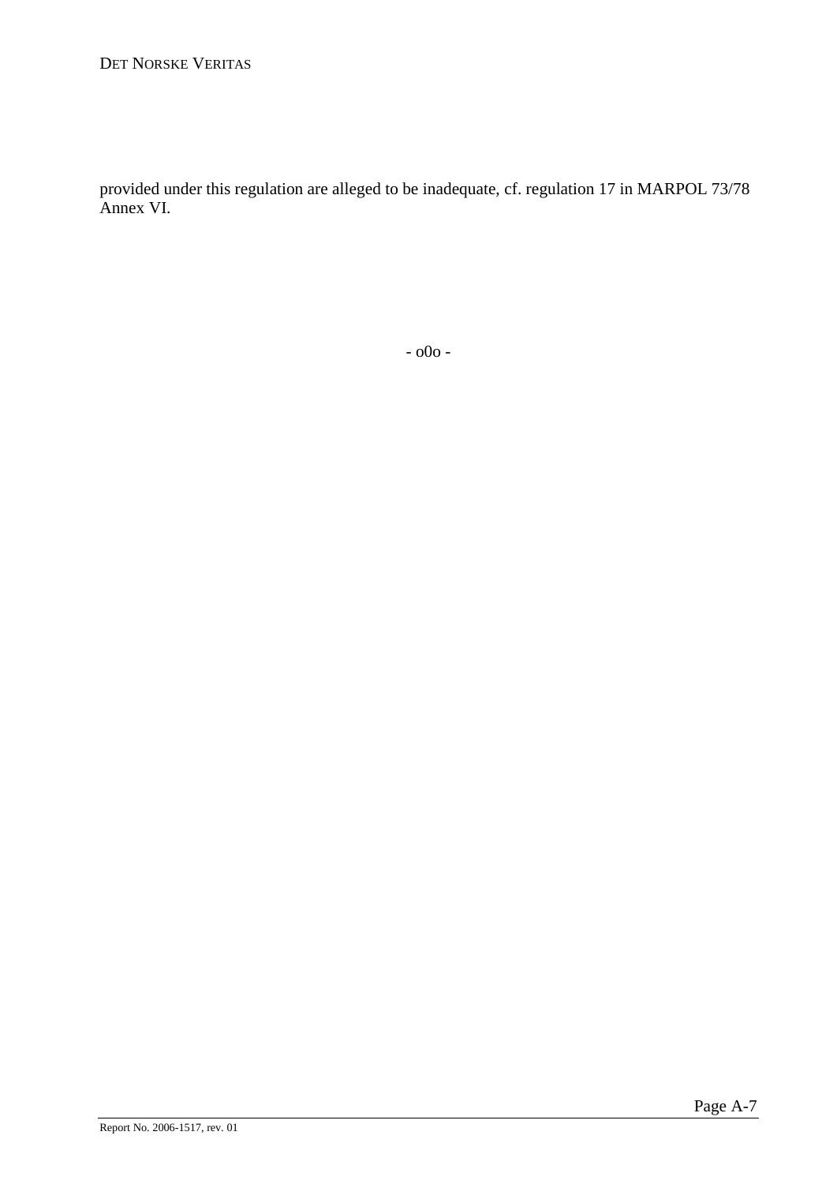provided under this regulation are alleged to be inadequate, cf. regulation 17 in MARPOL 73/78 Annex VI.

- o0o -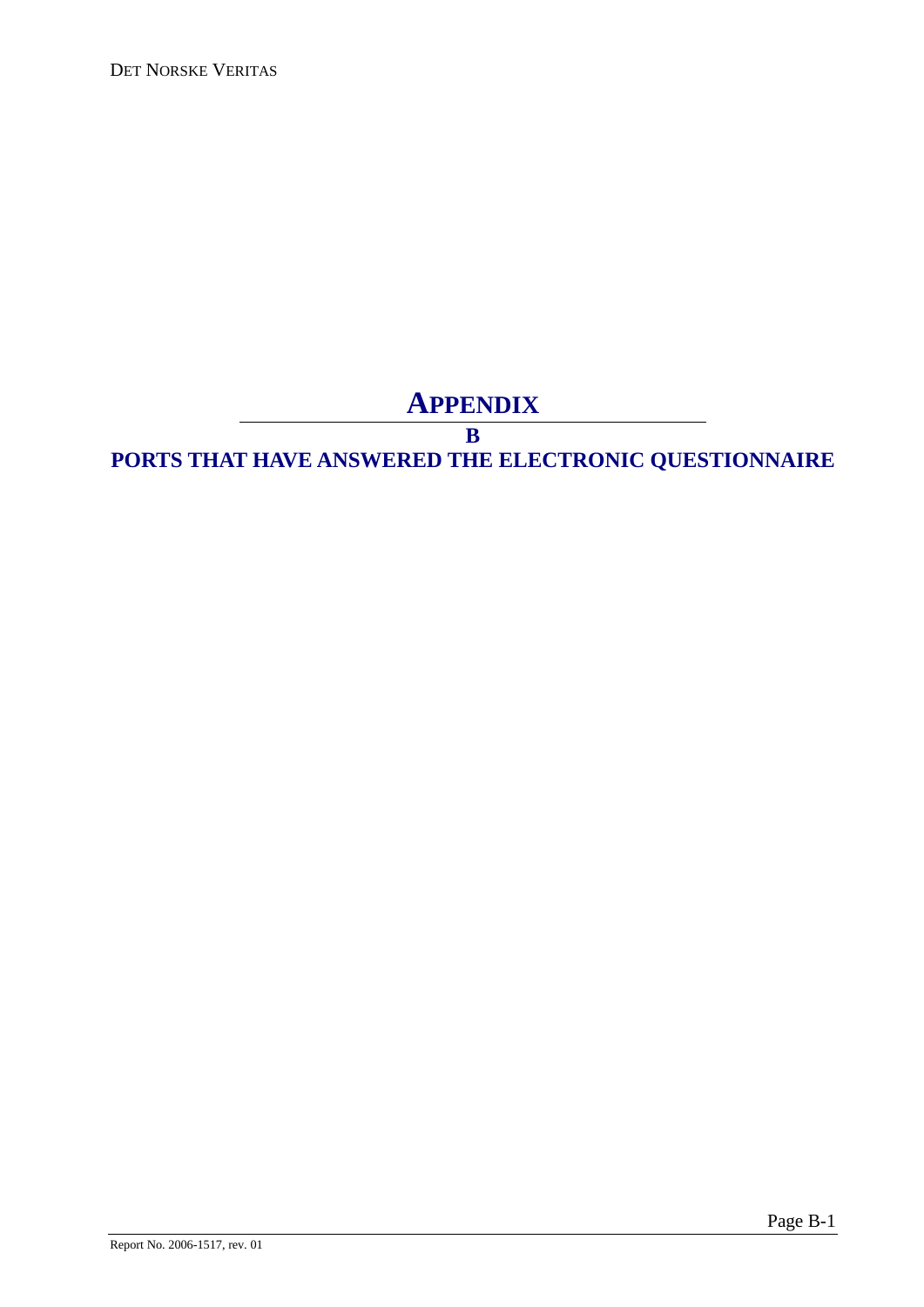# APPENDIX

# B

# PORTS THAT HAVE ANSWERED THE ELECTRONIC QUESTIONNAIRE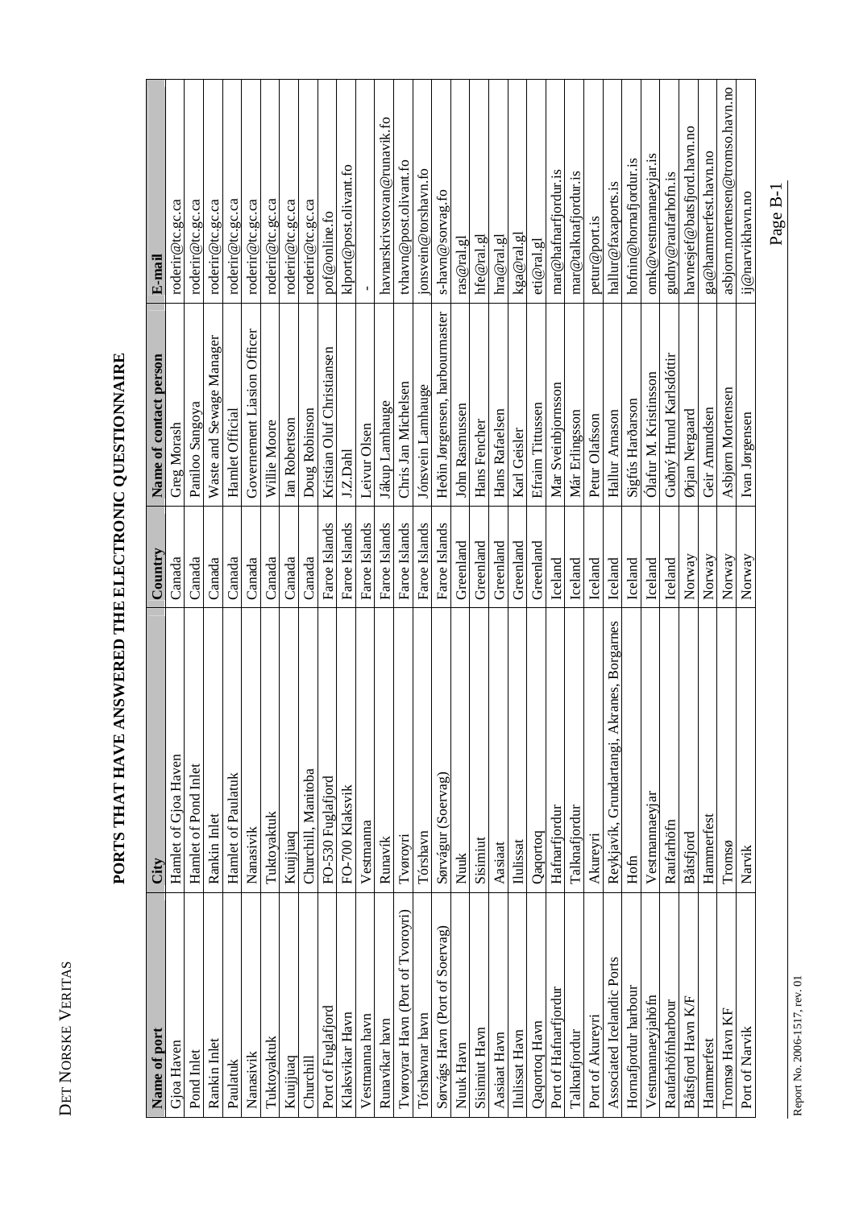# PORTS THAT HAVE ANSWERED THE ELECTRONIC QUESTIONNAIRE

| Name of port | City | Country | Name of contact person | E-mail |
| --- | --- | --- | --- | --- |
| Gjoa Haven | Hamlet of Gjoa Haven | Canada | Greg Morash | roderir@tc.gc.ca |
| Pond Inlet | Hamlet of Pond Inlet | Canada | Paniloo Sangoya | roderir@tc.gc.ca |
| Rankin Inlet | Rankin Inlet | Canada | Waste and Sewage Manager | roderir@tc.gc.ca |
| Paulatuk | Hamlet of Paulatuk | Canada | Hamlet Official | roderir@tc.gc.ca |
| Nanasivik | Nanasivik | Canada | Governement Liasion Officer | roderir@tc.gc.ca |
| Tuktoyaktuk | Tuktoyaktuk | Canada | Willie Moore | roderir@tc.gc.ca |
| Kuujjuaq | Kuujjuaq | Canada | Ian Robertson | roderir@tc.gc.ca |
| Churchill | Churchill, Manitoba | Canada | Doug Robinson | roderir@tc.gc.ca |
| Port of Fuglafjord | FO-530 Fuglafjord | Faroe Islands | Kristian Oluf Christiansen | pof@online.fo |
| Klaksvikar Havn | FO-700 Klaksvik | Faroe Islands | J.Z.Dahl | klport@post.olivant.fo |
| Vestmanna havn | Vestmanna | Faroe Islands | Leivur Olsen | - |
| Runavikar havn | Runavik | Faroe Islands | Jákup Lamhauge | havnarskrivstovan@runavik.fo |
| Tvøroyrar Havn (Port of Tvoroyri) | Tvøroyri | Faroe Islands | Chris Jan Michelsen | tvhavn@post.olivant.fo |
| Tórshavnar havn | Tórshavn | Faroe Islands | Jónsvein Lamhauge | jonsvein@torshavn.fo |
| Sørvágs Havn (Port of Soervag) | Sørvágur (Soervag) | Faroe Islands | Heðin Jørgensen, harbourmaster | s-havn@sorvag.fo |
| Nuuk Havn | Nuuk | Greenland | John Rasmussen | ras@ral.gl |
| Sisimiut Havn | Sisimiut | Greenland | Hans Fencher | hfe@ral.gl |
| Aasiaat Havn | Aasiaat | Greenland | Hans Rafaelsen | hra@ral.gl |
| Ilulissat Havn | Ilulissat | Greenland | Karl Geisler | kga@ral.gl |
| Qaqortoq Havn | Qaqortoq | Greenland | Efraim Tittussen | eti@ral.gl |
| Port of Hafnarfjordur | Hafnarfjordur | Iceland | Mar Sveinbjornsson | mar@hafnarfjordur.is |
| Talknafjordur | Talknafjordur | Iceland | Már Erlingsson | mar@talknafjordur.is |
| Port of Akureyri | Akureyri | Iceland | Petur Olafsson | petur@port.is |
| Associated Icelandic Ports | Reykjavik, Grundartangi, Akranes, Borgarnes | Iceland | Hallur Arnason | hallur@faxaports.is |
| Hornafjordur harbour | Hofn | Iceland | Sigfús Harðarson | hofnin@hornafjordur.is |
| Vestmannaeyjahöfn | Vestmannaeyjar | Iceland | Ólafur M. Kristinsson | omk@vestmannaeyjar.is |
| Raufarhöfnharbour | Raufarhöfn | Iceland | Guðný Hrund Karlsdóttir | gudny@raufarhofn.is |
| Båtsfjord Havn K/F | Båtsfjord | Norway | Ørjan Nergaard | havnesjef@batsfjord.havn.no |
| Hammerfest | Hammerfest | Norway | Geir Amundsen | ga@hammerfest.havn.no |
| Tromsø Havn KF | Tromsø | Norway | Asbjørn Mortensen | asbjorn.mortensen@tromso.havn.no |
| Port of Narvik | Narvik | Norway | Ivan Jørgensen | ij@narvikhavn.no |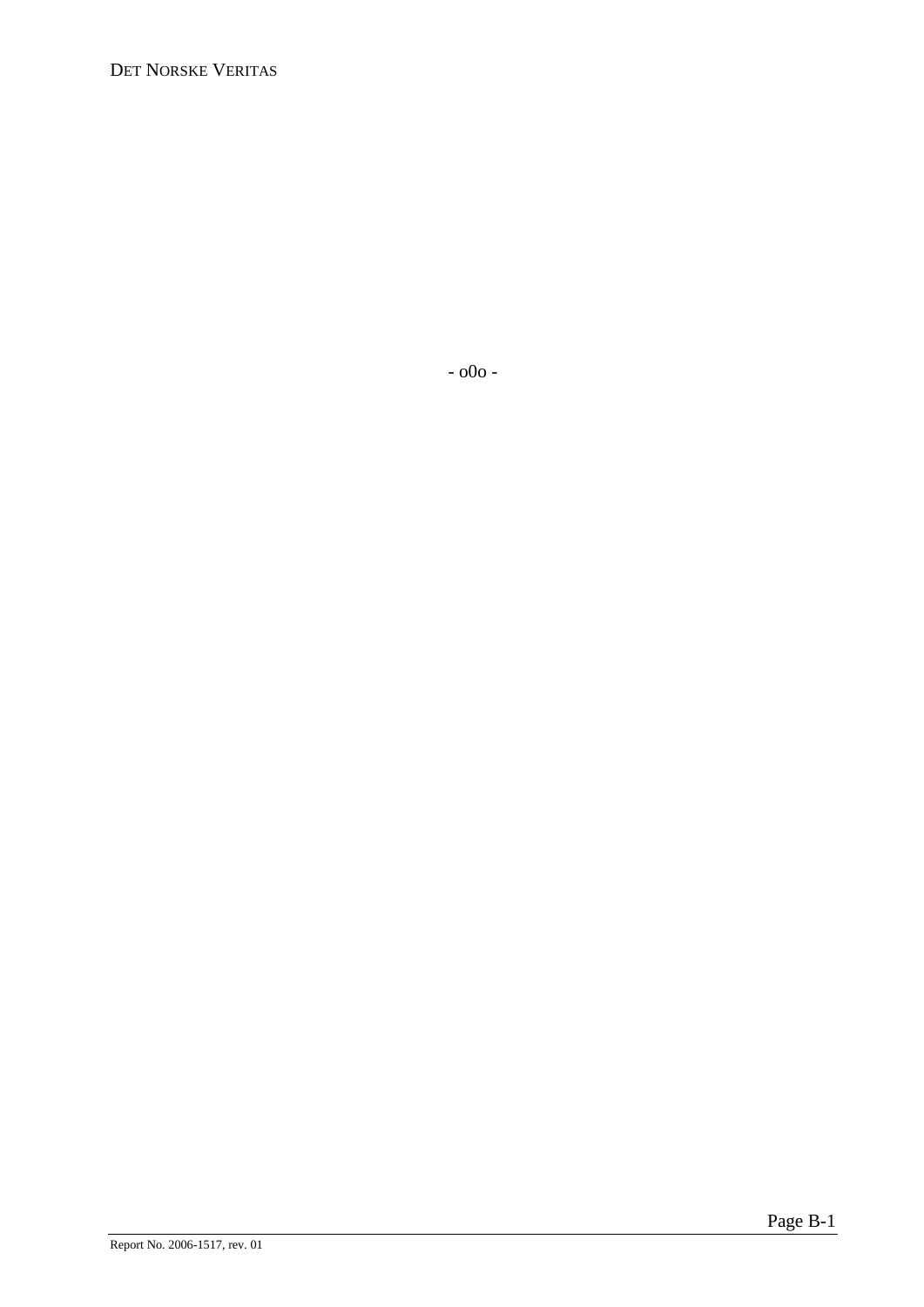- o0o -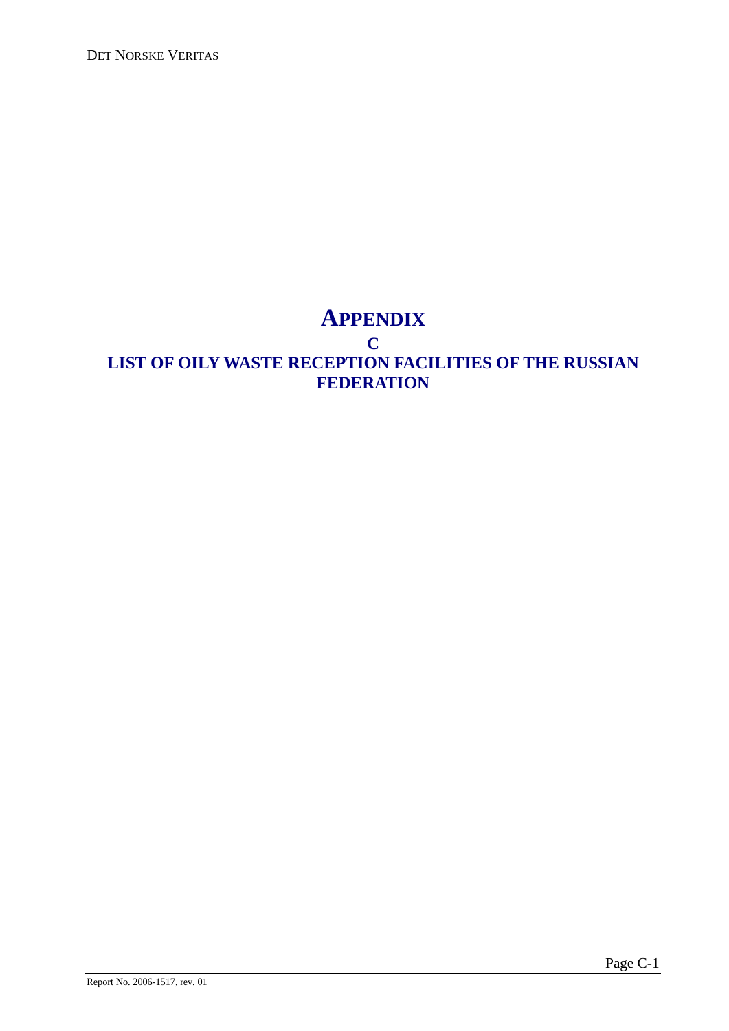# APPENDIX C

## LIST OF OILY WASTE RECEPTION FACILITIES OF THE RUSSIAN FEDERATION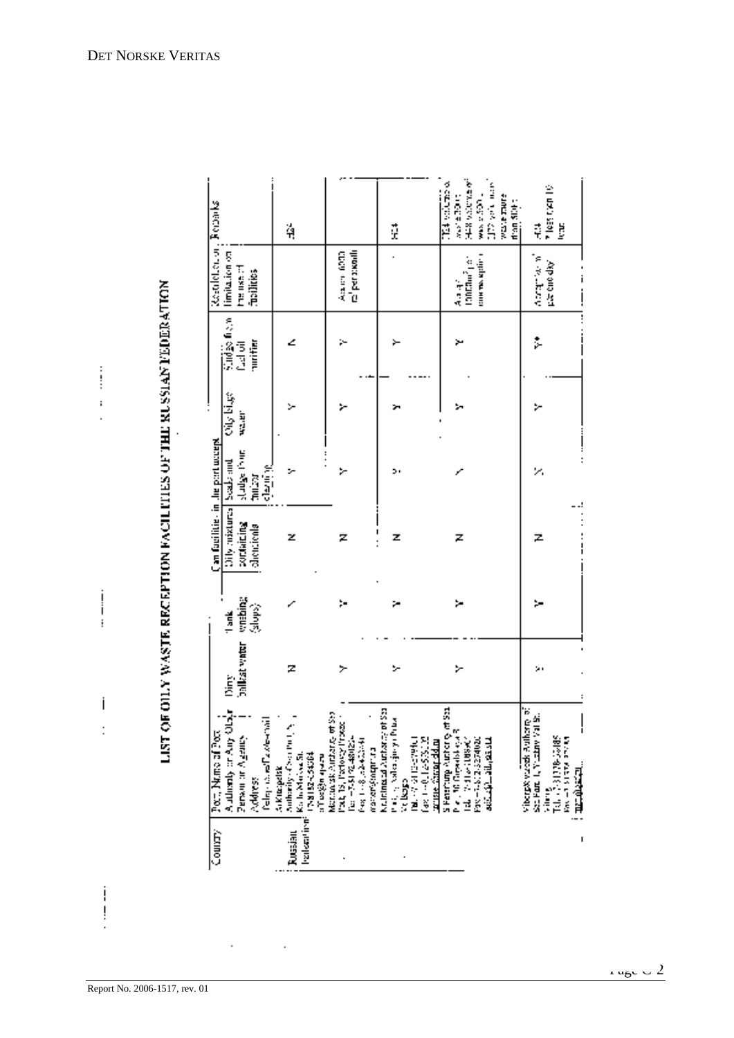# LIST OF OILY WASTE RECEPTION FACILITIES OF THE RUSSIAN FEDERATION

| Country | Port, Name of Port Authority or Any Other Person or Agency Address Telephone/Fax/e-mail | Dirty ballast water | Tank washing (slops) | Oily mixtures containing chemicals | Scale and sludge from tanker cleaning | Oily bilge water | Sludge from fuel oil purifier | Restrictions on limitation on the use of facilities | Remarks |
|---|---|---|---|---|---|---|---|---|---|
| | | Can facilities in the port accept | | | | | | | |
| Russian Federation | Arkhangelsk Authority of Sea Port Arkhangelsk, Karl Marx St. Tel. 8182-24-384 arkhangelsk.ru | N | Y | N | Y | Y | A | | H24 |
| | Murmansk Authority of Sea Port, 19, Portovy Proezd Tel. +7-8152-480124 Fax +7-8152-423-41 master@mapm.ru | Y | Y | N | Y | Y | Y | Approx. 6000 m³ per month | |
| | Kaliningrad Authority of Sea Port, Kaliningrad Port Kaliningrad Tel. +7-0112-579-01 Fax +7-0112-535-22 master@mapkld.ru | Y | Y | N | Y | Y | Y | | H24 |
| | St.Petersburg Authority of Sea Port, Gapsalskaya St. Tel. +7-812-1188-90 Fax +7-812-3274020 adm_spb_all@pasp.ru | Y | Y | N | Y | Y | Y | Approx. 1000 m³ per month | H24 volume of waste 300 t; H48 volume of waste 500 t; 72 with more waste more than 500 t |
| | Vyborg Authority of Sea Port, 1 Vyborg St. Tel. +7-81378-26185 Fax +7-81378-27... ... | Y | Y | N | Y | Y | Y* | Average 1 m³ per one day | H24 * less than 10 tons |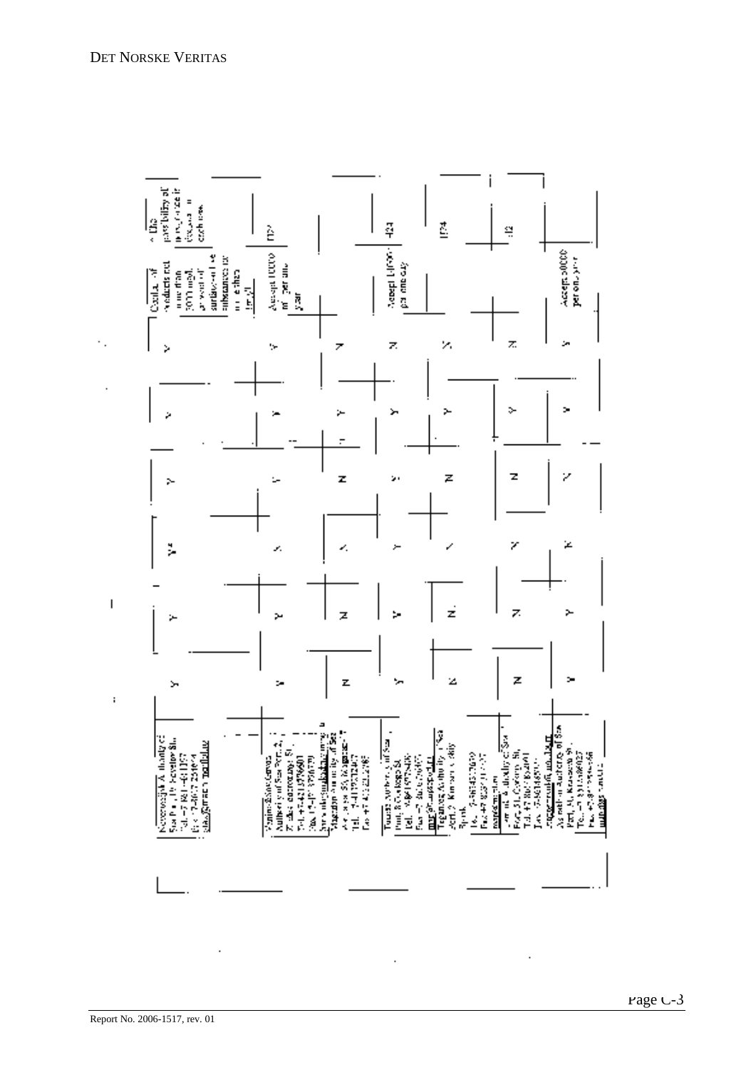| Authority | | | | | | | Conditions | |
|---|---|---|---|---|---|---|---|---|
| | Y | Y | Y* | Y | Y | Y | Conditions: if products not more than 3000 mg/l ... surface-active substances ... | * The possibility of ... discussed in each case. |
| | Y | Y | Y | Y | Y | Y | Accept 1000 m³ per one year | |
| | N | N | Y | N | Y | N | | |
| | Y | Y | Y | Y | Y | N | Accept 1000 ... per one day | |
| | N | N | Y | N | Y | Y | | |
| | N | N | Y | N | Y | N | | |
| | Y | Y | Y | Y | Y | Y | Accept 50000 per one year | |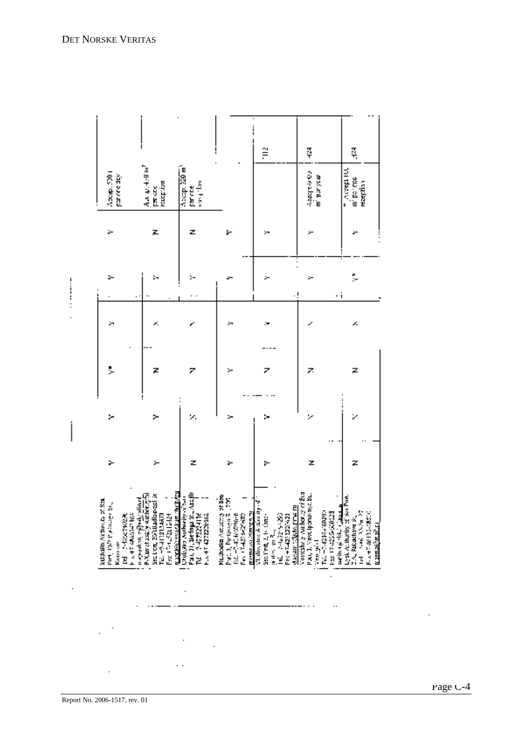| Authority / contact | | | | | | | Capacity | |
|---|---|---|---|---|---|---|---|---|
| Maritime Authority of Sea Port … Tel … Fax … | Y | Y | Y* | Y | Y | Y | Accep. 500 t per one day | |
| … Sea Port … Tel … Fax … | Y | Y | N | Y | Y | N | Accep. 40 m³ per one reception | |
| … Authority of Sea Port … Tel … Fax … | N | N | N | Y | Y | N | Accep. 320 m³ per one reception | |
| Maritime Authority of Sea Port … Tel … Fax … | Y | Y | Y | Y | Y | Y | | |
| Maritime Authority of Sea Port … Tel … Fax … | Y | Y | N | Y | Y | Y | | 112 |
| Maritime Authority of Sea Port … Tel … Fax … | N | Y | N | Y | Y | Y | Accepted 600 m³ per year | 424 |
| … Authority of Sea Port … Tel … Fax … | N | Y | N | Y | Y* | Y | Accept 100 m³ per one reception | 424 |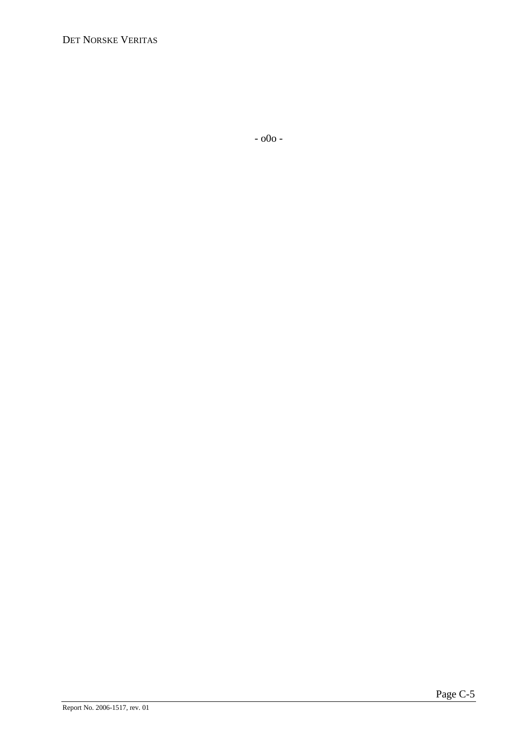- o0o -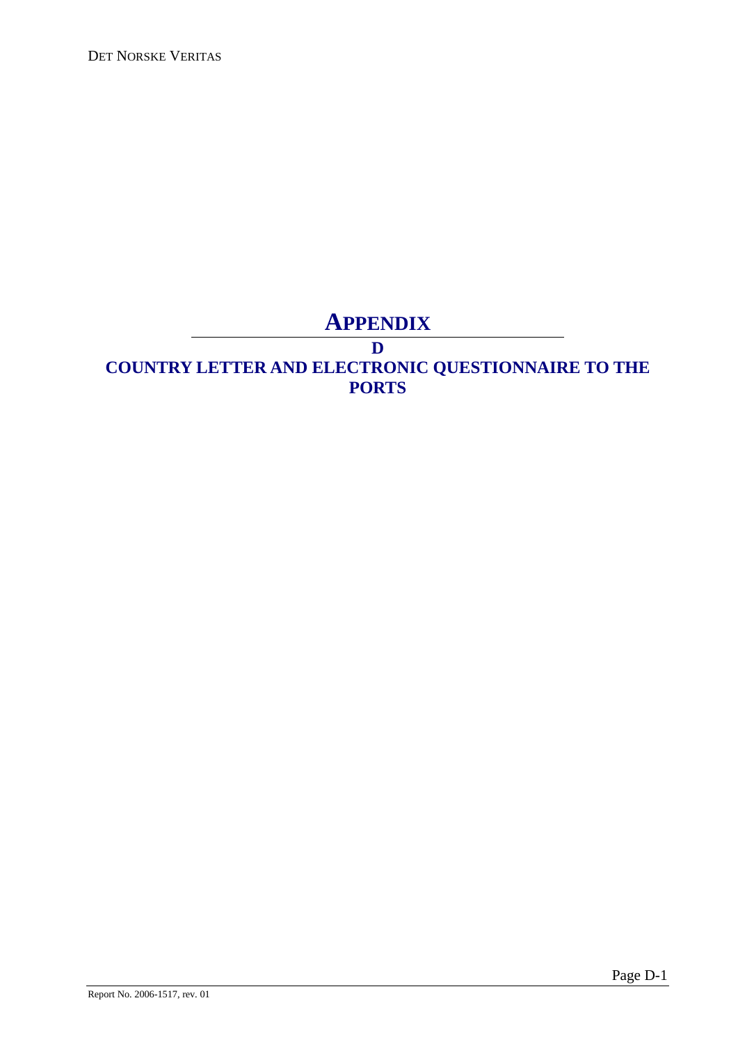# APPENDIX

# D

# COUNTRY LETTER AND ELECTRONIC QUESTIONNAIRE TO THE PORTS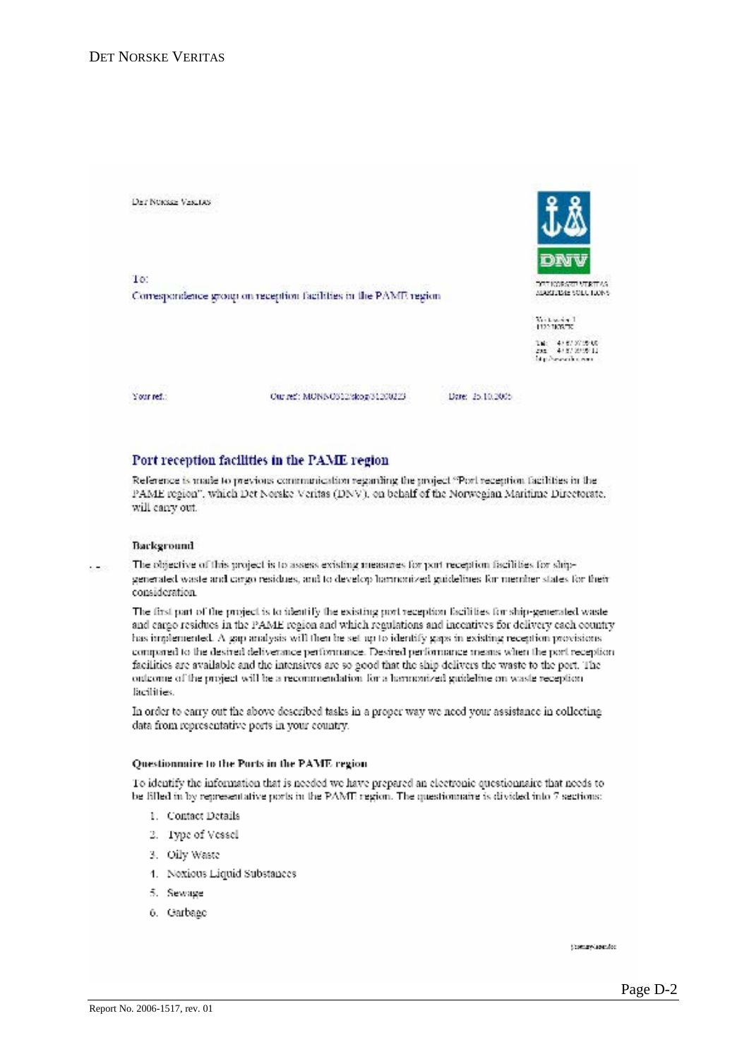Det Norske Veritas

To:
Correspondence group on reception facilities in the PAME region

DET NORSKE VERITAS
MARITIME SOLUTIONS

Veritasveien 1
1322 HØVIK

Tel: +47 67 57 99 00
Fax: +47 67 57 99 11
http://www.dnv.com

Your ref.: | Our ref.: MONNO312/skog/31200223 | Date: 25.10.2005

## Port reception facilities in the PAME region

Reference is made to previous communication regarding the project "Port reception facilities in the PAME region", which Det Norske Veritas (DNV), on behalf of the Norwegian Maritime Directorate, will carry out.

### Background

The objective of this project is to assess existing measures for port reception facilities for ship-generated waste and cargo residues, and to develop harmonized guidelines for member states for their consideration.

The first part of the project is to identify the existing port reception facilities for ship-generated waste and cargo residues in the PAME region and which regulations and incentives for delivery each country has implemented. A gap analysis will then be set up to identify gaps in existing reception provisions compared to the desired deliverance performance. Desired performance means when the port reception facilities are available and the intensives are so good that the ship delivers the waste to the port. The outcome of the project will be a recommendation for a harmonized guideline on waste reception facilities.

In order to carry out the above described tasks in a proper way we need your assistance in collecting data from representative ports in your country.

### Questionnaire to the Ports in the PAME region

To identify the information that is needed we have prepared an electronic questionnaire that needs to be filled in by representative ports in the PAME region. The questionnaire is divided into 7 sections:

1. Contact Details
2. Type of Vessel
3. Oily Waste
4. Noxious Liquid Substances
5. Sewage
6. Garbage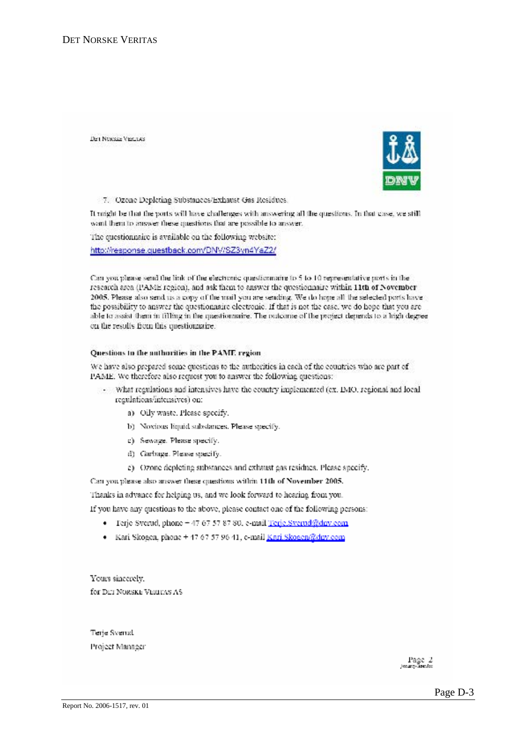7. Ozone Depleting Substances/Exhaust Gas Residues.

It might be that the ports will have challenges with answering all the questions. In that case, we still want them to answer these questions that are possible to answer.

The questionnaire is available on the following website:

http://response.questback.com/DNV/SZ3yn4YaZ2/

Can you please send the link of the electronic questionnaire to 5 to 10 representative ports in the research area (PAME region), and ask them to answer the questionnaire within **11th of November 2005**. Please also send us a copy of the mail you are sending. We do hope all the selected ports have the possibility to answer the questionnaire electronic. If that is not the case, we do hope that you are able to assist them in filling in the questionnaire. The outcome of the project depends to a high degree on the results from this questionnaire.

**Questions to the authorities in the PAME region**

We have also prepared some questions to the authorities in each of the countries who are part of PAME. We therefore also request you to answer the following questions:

- What regulations and intensives have the country implemented (ex. IMO, regional and local regulations/intensives) on:
  a) Oily waste. Please specify.
  b) Noxious liquid substances. Please specify.
  c) Sewage. Please specify.
  d) Garbage. Please specify.
  e) Ozone depleting substances and exhaust gas residues. Please specify.

Can you please also answer these questions within **11th of November 2005.**

Thanks in advance for helping us, and we look forward to hearing from you.

If you have any questions to the above, please contact one of the following persons:

- Terje Sverud, phone – 47 67 57 87 80, e-mail Terje.Sverud@dnv.com
- Kari Skogen, phone + 47 67 57 96 41, e-mail Kari.Skogen@dnv.com

Yours sincerely,
for DET NORSKE VERITAS AS

Terje Sverud
Project Manager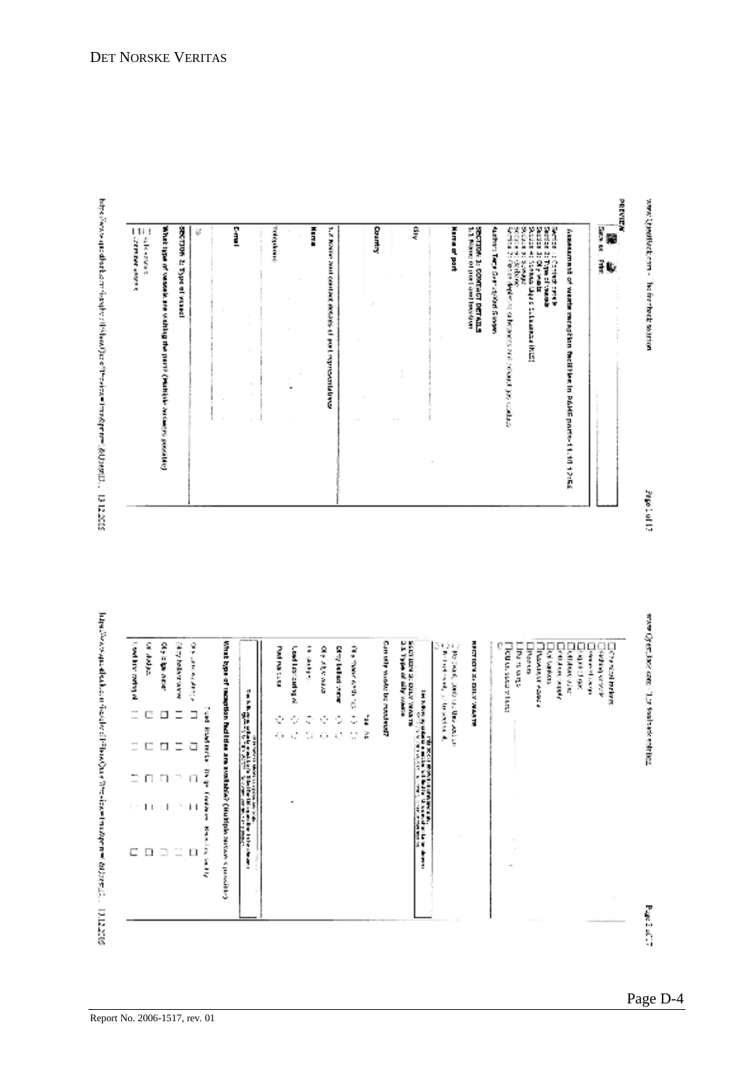PREVIEW

Save as Print

**Assessment of waste reception facilities in PSSA ports 11.10.12.2006**

Section 1: Contact details
Section 2: Type of vessels
Section 3: Oily waste

Author: Tore Gaarder/Ole Stromm

**SECTION 1: CONTACT DETAILS**
1.1 Name of port and location

**Name of port**

City

Country

1.2 Name and contact details of port representative

**Name**

Telephone

E-mail

**SECTION 2: Type of vessel**

What type of vessels are visiting the port? (Multiple answers possible)

**SECTION 3: OILY WASTE**

3.1 Type of oily waste

Can oily waste be received?

What type of reception facilities are available? (Multiple answers possible)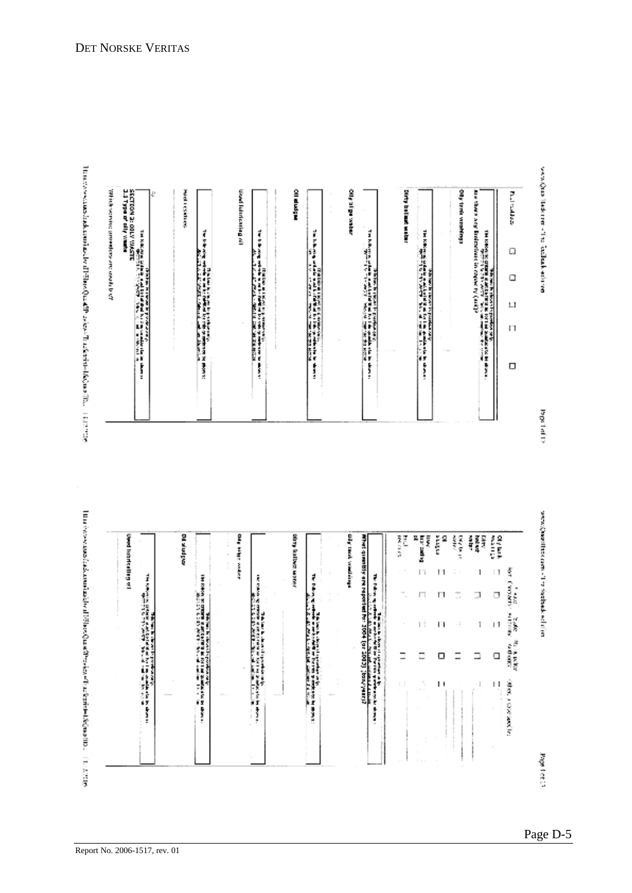Pollutants

Are there any limitations in capacity (...)?

Oily tank washings

Dirty ballast water

Oily bilge water

Oil sludge

Used lubricating oil

Hard residues

**SECTION 2: OILY WASTE**

**2.1 Type of oily waste**

Which service providers are used by you?

---

| | | | | | |
|---|---|---|---|---|---|
| Oily tank washings | ☐ | ☐ | ☐ | ☐ | ☐ |
| Dirty ballast water | ☐ | ☐ | ☐ | ☐ | ☐ |
| Oily bilge water | ☐ | ☐ | ☐ | ☐ | ☐ |
| Oil sludge | ☐ | ☐ | ☐ | ☐ | ☐ |
| Used lubricating oil | ☐ | ☐ | ☐ | ☐ | ☐ |
| Fuel residues | ☐ | ☐ | ☐ | ☐ | ☐ |

**What quantity are reported for 2004 (or 2005) [tons/years]?**

Oily tank washings

Dirty ballast water

Oily bilge water

Oil sludge

Used lubricating oil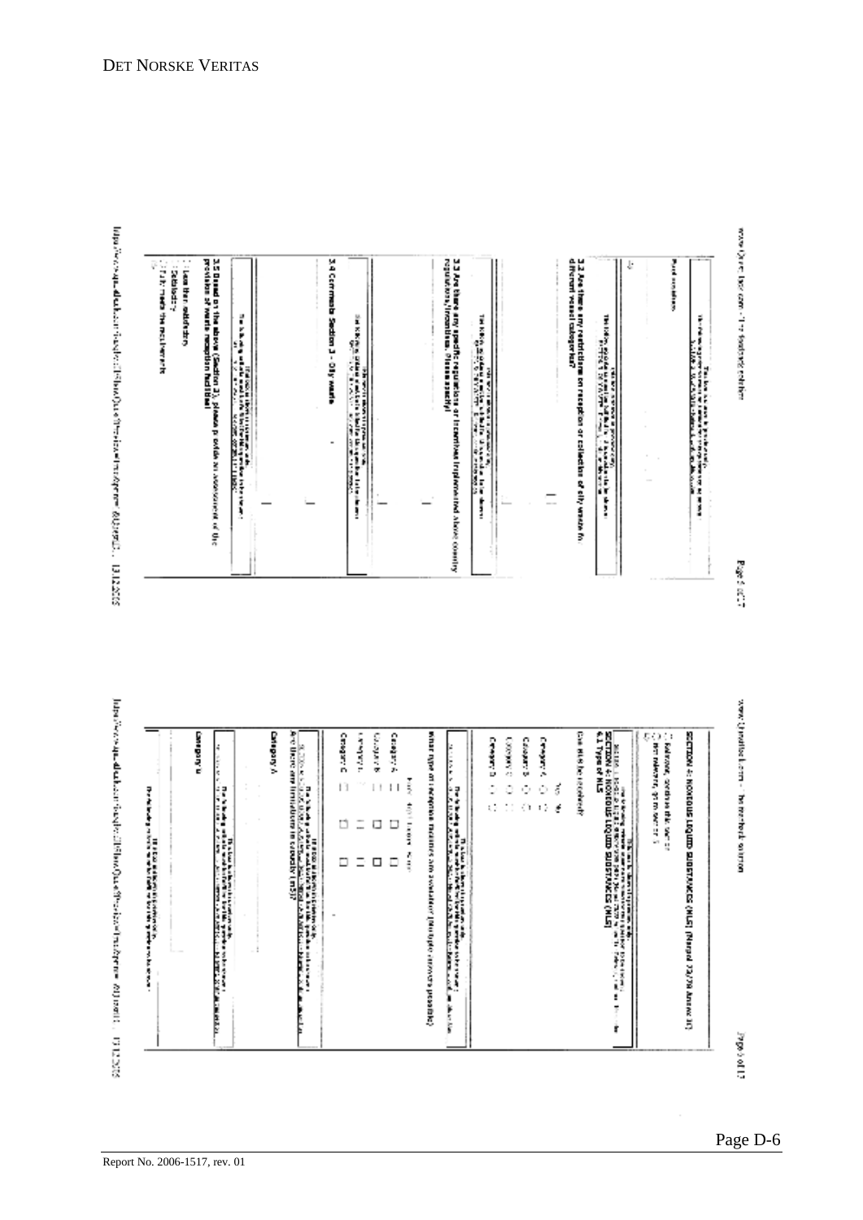Fuel residues

3.2 Are there any restrictions on reception or collection of oily waste from different vessel categories?

3.3 Are there any specific regulations or incentives implemented in your country (regulations/incentives. Please specify)

3.4 Comments Section 3 - Oily waste

3.5 Based on the above (Section 3), please provide an assessment of the provision of waste reception facilities

- Less than satisfactory
- Satisfactory
- Fully meets the requirements

SECTION 4: NOXIOUS LIQUID SUBSTANCES (NLS) (Marpol 73/78 Annex II)

- Relevant, continue this section
- Not relevant, go to section 5

SECTION 4: NOXIOUS LIQUID SUBSTANCES (NLS)

4.1 Type of NLS

Can NLS be received?

| | Yes | No |
|---|---|---|
| Category A | | |
| Category B | | |
| Category C | | |
| Category D | | |

What type of reception facilities are available? (multiple answers possible)

| | Fixed | Mobile | None |
|---|---|---|---|
| Category A | | | |
| Category B | | | |
| Category C | | | |
| Category D | | | |

Are there any limitations in capacity (m3)?

Category A

Category B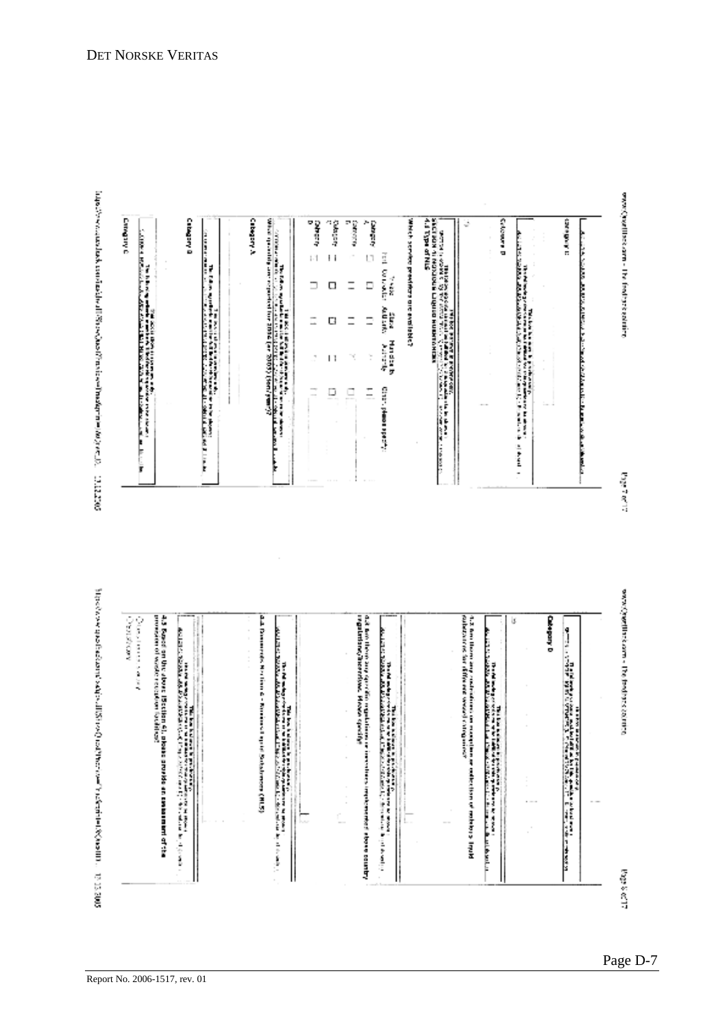4.4 Type of NLS

Which service providers are available?

| | Truck | Barge | Shore | Mobile tank | Other, please specify |
|---|---|---|---|---|---|
| Category X | | | | | |
| Category Y | | | | | |
| Category Z | | | | | |
| Category OS | | | | | |

Category A

Category B

Category C

Category D

4.5 Are there any restrictions or exceptions or reductions of noxious liquid substances for different vessel categories?

4.6 Are there any specific regulations or incentives implemented above country regulations/incentives. Please specify

4.7 Domestic Noxious Liquid Substances (NLS)

4.8 Based on the above (Section 4), please provide an assessment of the provision of waste reception facilities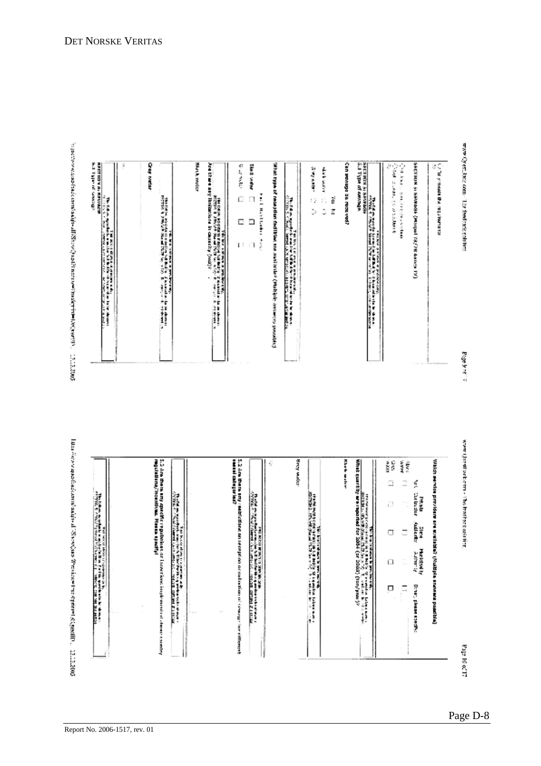www.Questback.com - The feedback solution

5.1 Type of sewage

SECTION 5: SEWAGE (Annex IV of MARPOL)

Can sewage be received?

| | Yes | No |
|---|---|---|
| Black water | | |
| Grey water | | |

What type of reception facilities are available? (Multiple answers possible)

| | Fixed | Mobile | Barge |
|---|---|---|---|
| Black water | | | |
| Grey water | | | |

Are there any limitations in capacity (m3/day)?

Black water

Grey water

Which service providers are available? (Multiple answers possible)

| | Port Authorities | Private contractor | Ship's agents | Municipality | Other, please specify |
|---|---|---|---|---|---|
| Black water | | | | | |
| Grey water | | | | | |

What quantity are reported for 2004 (or 2005) (m3/year)?

Black water

Grey water

5.2 Are there any restrictions on reception or collection of sewage for different vessel categories?

5.3 Are there any specific regulations or incentives implemented in your country regarding sewage? Please specify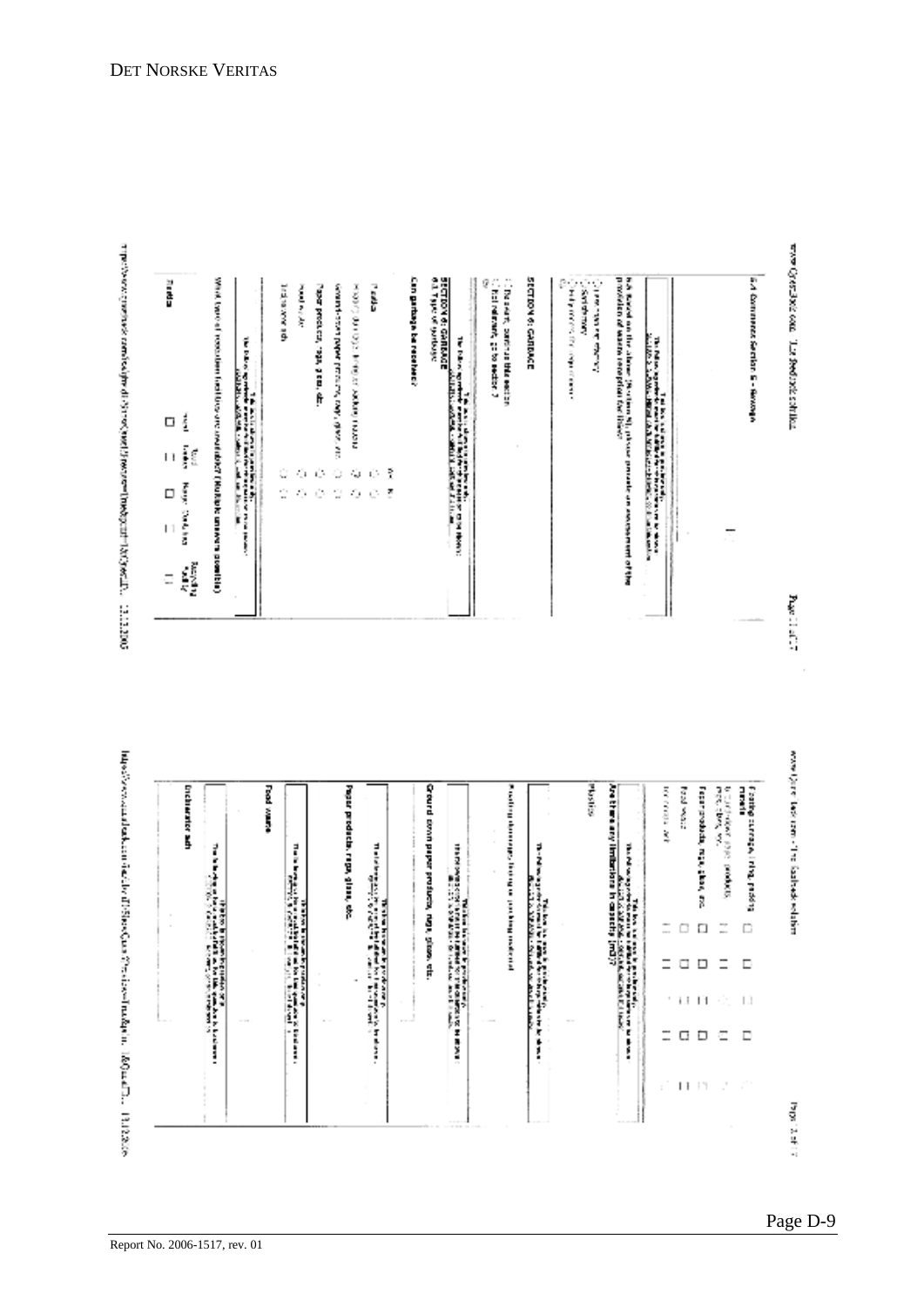5.4 Comments Section 5 - Sewage

5.5 Based on the above (Sections 5), please provide an assessment of the provision of sewage reception facilities

SECTION 6: GARBAGE

6.1 Type of garbage

Can garbage be received?

| | Yes | No |
|---|---|---|
| Plastics | | |
| Floating dunnage, lining, packing materials | | |
| Ground-down paper products, rags, glass, etc. | | |
| Paper products, rags, glass, etc. | | |
| Food waste | | |
| Incinerator ash | | |

What type of reception facilities are available? (Multiple answers possible)

| | Fixed | Barge | Truck | Recycling |
|---|---|---|---|---|
| Plastics | | | | |
| Floating dunnage, lining, packing materials | | | | |
| Ground-down paper products, rags, glass, etc. | | | | |
| Paper products, rags, glass, etc. | | | | |
| Food waste | | | | |
| Incinerator ash | | | | |

Are there any limitations in capacity (m3)?

Plastics

Floating dunnage, lining, packing material

Ground down paper products, rags, glass, etc.

Paper products, rags, glass, etc.

Food waste

Incinerator ash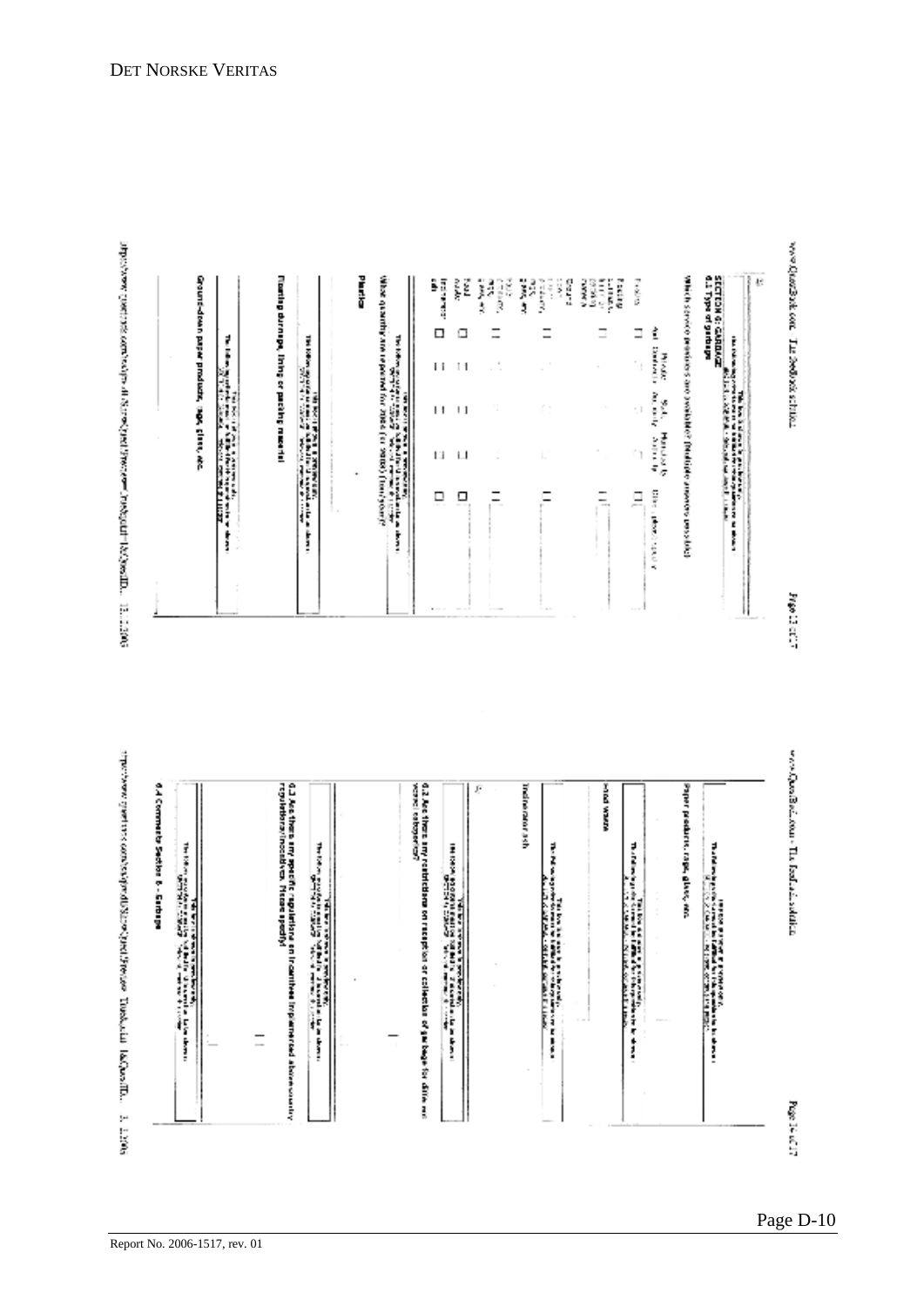SECTION 6 - GARBAGE

6.1 Type of garbage

Which service providers are available? (Multiple answers possible)

| | Port authority | Private company | Sub-contractor | Municipality | Other, please specify |
| --- | --- | --- | --- | --- | --- |
| Plastics | | | | | |
| Floating dunnage, lining, or packing material | | | | | |
| Ground-down paper products, rags, glass, etc. | | | | | |
| Paper products, rags, glass, etc. | | | | | |
| Food waste | | | | | |
| Incinerator ash | | | | | |

What quantity was reported for 2004 (or 2003) (tons/year)?

Plastics

Floating dunnage, lining or packing material

Ground-down paper products, rags, glass, etc.

Paper products, rags, glass, etc.

Food waste

Incinerator ash

6.2 Are there any restrictions on reception or collection of garbage for different waste categories?

6.3 Are there any specific regulations on incentives implemented above country regulations/incentives. Please specify!

6.4 Comments Section 6 - Garbage

Report No. 2006-1517, rev. 01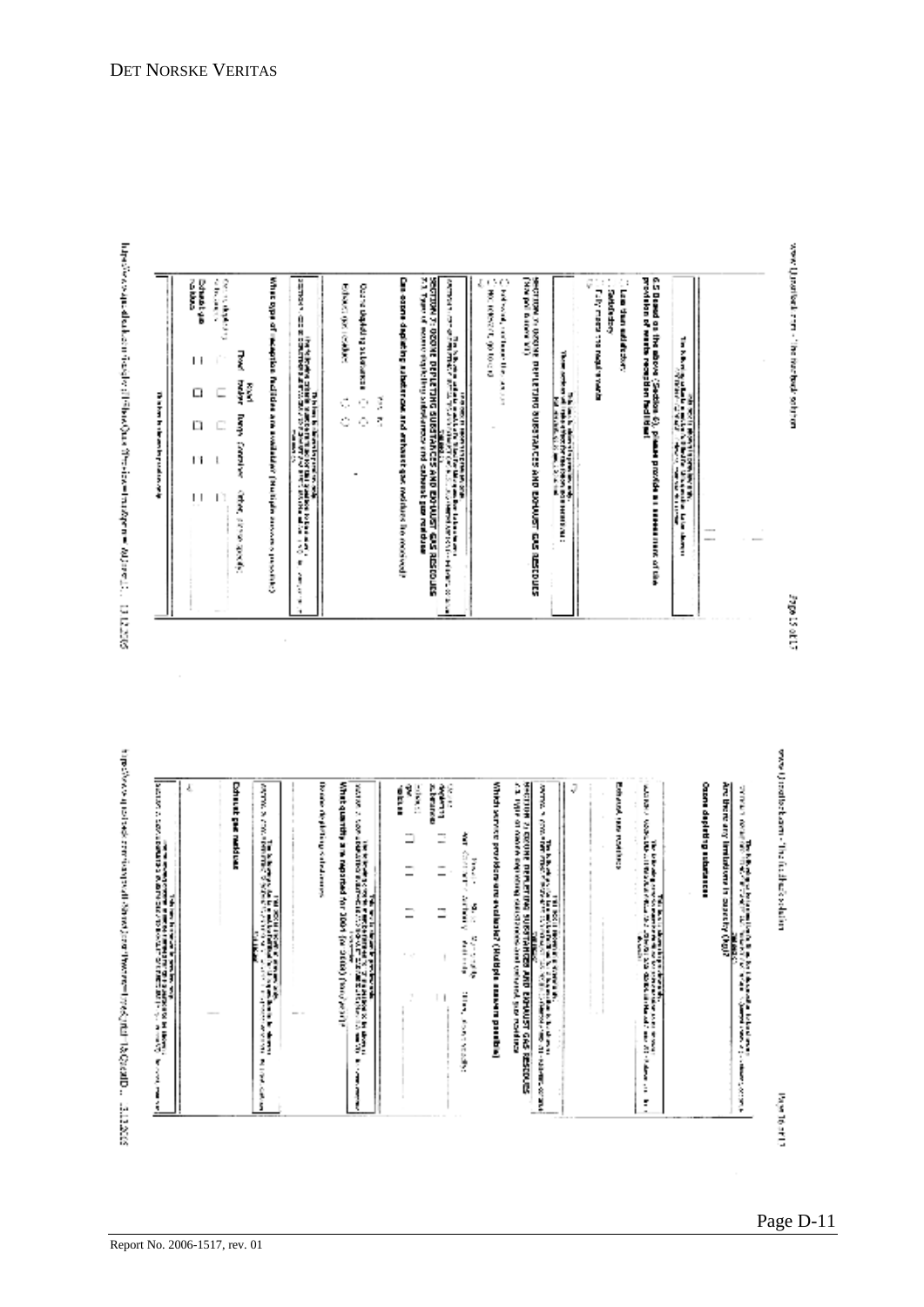**6.5 Based on the above (Section 6), please provide an assessment of the provision of waste reception facilities:**

- Less than satisfactory
- Satisfactory
- Fully meets the requirements

**SECTION 7: OZONE DEPLETING SUBSTANCES AND EXHAUST GAS RESIDUES**

**SECTION 7: OZONE DEPLETING SUBSTANCES AND EXHAUST GAS RESIDUES**

7.1 Type of ozone depleting substances and exhaust gas residues

**Can ozone depleting substances and exhaust gas residues be received?**

| | Yes | No |
|---|---|---|
| Ozone depleting substances | | |
| Exhaust gas residues | | |

**What type of reception facilities are available? (Multiple answers possible)**

| | Fixed | Road tanker | Barge | Container | Other (please specify) |
|---|---|---|---|---|---|
| Ozone depleting substances | | | | | |
| Exhaust gas residues | | | | | |

**Ozone depleting substances**

Are there any limitations in quantity (kg)?

Exhaust gas residues

**SECTION 7: OZONE DEPLETING SUBSTANCES AND EXHAUST GAS RESIDUES**

7.2 Type of ozone depleting substances and exhaust gas residues

**Which service providers are available? (Multiple answers possible)**

| | Port Authority | Port Authority | Ship Agency | Waste Authority | Other (please specify) |
|---|---|---|---|---|---|
| Ozone depleting substances | | | | | |
| Exhaust gas residues | | | | | |

**What quantity are reported for 2004 (or 2005) (tons per year)?**

Ozone depleting substances

**Exhaust gas residues**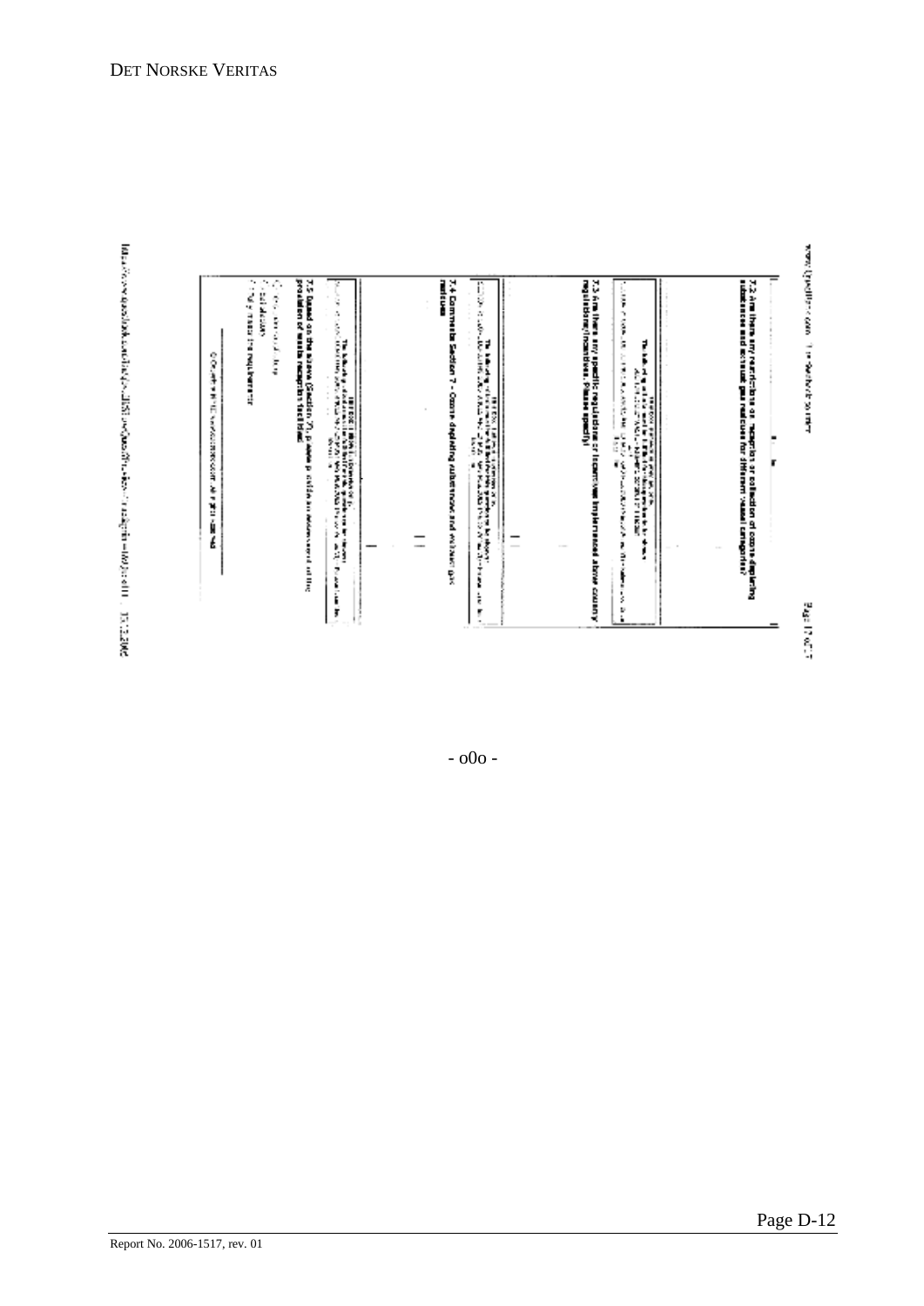7.2 Are there any restrictions on reception or collection of ozone depleting substances and exhaust gas residues for different vessel categories?

7.3 Are there any specific regulations or incentives implemented above country regulations/incentives. Please specify

7.4 Comments Section 7 - Ozone depleting substances and exhaust gas residues

7.5 Based on the above (Section 7), please provide an assessment of the provision of waste reception facilities

- o0o -